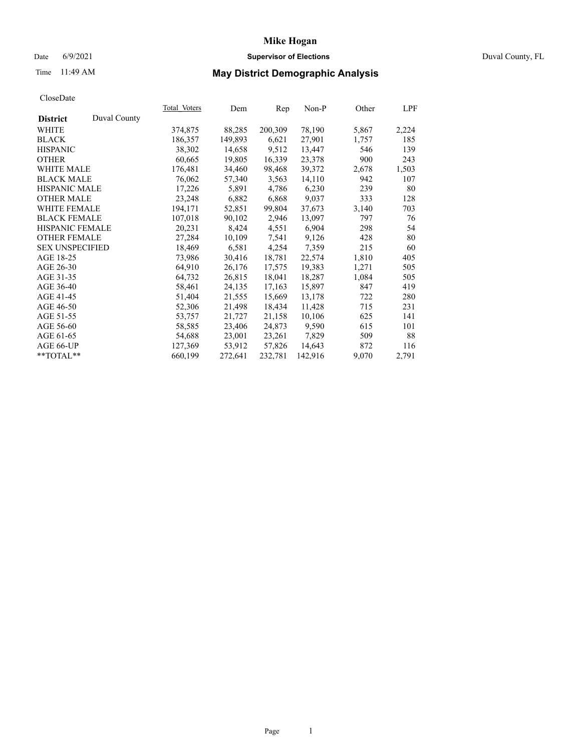# Mike Hogan

Date 6/9/2021 **Supervisor of Elections** Duval County, FL

Time 11:49 AM **May District Demographic Analysis**

CloseDate

| **District** Duval County | Total_Voters | Dem | Rep | Non-P | Other | LPF |
|---|---|---|---|---|---|---|
| WHITE | 374,875 | 88,285 | 200,309 | 78,190 | 5,867 | 2,224 |
| BLACK | 186,357 | 149,893 | 6,621 | 27,901 | 1,757 | 185 |
| HISPANIC | 38,302 | 14,658 | 9,512 | 13,447 | 546 | 139 |
| OTHER | 60,665 | 19,805 | 16,339 | 23,378 | 900 | 243 |
| WHITE MALE | 176,481 | 34,460 | 98,468 | 39,372 | 2,678 | 1,503 |
| BLACK MALE | 76,062 | 57,340 | 3,563 | 14,110 | 942 | 107 |
| HISPANIC MALE | 17,226 | 5,891 | 4,786 | 6,230 | 239 | 80 |
| OTHER MALE | 23,248 | 6,882 | 6,868 | 9,037 | 333 | 128 |
| WHITE FEMALE | 194,171 | 52,851 | 99,804 | 37,673 | 3,140 | 703 |
| BLACK FEMALE | 107,018 | 90,102 | 2,946 | 13,097 | 797 | 76 |
| HISPANIC FEMALE | 20,231 | 8,424 | 4,551 | 6,904 | 298 | 54 |
| OTHER FEMALE | 27,284 | 10,109 | 7,541 | 9,126 | 428 | 80 |
| SEX UNSPECIFIED | 18,469 | 6,581 | 4,254 | 7,359 | 215 | 60 |
| AGE 18-25 | 73,986 | 30,416 | 18,781 | 22,574 | 1,810 | 405 |
| AGE 26-30 | 64,910 | 26,176 | 17,575 | 19,383 | 1,271 | 505 |
| AGE 31-35 | 64,732 | 26,815 | 18,041 | 18,287 | 1,084 | 505 |
| AGE 36-40 | 58,461 | 24,135 | 17,163 | 15,897 | 847 | 419 |
| AGE 41-45 | 51,404 | 21,555 | 15,669 | 13,178 | 722 | 280 |
| AGE 46-50 | 52,306 | 21,498 | 18,434 | 11,428 | 715 | 231 |
| AGE 51-55 | 53,757 | 21,727 | 21,158 | 10,106 | 625 | 141 |
| AGE 56-60 | 58,585 | 23,406 | 24,873 | 9,590 | 615 | 101 |
| AGE 61-65 | 54,688 | 23,001 | 23,261 | 7,829 | 509 | 88 |
| AGE 66-UP | 127,369 | 53,912 | 57,826 | 14,643 | 872 | 116 |
| **TOTAL** | 660,199 | 272,641 | 232,781 | 142,916 | 9,070 | 2,791 |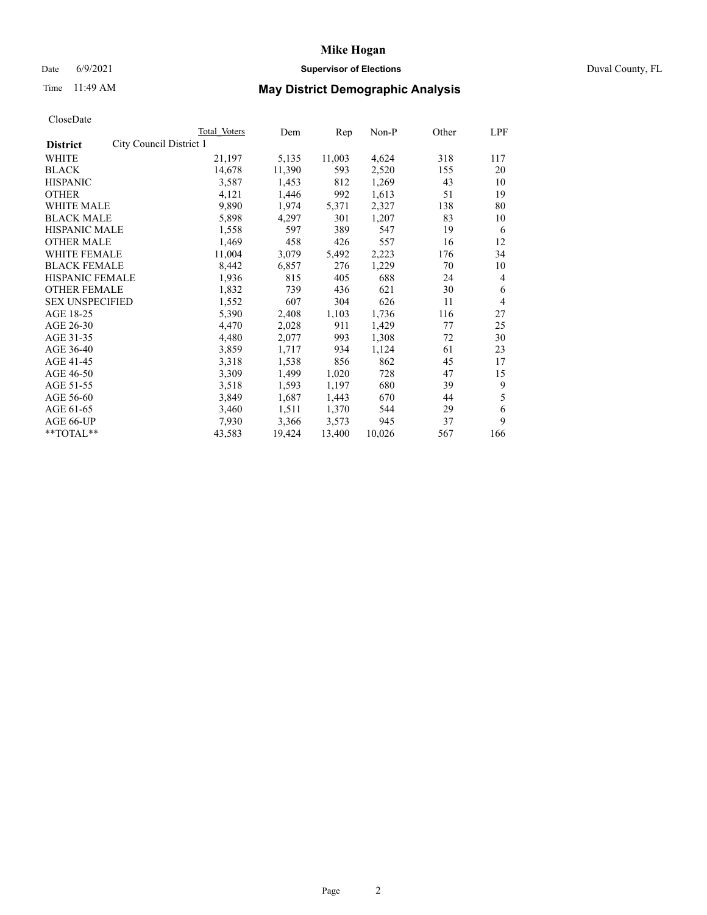# Mike Hogan

Date 6/9/2021 **Supervisor of Elections** Duval County, FL

Time 11:49 AM **May District Demographic Analysis**

CloseDate

| **District** | City Council District 1 | Total Voters | Dem | Rep | Non-P | Other | LPF |
|---|---|---|---|---|---|---|---|
| WHITE | | 21,197 | 5,135 | 11,003 | 4,624 | 318 | 117 |
| BLACK | | 14,678 | 11,390 | 593 | 2,520 | 155 | 20 |
| HISPANIC | | 3,587 | 1,453 | 812 | 1,269 | 43 | 10 |
| OTHER | | 4,121 | 1,446 | 992 | 1,613 | 51 | 19 |
| WHITE MALE | | 9,890 | 1,974 | 5,371 | 2,327 | 138 | 80 |
| BLACK MALE | | 5,898 | 4,297 | 301 | 1,207 | 83 | 10 |
| HISPANIC MALE | | 1,558 | 597 | 389 | 547 | 19 | 6 |
| OTHER MALE | | 1,469 | 458 | 426 | 557 | 16 | 12 |
| WHITE FEMALE | | 11,004 | 3,079 | 5,492 | 2,223 | 176 | 34 |
| BLACK FEMALE | | 8,442 | 6,857 | 276 | 1,229 | 70 | 10 |
| HISPANIC FEMALE | | 1,936 | 815 | 405 | 688 | 24 | 4 |
| OTHER FEMALE | | 1,832 | 739 | 436 | 621 | 30 | 6 |
| SEX UNSPECIFIED | | 1,552 | 607 | 304 | 626 | 11 | 4 |
| AGE 18-25 | | 5,390 | 2,408 | 1,103 | 1,736 | 116 | 27 |
| AGE 26-30 | | 4,470 | 2,028 | 911 | 1,429 | 77 | 25 |
| AGE 31-35 | | 4,480 | 2,077 | 993 | 1,308 | 72 | 30 |
| AGE 36-40 | | 3,859 | 1,717 | 934 | 1,124 | 61 | 23 |
| AGE 41-45 | | 3,318 | 1,538 | 856 | 862 | 45 | 17 |
| AGE 46-50 | | 3,309 | 1,499 | 1,020 | 728 | 47 | 15 |
| AGE 51-55 | | 3,518 | 1,593 | 1,197 | 680 | 39 | 9 |
| AGE 56-60 | | 3,849 | 1,687 | 1,443 | 670 | 44 | 5 |
| AGE 61-65 | | 3,460 | 1,511 | 1,370 | 544 | 29 | 6 |
| AGE 66-UP | | 7,930 | 3,366 | 3,573 | 945 | 37 | 9 |
| **TOTAL** | | 43,583 | 19,424 | 13,400 | 10,026 | 567 | 166 |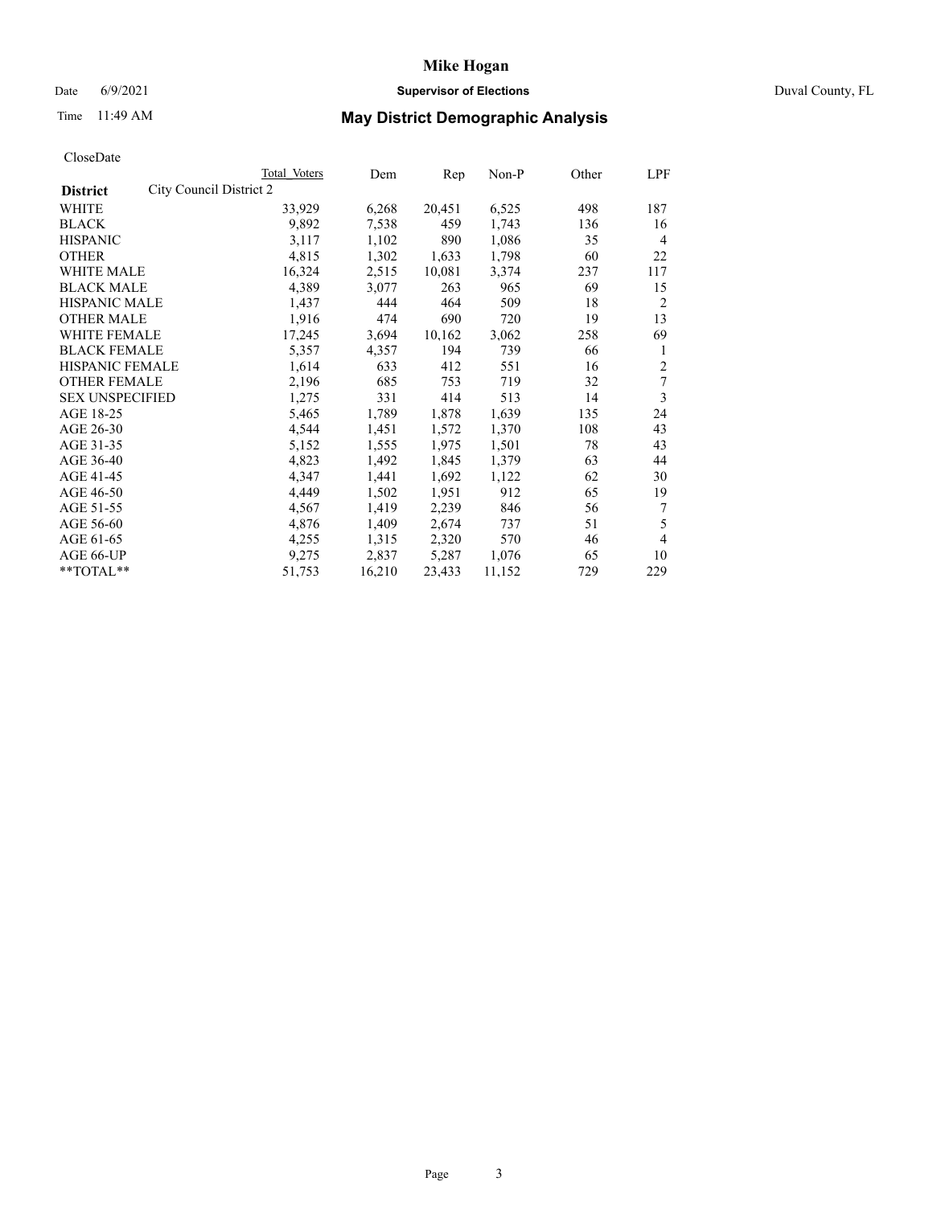CloseDate

| District | City Council District 2 | Total Voters | Dem | Rep | Non-P | Other | LPF |
|---|---|---|---|---|---|---|---|
| WHITE | | 33,929 | 6,268 | 20,451 | 6,525 | 498 | 187 |
| BLACK | | 9,892 | 7,538 | 459 | 1,743 | 136 | 16 |
| HISPANIC | | 3,117 | 1,102 | 890 | 1,086 | 35 | 4 |
| OTHER | | 4,815 | 1,302 | 1,633 | 1,798 | 60 | 22 |
| WHITE MALE | | 16,324 | 2,515 | 10,081 | 3,374 | 237 | 117 |
| BLACK MALE | | 4,389 | 3,077 | 263 | 965 | 69 | 15 |
| HISPANIC MALE | | 1,437 | 444 | 464 | 509 | 18 | 2 |
| OTHER MALE | | 1,916 | 474 | 690 | 720 | 19 | 13 |
| WHITE FEMALE | | 17,245 | 3,694 | 10,162 | 3,062 | 258 | 69 |
| BLACK FEMALE | | 5,357 | 4,357 | 194 | 739 | 66 | 1 |
| HISPANIC FEMALE | | 1,614 | 633 | 412 | 551 | 16 | 2 |
| OTHER FEMALE | | 2,196 | 685 | 753 | 719 | 32 | 7 |
| SEX UNSPECIFIED | | 1,275 | 331 | 414 | 513 | 14 | 3 |
| AGE 18-25 | | 5,465 | 1,789 | 1,878 | 1,639 | 135 | 24 |
| AGE 26-30 | | 4,544 | 1,451 | 1,572 | 1,370 | 108 | 43 |
| AGE 31-35 | | 5,152 | 1,555 | 1,975 | 1,501 | 78 | 43 |
| AGE 36-40 | | 4,823 | 1,492 | 1,845 | 1,379 | 63 | 44 |
| AGE 41-45 | | 4,347 | 1,441 | 1,692 | 1,122 | 62 | 30 |
| AGE 46-50 | | 4,449 | 1,502 | 1,951 | 912 | 65 | 19 |
| AGE 51-55 | | 4,567 | 1,419 | 2,239 | 846 | 56 | 7 |
| AGE 56-60 | | 4,876 | 1,409 | 2,674 | 737 | 51 | 5 |
| AGE 61-65 | | 4,255 | 1,315 | 2,320 | 570 | 46 | 4 |
| AGE 66-UP | | 9,275 | 2,837 | 5,287 | 1,076 | 65 | 10 |
| **TOTAL** | | 51,753 | 16,210 | 23,433 | 11,152 | 729 | 229 |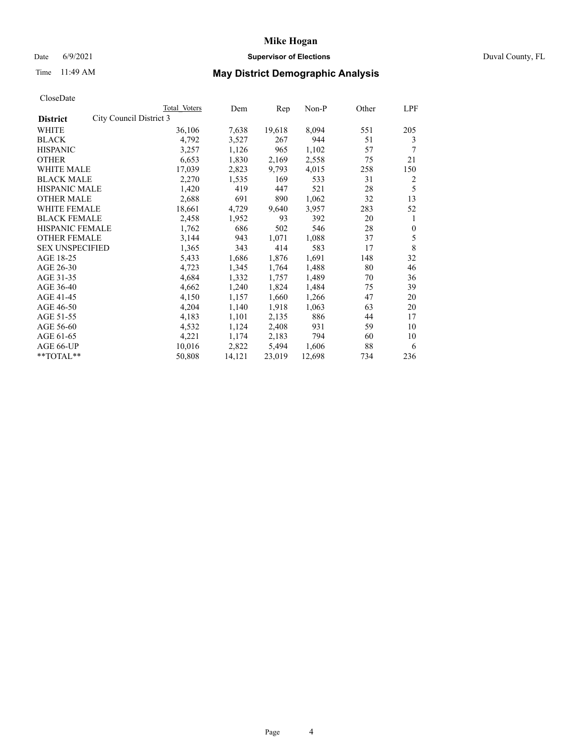# Mike Hogan

Date 6/9/2021 **Supervisor of Elections** Duval County, FL

Time 11:49 AM **May District Demographic Analysis**

CloseDate

| **District** City Council District 3 | Total Voters | Dem | Rep | Non-P | Other | LPF |
|---|---|---|---|---|---|---|
| WHITE | 36,106 | 7,638 | 19,618 | 8,094 | 551 | 205 |
| BLACK | 4,792 | 3,527 | 267 | 944 | 51 | 3 |
| HISPANIC | 3,257 | 1,126 | 965 | 1,102 | 57 | 7 |
| OTHER | 6,653 | 1,830 | 2,169 | 2,558 | 75 | 21 |
| WHITE MALE | 17,039 | 2,823 | 9,793 | 4,015 | 258 | 150 |
| BLACK MALE | 2,270 | 1,535 | 169 | 533 | 31 | 2 |
| HISPANIC MALE | 1,420 | 419 | 447 | 521 | 28 | 5 |
| OTHER MALE | 2,688 | 691 | 890 | 1,062 | 32 | 13 |
| WHITE FEMALE | 18,661 | 4,729 | 9,640 | 3,957 | 283 | 52 |
| BLACK FEMALE | 2,458 | 1,952 | 93 | 392 | 20 | 1 |
| HISPANIC FEMALE | 1,762 | 686 | 502 | 546 | 28 | 0 |
| OTHER FEMALE | 3,144 | 943 | 1,071 | 1,088 | 37 | 5 |
| SEX UNSPECIFIED | 1,365 | 343 | 414 | 583 | 17 | 8 |
| AGE 18-25 | 5,433 | 1,686 | 1,876 | 1,691 | 148 | 32 |
| AGE 26-30 | 4,723 | 1,345 | 1,764 | 1,488 | 80 | 46 |
| AGE 31-35 | 4,684 | 1,332 | 1,757 | 1,489 | 70 | 36 |
| AGE 36-40 | 4,662 | 1,240 | 1,824 | 1,484 | 75 | 39 |
| AGE 41-45 | 4,150 | 1,157 | 1,660 | 1,266 | 47 | 20 |
| AGE 46-50 | 4,204 | 1,140 | 1,918 | 1,063 | 63 | 20 |
| AGE 51-55 | 4,183 | 1,101 | 2,135 | 886 | 44 | 17 |
| AGE 56-60 | 4,532 | 1,124 | 2,408 | 931 | 59 | 10 |
| AGE 61-65 | 4,221 | 1,174 | 2,183 | 794 | 60 | 10 |
| AGE 66-UP | 10,016 | 2,822 | 5,494 | 1,606 | 88 | 6 |
| **TOTAL** | 50,808 | 14,121 | 23,019 | 12,698 | 734 | 236 |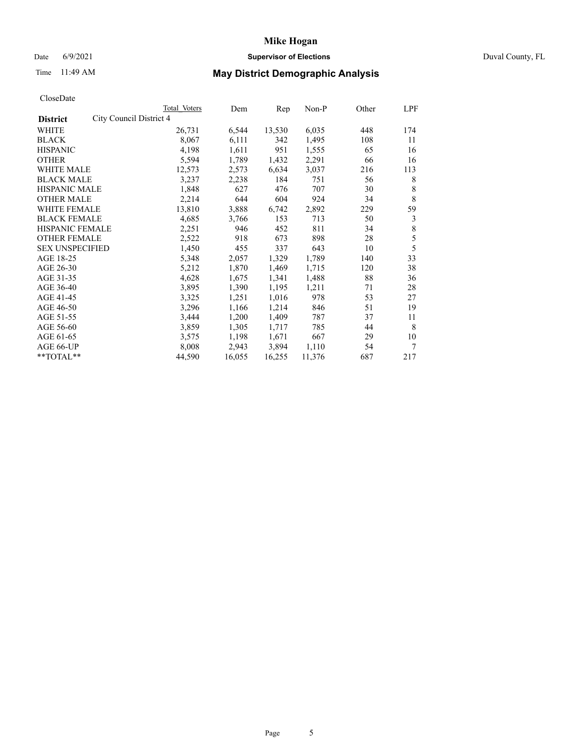# Mike Hogan

Date 6/9/2021 **Supervisor of Elections** Duval County, FL

Time 11:49 AM **May District Demographic Analysis**

CloseDate

| **District** | City Council District 4 | Total Voters | Dem | Rep | Non-P | Other | LPF |
|---|---|---|---|---|---|---|---|
| WHITE | | 26,731 | 6,544 | 13,530 | 6,035 | 448 | 174 |
| BLACK | | 8,067 | 6,111 | 342 | 1,495 | 108 | 11 |
| HISPANIC | | 4,198 | 1,611 | 951 | 1,555 | 65 | 16 |
| OTHER | | 5,594 | 1,789 | 1,432 | 2,291 | 66 | 16 |
| WHITE MALE | | 12,573 | 2,573 | 6,634 | 3,037 | 216 | 113 |
| BLACK MALE | | 3,237 | 2,238 | 184 | 751 | 56 | 8 |
| HISPANIC MALE | | 1,848 | 627 | 476 | 707 | 30 | 8 |
| OTHER MALE | | 2,214 | 644 | 604 | 924 | 34 | 8 |
| WHITE FEMALE | | 13,810 | 3,888 | 6,742 | 2,892 | 229 | 59 |
| BLACK FEMALE | | 4,685 | 3,766 | 153 | 713 | 50 | 3 |
| HISPANIC FEMALE | | 2,251 | 946 | 452 | 811 | 34 | 8 |
| OTHER FEMALE | | 2,522 | 918 | 673 | 898 | 28 | 5 |
| SEX UNSPECIFIED | | 1,450 | 455 | 337 | 643 | 10 | 5 |
| AGE 18-25 | | 5,348 | 2,057 | 1,329 | 1,789 | 140 | 33 |
| AGE 26-30 | | 5,212 | 1,870 | 1,469 | 1,715 | 120 | 38 |
| AGE 31-35 | | 4,628 | 1,675 | 1,341 | 1,488 | 88 | 36 |
| AGE 36-40 | | 3,895 | 1,390 | 1,195 | 1,211 | 71 | 28 |
| AGE 41-45 | | 3,325 | 1,251 | 1,016 | 978 | 53 | 27 |
| AGE 46-50 | | 3,296 | 1,166 | 1,214 | 846 | 51 | 19 |
| AGE 51-55 | | 3,444 | 1,200 | 1,409 | 787 | 37 | 11 |
| AGE 56-60 | | 3,859 | 1,305 | 1,717 | 785 | 44 | 8 |
| AGE 61-65 | | 3,575 | 1,198 | 1,671 | 667 | 29 | 10 |
| AGE 66-UP | | 8,008 | 2,943 | 3,894 | 1,110 | 54 | 7 |
| **TOTAL** | | 44,590 | 16,055 | 16,255 | 11,376 | 687 | 217 |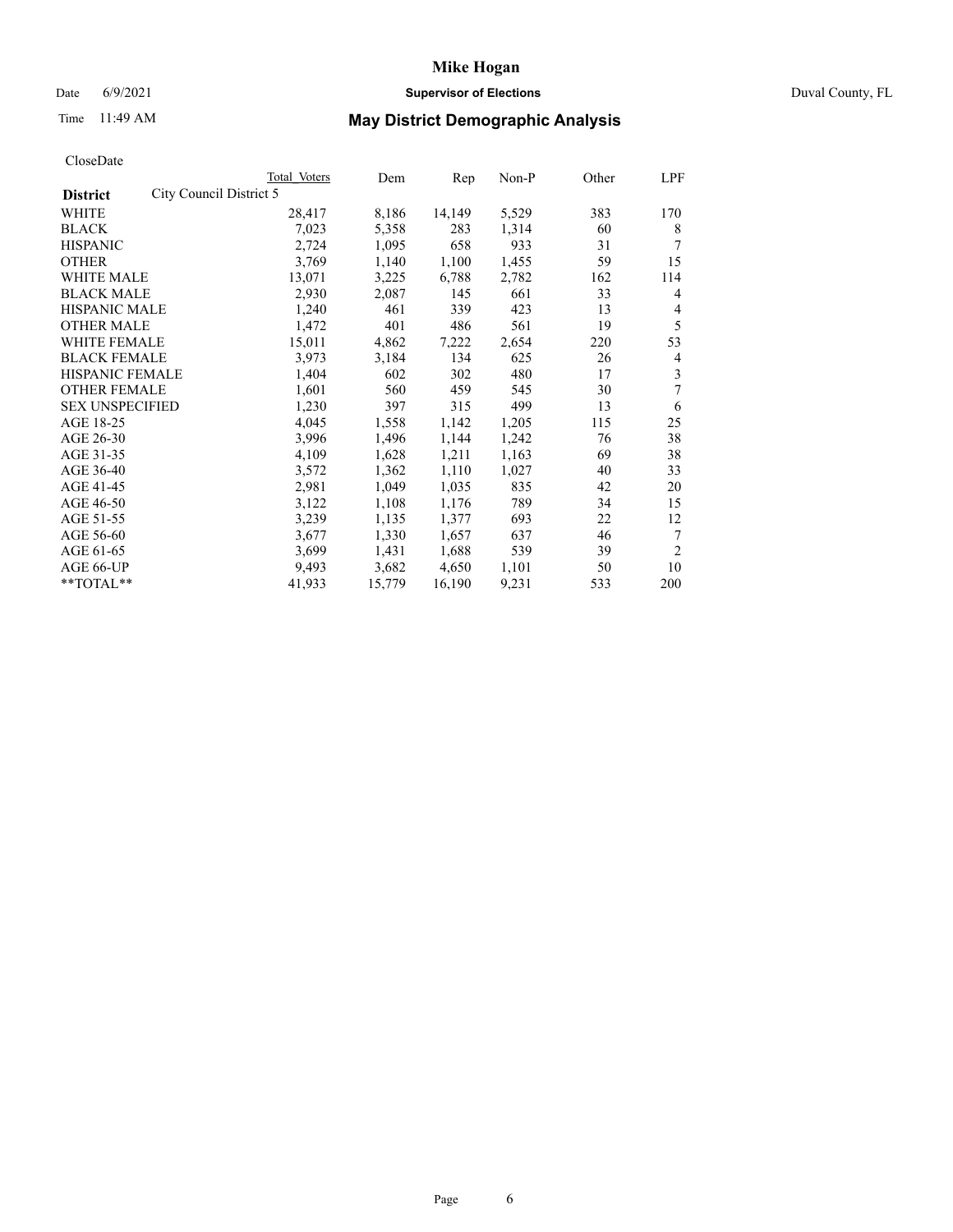# Mike Hogan

Date 6/9/2021 **Supervisor of Elections** Duval County, FL

Time 11:49 AM **May District Demographic Analysis**

CloseDate

| **District** City Council District 5 | Total Voters | Dem | Rep | Non-P | Other | LPF |
|---|---|---|---|---|---|---|
| WHITE | 28,417 | 8,186 | 14,149 | 5,529 | 383 | 170 |
| BLACK | 7,023 | 5,358 | 283 | 1,314 | 60 | 8 |
| HISPANIC | 2,724 | 1,095 | 658 | 933 | 31 | 7 |
| OTHER | 3,769 | 1,140 | 1,100 | 1,455 | 59 | 15 |
| WHITE MALE | 13,071 | 3,225 | 6,788 | 2,782 | 162 | 114 |
| BLACK MALE | 2,930 | 2,087 | 145 | 661 | 33 | 4 |
| HISPANIC MALE | 1,240 | 461 | 339 | 423 | 13 | 4 |
| OTHER MALE | 1,472 | 401 | 486 | 561 | 19 | 5 |
| WHITE FEMALE | 15,011 | 4,862 | 7,222 | 2,654 | 220 | 53 |
| BLACK FEMALE | 3,973 | 3,184 | 134 | 625 | 26 | 4 |
| HISPANIC FEMALE | 1,404 | 602 | 302 | 480 | 17 | 3 |
| OTHER FEMALE | 1,601 | 560 | 459 | 545 | 30 | 7 |
| SEX UNSPECIFIED | 1,230 | 397 | 315 | 499 | 13 | 6 |
| AGE 18-25 | 4,045 | 1,558 | 1,142 | 1,205 | 115 | 25 |
| AGE 26-30 | 3,996 | 1,496 | 1,144 | 1,242 | 76 | 38 |
| AGE 31-35 | 4,109 | 1,628 | 1,211 | 1,163 | 69 | 38 |
| AGE 36-40 | 3,572 | 1,362 | 1,110 | 1,027 | 40 | 33 |
| AGE 41-45 | 2,981 | 1,049 | 1,035 | 835 | 42 | 20 |
| AGE 46-50 | 3,122 | 1,108 | 1,176 | 789 | 34 | 15 |
| AGE 51-55 | 3,239 | 1,135 | 1,377 | 693 | 22 | 12 |
| AGE 56-60 | 3,677 | 1,330 | 1,657 | 637 | 46 | 7 |
| AGE 61-65 | 3,699 | 1,431 | 1,688 | 539 | 39 | 2 |
| AGE 66-UP | 9,493 | 3,682 | 4,650 | 1,101 | 50 | 10 |
| **TOTAL** | 41,933 | 15,779 | 16,190 | 9,231 | 533 | 200 |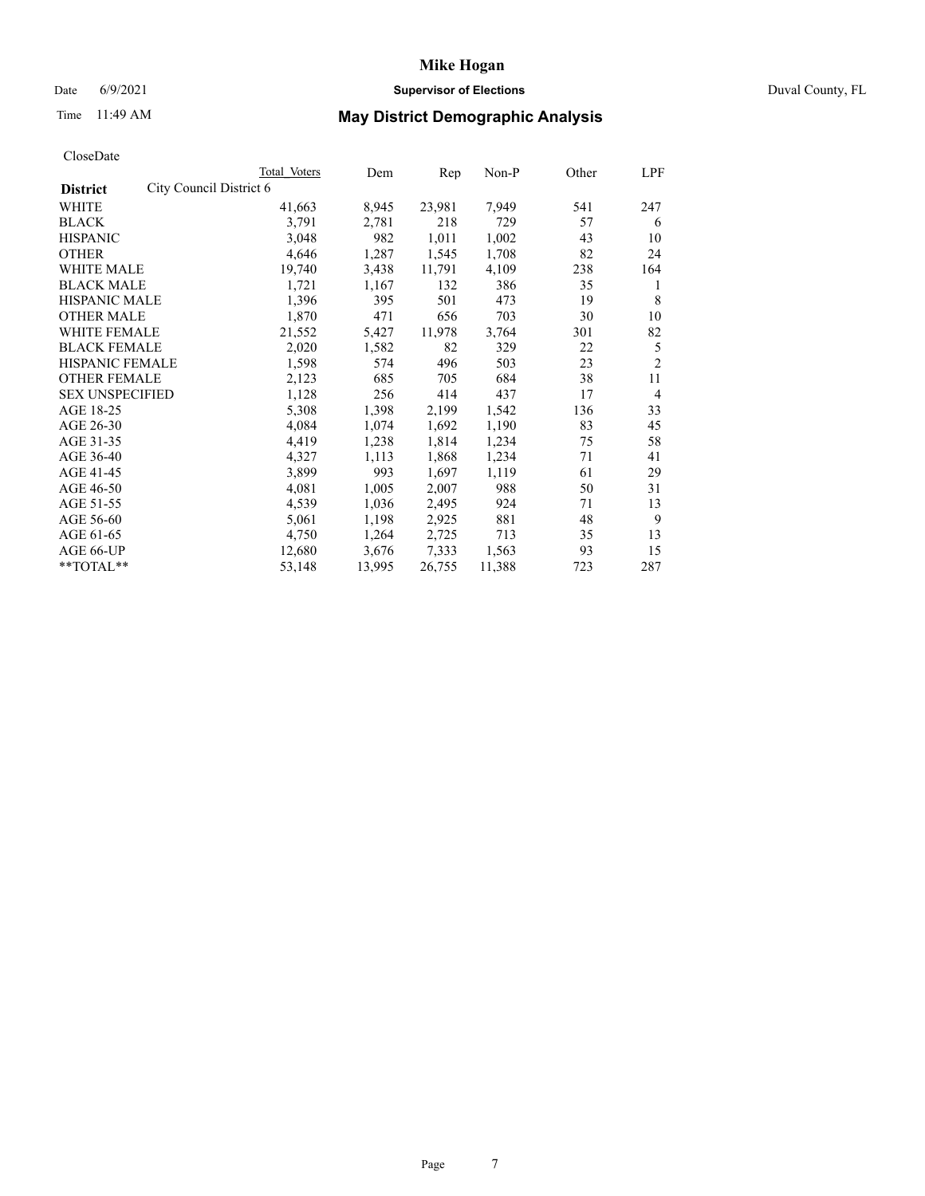# Mike Hogan

Date 6/9/2021 **Supervisor of Elections** Duval County, FL

Time 11:49 AM **May District Demographic Analysis**

CloseDate

| | Total Voters | Dem | Rep | Non-P | Other | LPF |
|---|---|---|---|---|---|---|
| **District** City Council District 6 | | | | | | |
| WHITE | 41,663 | 8,945 | 23,981 | 7,949 | 541 | 247 |
| BLACK | 3,791 | 2,781 | 218 | 729 | 57 | 6 |
| HISPANIC | 3,048 | 982 | 1,011 | 1,002 | 43 | 10 |
| OTHER | 4,646 | 1,287 | 1,545 | 1,708 | 82 | 24 |
| WHITE MALE | 19,740 | 3,438 | 11,791 | 4,109 | 238 | 164 |
| BLACK MALE | 1,721 | 1,167 | 132 | 386 | 35 | 1 |
| HISPANIC MALE | 1,396 | 395 | 501 | 473 | 19 | 8 |
| OTHER MALE | 1,870 | 471 | 656 | 703 | 30 | 10 |
| WHITE FEMALE | 21,552 | 5,427 | 11,978 | 3,764 | 301 | 82 |
| BLACK FEMALE | 2,020 | 1,582 | 82 | 329 | 22 | 5 |
| HISPANIC FEMALE | 1,598 | 574 | 496 | 503 | 23 | 2 |
| OTHER FEMALE | 2,123 | 685 | 705 | 684 | 38 | 11 |
| SEX UNSPECIFIED | 1,128 | 256 | 414 | 437 | 17 | 4 |
| AGE 18-25 | 5,308 | 1,398 | 2,199 | 1,542 | 136 | 33 |
| AGE 26-30 | 4,084 | 1,074 | 1,692 | 1,190 | 83 | 45 |
| AGE 31-35 | 4,419 | 1,238 | 1,814 | 1,234 | 75 | 58 |
| AGE 36-40 | 4,327 | 1,113 | 1,868 | 1,234 | 71 | 41 |
| AGE 41-45 | 3,899 | 993 | 1,697 | 1,119 | 61 | 29 |
| AGE 46-50 | 4,081 | 1,005 | 2,007 | 988 | 50 | 31 |
| AGE 51-55 | 4,539 | 1,036 | 2,495 | 924 | 71 | 13 |
| AGE 56-60 | 5,061 | 1,198 | 2,925 | 881 | 48 | 9 |
| AGE 61-65 | 4,750 | 1,264 | 2,725 | 713 | 35 | 13 |
| AGE 66-UP | 12,680 | 3,676 | 7,333 | 1,563 | 93 | 15 |
| **TOTAL** | 53,148 | 13,995 | 26,755 | 11,388 | 723 | 287 |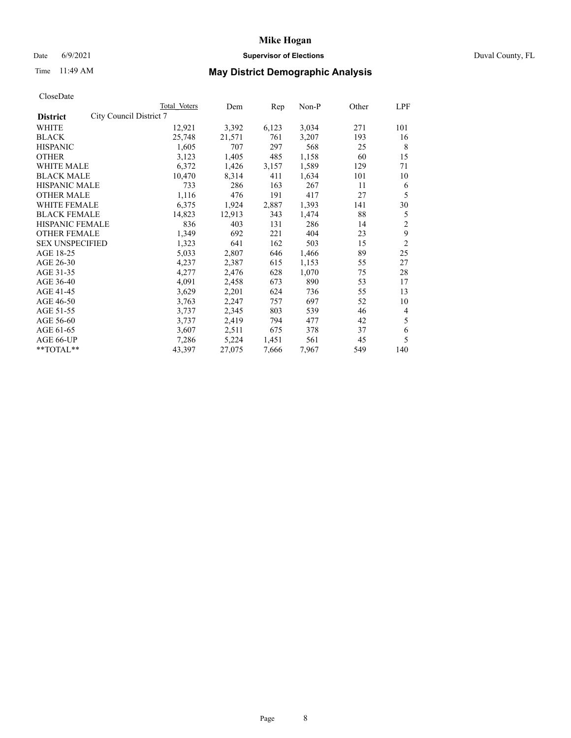# Mike Hogan

Date 6/9/2021 **Supervisor of Elections** Duval County, FL

Time 11:49 AM **May District Demographic Analysis**

CloseDate

| **District** City Council District 7 | Total Voters | Dem | Rep | Non-P | Other | LPF |
|---|---|---|---|---|---|---|
| WHITE | 12,921 | 3,392 | 6,123 | 3,034 | 271 | 101 |
| BLACK | 25,748 | 21,571 | 761 | 3,207 | 193 | 16 |
| HISPANIC | 1,605 | 707 | 297 | 568 | 25 | 8 |
| OTHER | 3,123 | 1,405 | 485 | 1,158 | 60 | 15 |
| WHITE MALE | 6,372 | 1,426 | 3,157 | 1,589 | 129 | 71 |
| BLACK MALE | 10,470 | 8,314 | 411 | 1,634 | 101 | 10 |
| HISPANIC MALE | 733 | 286 | 163 | 267 | 11 | 6 |
| OTHER MALE | 1,116 | 476 | 191 | 417 | 27 | 5 |
| WHITE FEMALE | 6,375 | 1,924 | 2,887 | 1,393 | 141 | 30 |
| BLACK FEMALE | 14,823 | 12,913 | 343 | 1,474 | 88 | 5 |
| HISPANIC FEMALE | 836 | 403 | 131 | 286 | 14 | 2 |
| OTHER FEMALE | 1,349 | 692 | 221 | 404 | 23 | 9 |
| SEX UNSPECIFIED | 1,323 | 641 | 162 | 503 | 15 | 2 |
| AGE 18-25 | 5,033 | 2,807 | 646 | 1,466 | 89 | 25 |
| AGE 26-30 | 4,237 | 2,387 | 615 | 1,153 | 55 | 27 |
| AGE 31-35 | 4,277 | 2,476 | 628 | 1,070 | 75 | 28 |
| AGE 36-40 | 4,091 | 2,458 | 673 | 890 | 53 | 17 |
| AGE 41-45 | 3,629 | 2,201 | 624 | 736 | 55 | 13 |
| AGE 46-50 | 3,763 | 2,247 | 757 | 697 | 52 | 10 |
| AGE 51-55 | 3,737 | 2,345 | 803 | 539 | 46 | 4 |
| AGE 56-60 | 3,737 | 2,419 | 794 | 477 | 42 | 5 |
| AGE 61-65 | 3,607 | 2,511 | 675 | 378 | 37 | 6 |
| AGE 66-UP | 7,286 | 5,224 | 1,451 | 561 | 45 | 5 |
| **TOTAL** | 43,397 | 27,075 | 7,666 | 7,967 | 549 | 140 |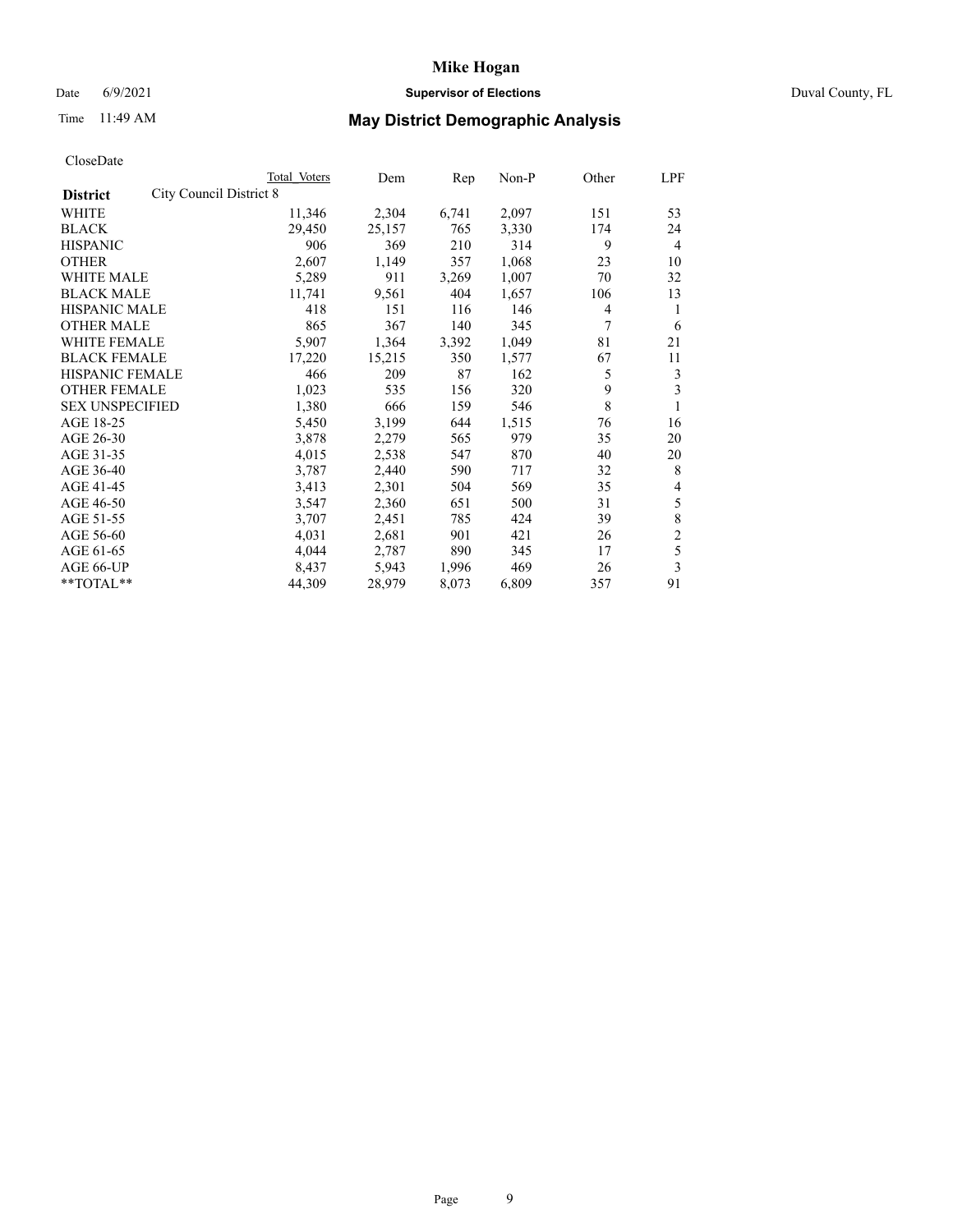# Mike Hogan

Date 6/9/2021 **Supervisor of Elections** Duval County, FL

Time 11:49 AM

## May District Demographic Analysis

CloseDate

| | Total Voters | Dem | Rep | Non-P | Other | LPF |
|---|---|---|---|---|---|---|
| **District** City Council District 8 | | | | | | |
| WHITE | 11,346 | 2,304 | 6,741 | 2,097 | 151 | 53 |
| BLACK | 29,450 | 25,157 | 765 | 3,330 | 174 | 24 |
| HISPANIC | 906 | 369 | 210 | 314 | 9 | 4 |
| OTHER | 2,607 | 1,149 | 357 | 1,068 | 23 | 10 |
| WHITE MALE | 5,289 | 911 | 3,269 | 1,007 | 70 | 32 |
| BLACK MALE | 11,741 | 9,561 | 404 | 1,657 | 106 | 13 |
| HISPANIC MALE | 418 | 151 | 116 | 146 | 4 | 1 |
| OTHER MALE | 865 | 367 | 140 | 345 | 7 | 6 |
| WHITE FEMALE | 5,907 | 1,364 | 3,392 | 1,049 | 81 | 21 |
| BLACK FEMALE | 17,220 | 15,215 | 350 | 1,577 | 67 | 11 |
| HISPANIC FEMALE | 466 | 209 | 87 | 162 | 5 | 3 |
| OTHER FEMALE | 1,023 | 535 | 156 | 320 | 9 | 3 |
| SEX UNSPECIFIED | 1,380 | 666 | 159 | 546 | 8 | 1 |
| AGE 18-25 | 5,450 | 3,199 | 644 | 1,515 | 76 | 16 |
| AGE 26-30 | 3,878 | 2,279 | 565 | 979 | 35 | 20 |
| AGE 31-35 | 4,015 | 2,538 | 547 | 870 | 40 | 20 |
| AGE 36-40 | 3,787 | 2,440 | 590 | 717 | 32 | 8 |
| AGE 41-45 | 3,413 | 2,301 | 504 | 569 | 35 | 4 |
| AGE 46-50 | 3,547 | 2,360 | 651 | 500 | 31 | 5 |
| AGE 51-55 | 3,707 | 2,451 | 785 | 424 | 39 | 8 |
| AGE 56-60 | 4,031 | 2,681 | 901 | 421 | 26 | 2 |
| AGE 61-65 | 4,044 | 2,787 | 890 | 345 | 17 | 5 |
| AGE 66-UP | 8,437 | 5,943 | 1,996 | 469 | 26 | 3 |
| **TOTAL** | 44,309 | 28,979 | 8,073 | 6,809 | 357 | 91 |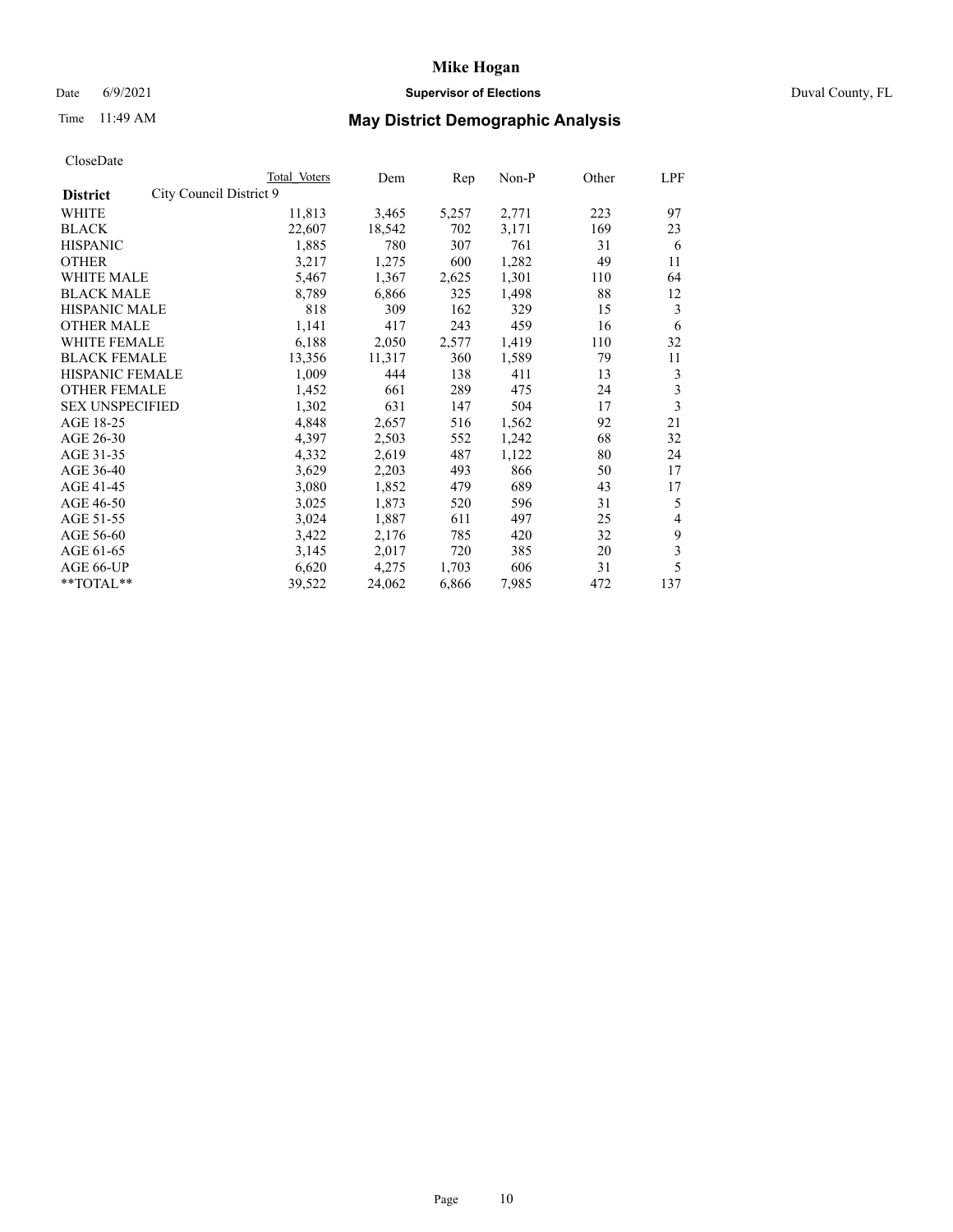CloseDate

| District | City Council District 9 | Total Voters | Dem | Rep | Non-P | Other | LPF |
|---|---|---|---|---|---|---|---|
| WHITE | | 11,813 | 3,465 | 5,257 | 2,771 | 223 | 97 |
| BLACK | | 22,607 | 18,542 | 702 | 3,171 | 169 | 23 |
| HISPANIC | | 1,885 | 780 | 307 | 761 | 31 | 6 |
| OTHER | | 3,217 | 1,275 | 600 | 1,282 | 49 | 11 |
| WHITE MALE | | 5,467 | 1,367 | 2,625 | 1,301 | 110 | 64 |
| BLACK MALE | | 8,789 | 6,866 | 325 | 1,498 | 88 | 12 |
| HISPANIC MALE | | 818 | 309 | 162 | 329 | 15 | 3 |
| OTHER MALE | | 1,141 | 417 | 243 | 459 | 16 | 6 |
| WHITE FEMALE | | 6,188 | 2,050 | 2,577 | 1,419 | 110 | 32 |
| BLACK FEMALE | | 13,356 | 11,317 | 360 | 1,589 | 79 | 11 |
| HISPANIC FEMALE | | 1,009 | 444 | 138 | 411 | 13 | 3 |
| OTHER FEMALE | | 1,452 | 661 | 289 | 475 | 24 | 3 |
| SEX UNSPECIFIED | | 1,302 | 631 | 147 | 504 | 17 | 3 |
| AGE 18-25 | | 4,848 | 2,657 | 516 | 1,562 | 92 | 21 |
| AGE 26-30 | | 4,397 | 2,503 | 552 | 1,242 | 68 | 32 |
| AGE 31-35 | | 4,332 | 2,619 | 487 | 1,122 | 80 | 24 |
| AGE 36-40 | | 3,629 | 2,203 | 493 | 866 | 50 | 17 |
| AGE 41-45 | | 3,080 | 1,852 | 479 | 689 | 43 | 17 |
| AGE 46-50 | | 3,025 | 1,873 | 520 | 596 | 31 | 5 |
| AGE 51-55 | | 3,024 | 1,887 | 611 | 497 | 25 | 4 |
| AGE 56-60 | | 3,422 | 2,176 | 785 | 420 | 32 | 9 |
| AGE 61-65 | | 3,145 | 2,017 | 720 | 385 | 20 | 3 |
| AGE 66-UP | | 6,620 | 4,275 | 1,703 | 606 | 31 | 5 |
| **TOTAL** | | 39,522 | 24,062 | 6,866 | 7,985 | 472 | 137 |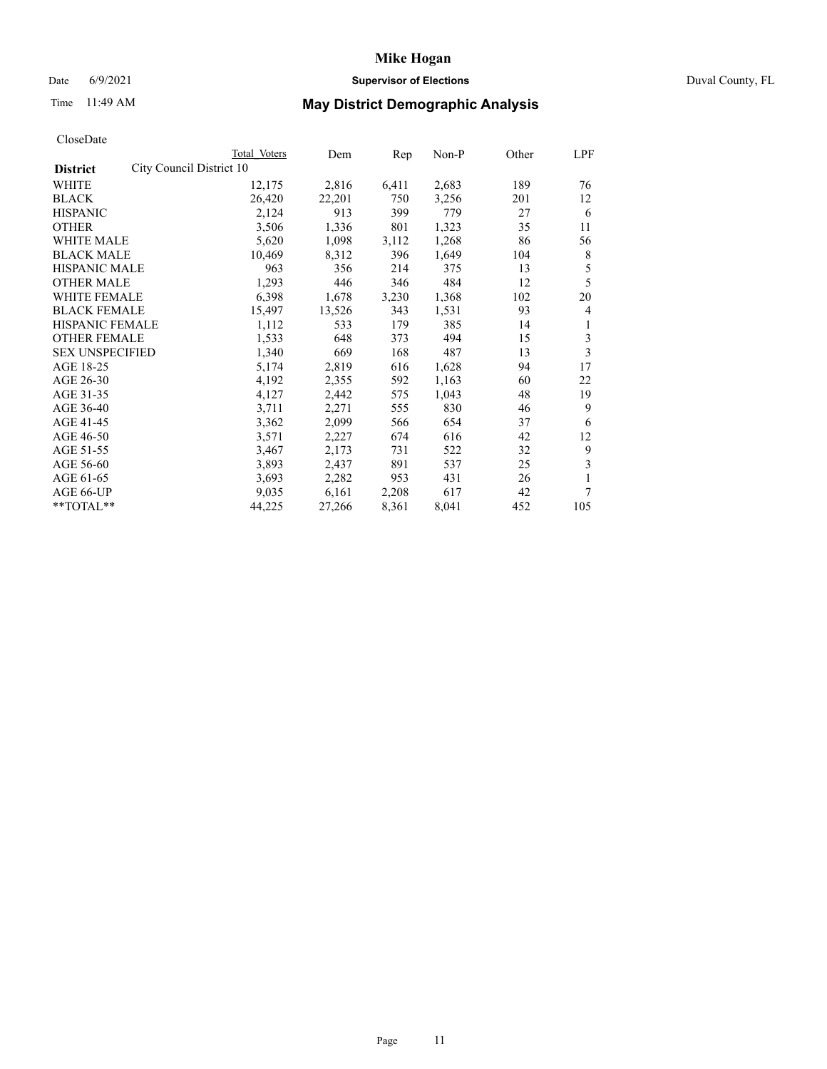# Mike Hogan

Date 6/9/2021 **Supervisor of Elections** Duval County, FL

Time 11:49 AM **May District Demographic Analysis**

CloseDate

| **District** City Council District 10 | Total Voters | Dem | Rep | Non-P | Other | LPF |
|---|---|---|---|---|---|---|
| WHITE | 12,175 | 2,816 | 6,411 | 2,683 | 189 | 76 |
| BLACK | 26,420 | 22,201 | 750 | 3,256 | 201 | 12 |
| HISPANIC | 2,124 | 913 | 399 | 779 | 27 | 6 |
| OTHER | 3,506 | 1,336 | 801 | 1,323 | 35 | 11 |
| WHITE MALE | 5,620 | 1,098 | 3,112 | 1,268 | 86 | 56 |
| BLACK MALE | 10,469 | 8,312 | 396 | 1,649 | 104 | 8 |
| HISPANIC MALE | 963 | 356 | 214 | 375 | 13 | 5 |
| OTHER MALE | 1,293 | 446 | 346 | 484 | 12 | 5 |
| WHITE FEMALE | 6,398 | 1,678 | 3,230 | 1,368 | 102 | 20 |
| BLACK FEMALE | 15,497 | 13,526 | 343 | 1,531 | 93 | 4 |
| HISPANIC FEMALE | 1,112 | 533 | 179 | 385 | 14 | 1 |
| OTHER FEMALE | 1,533 | 648 | 373 | 494 | 15 | 3 |
| SEX UNSPECIFIED | 1,340 | 669 | 168 | 487 | 13 | 3 |
| AGE 18-25 | 5,174 | 2,819 | 616 | 1,628 | 94 | 17 |
| AGE 26-30 | 4,192 | 2,355 | 592 | 1,163 | 60 | 22 |
| AGE 31-35 | 4,127 | 2,442 | 575 | 1,043 | 48 | 19 |
| AGE 36-40 | 3,711 | 2,271 | 555 | 830 | 46 | 9 |
| AGE 41-45 | 3,362 | 2,099 | 566 | 654 | 37 | 6 |
| AGE 46-50 | 3,571 | 2,227 | 674 | 616 | 42 | 12 |
| AGE 51-55 | 3,467 | 2,173 | 731 | 522 | 32 | 9 |
| AGE 56-60 | 3,893 | 2,437 | 891 | 537 | 25 | 3 |
| AGE 61-65 | 3,693 | 2,282 | 953 | 431 | 26 | 1 |
| AGE 66-UP | 9,035 | 6,161 | 2,208 | 617 | 42 | 7 |
| **TOTAL** | 44,225 | 27,266 | 8,361 | 8,041 | 452 | 105 |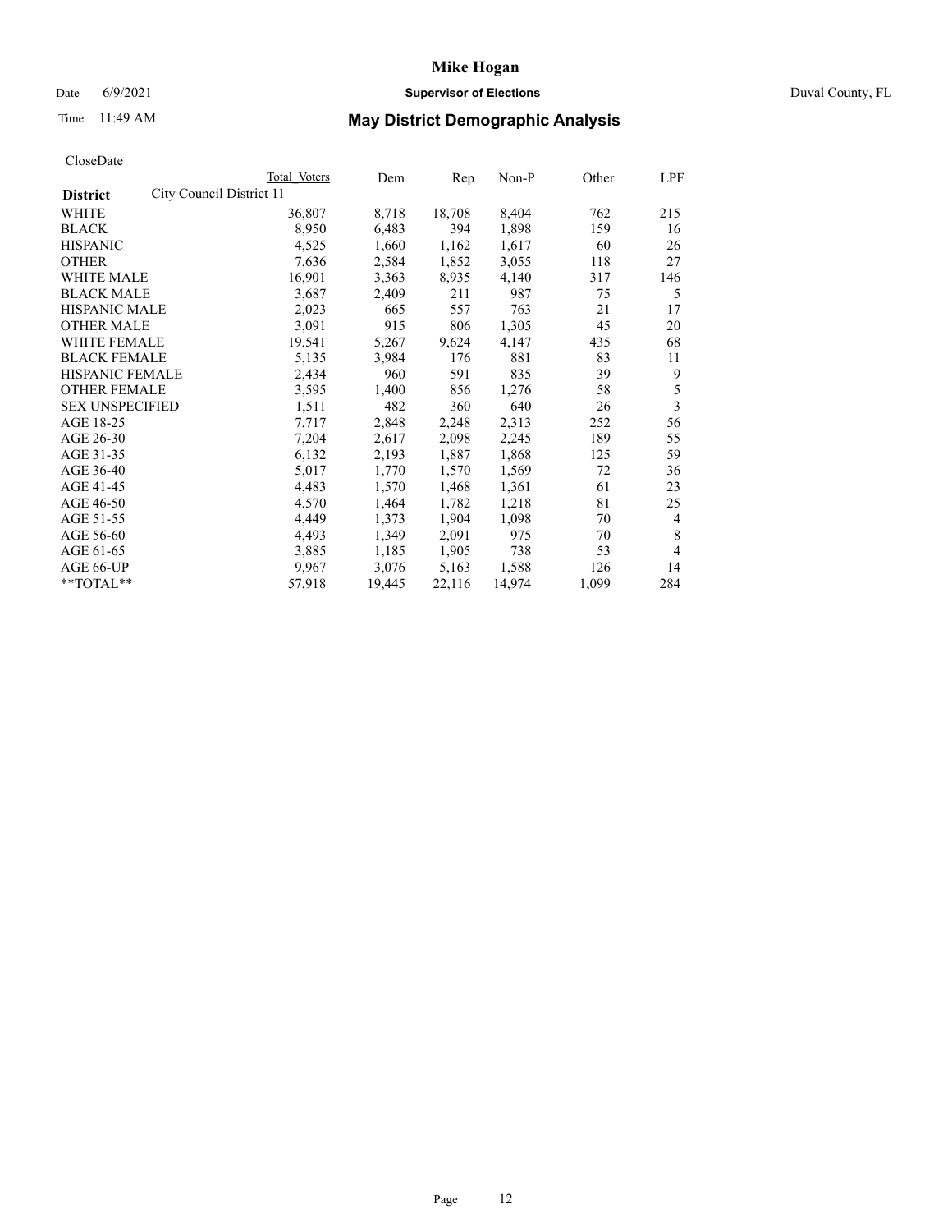# Mike Hogan

Date 6/9/2021 **Supervisor of Elections** Duval County, FL

Time 11:49 AM **May District Demographic Analysis**

CloseDate

| | Total Voters | Dem | Rep | Non-P | Other | LPF |
|---|---|---|---|---|---|---|
| **District** City Council District 11 | | | | | | |
| WHITE | 36,807 | 8,718 | 18,708 | 8,404 | 762 | 215 |
| BLACK | 8,950 | 6,483 | 394 | 1,898 | 159 | 16 |
| HISPANIC | 4,525 | 1,660 | 1,162 | 1,617 | 60 | 26 |
| OTHER | 7,636 | 2,584 | 1,852 | 3,055 | 118 | 27 |
| WHITE MALE | 16,901 | 3,363 | 8,935 | 4,140 | 317 | 146 |
| BLACK MALE | 3,687 | 2,409 | 211 | 987 | 75 | 5 |
| HISPANIC MALE | 2,023 | 665 | 557 | 763 | 21 | 17 |
| OTHER MALE | 3,091 | 915 | 806 | 1,305 | 45 | 20 |
| WHITE FEMALE | 19,541 | 5,267 | 9,624 | 4,147 | 435 | 68 |
| BLACK FEMALE | 5,135 | 3,984 | 176 | 881 | 83 | 11 |
| HISPANIC FEMALE | 2,434 | 960 | 591 | 835 | 39 | 9 |
| OTHER FEMALE | 3,595 | 1,400 | 856 | 1,276 | 58 | 5 |
| SEX UNSPECIFIED | 1,511 | 482 | 360 | 640 | 26 | 3 |
| AGE 18-25 | 7,717 | 2,848 | 2,248 | 2,313 | 252 | 56 |
| AGE 26-30 | 7,204 | 2,617 | 2,098 | 2,245 | 189 | 55 |
| AGE 31-35 | 6,132 | 2,193 | 1,887 | 1,868 | 125 | 59 |
| AGE 36-40 | 5,017 | 1,770 | 1,570 | 1,569 | 72 | 36 |
| AGE 41-45 | 4,483 | 1,570 | 1,468 | 1,361 | 61 | 23 |
| AGE 46-50 | 4,570 | 1,464 | 1,782 | 1,218 | 81 | 25 |
| AGE 51-55 | 4,449 | 1,373 | 1,904 | 1,098 | 70 | 4 |
| AGE 56-60 | 4,493 | 1,349 | 2,091 | 975 | 70 | 8 |
| AGE 61-65 | 3,885 | 1,185 | 1,905 | 738 | 53 | 4 |
| AGE 66-UP | 9,967 | 3,076 | 5,163 | 1,588 | 126 | 14 |
| **TOTAL** | 57,918 | 19,445 | 22,116 | 14,974 | 1,099 | 284 |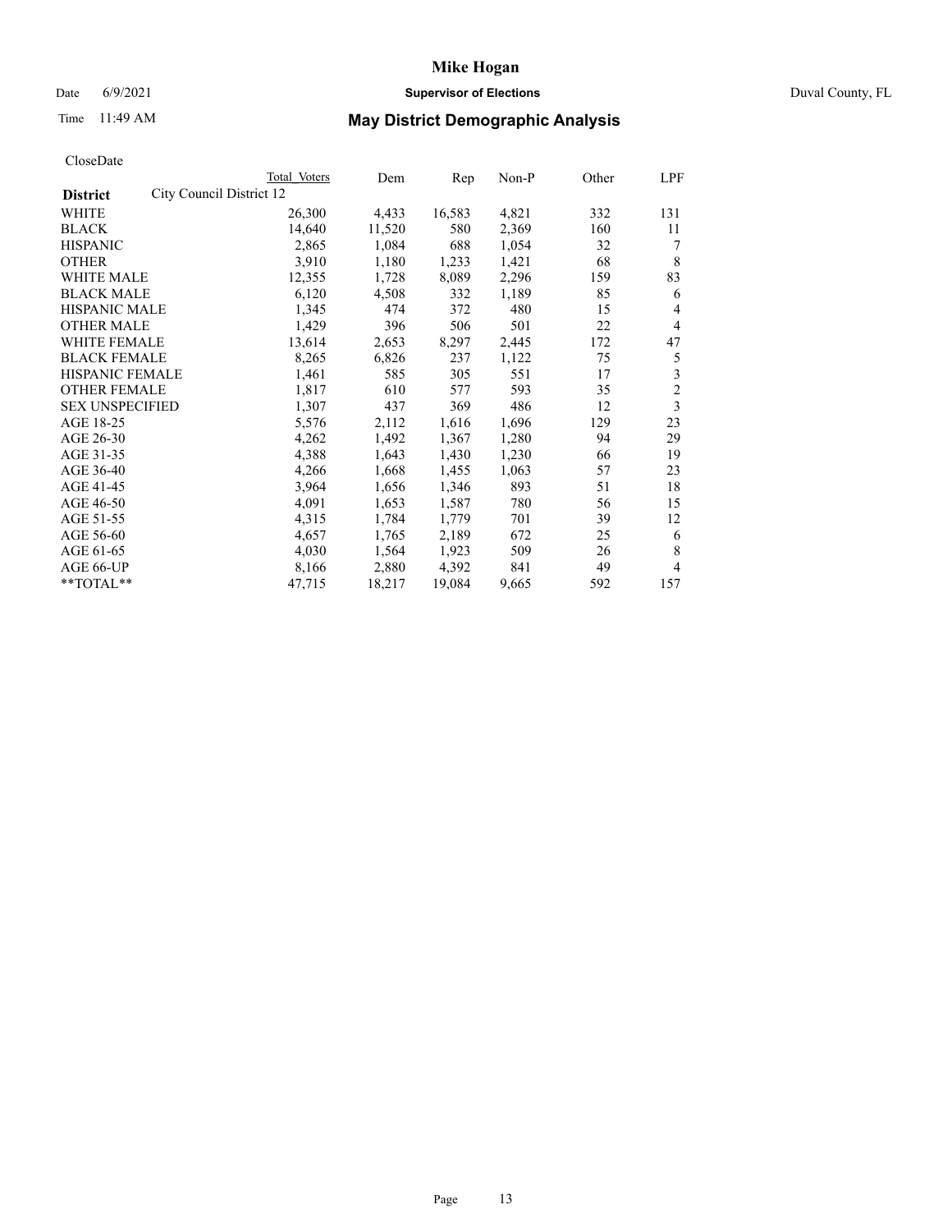CloseDate

| District | City Council District 12 | Total Voters | Dem | Rep | Non-P | Other | LPF |
|---|---|---|---|---|---|---|---|
| WHITE | | 26,300 | 4,433 | 16,583 | 4,821 | 332 | 131 |
| BLACK | | 14,640 | 11,520 | 580 | 2,369 | 160 | 11 |
| HISPANIC | | 2,865 | 1,084 | 688 | 1,054 | 32 | 7 |
| OTHER | | 3,910 | 1,180 | 1,233 | 1,421 | 68 | 8 |
| WHITE MALE | | 12,355 | 1,728 | 8,089 | 2,296 | 159 | 83 |
| BLACK MALE | | 6,120 | 4,508 | 332 | 1,189 | 85 | 6 |
| HISPANIC MALE | | 1,345 | 474 | 372 | 480 | 15 | 4 |
| OTHER MALE | | 1,429 | 396 | 506 | 501 | 22 | 4 |
| WHITE FEMALE | | 13,614 | 2,653 | 8,297 | 2,445 | 172 | 47 |
| BLACK FEMALE | | 8,265 | 6,826 | 237 | 1,122 | 75 | 5 |
| HISPANIC FEMALE | | 1,461 | 585 | 305 | 551 | 17 | 3 |
| OTHER FEMALE | | 1,817 | 610 | 577 | 593 | 35 | 2 |
| SEX UNSPECIFIED | | 1,307 | 437 | 369 | 486 | 12 | 3 |
| AGE 18-25 | | 5,576 | 2,112 | 1,616 | 1,696 | 129 | 23 |
| AGE 26-30 | | 4,262 | 1,492 | 1,367 | 1,280 | 94 | 29 |
| AGE 31-35 | | 4,388 | 1,643 | 1,430 | 1,230 | 66 | 19 |
| AGE 36-40 | | 4,266 | 1,668 | 1,455 | 1,063 | 57 | 23 |
| AGE 41-45 | | 3,964 | 1,656 | 1,346 | 893 | 51 | 18 |
| AGE 46-50 | | 4,091 | 1,653 | 1,587 | 780 | 56 | 15 |
| AGE 51-55 | | 4,315 | 1,784 | 1,779 | 701 | 39 | 12 |
| AGE 56-60 | | 4,657 | 1,765 | 2,189 | 672 | 25 | 6 |
| AGE 61-65 | | 4,030 | 1,564 | 1,923 | 509 | 26 | 8 |
| AGE 66-UP | | 8,166 | 2,880 | 4,392 | 841 | 49 | 4 |
| **TOTAL** | | 47,715 | 18,217 | 19,084 | 9,665 | 592 | 157 |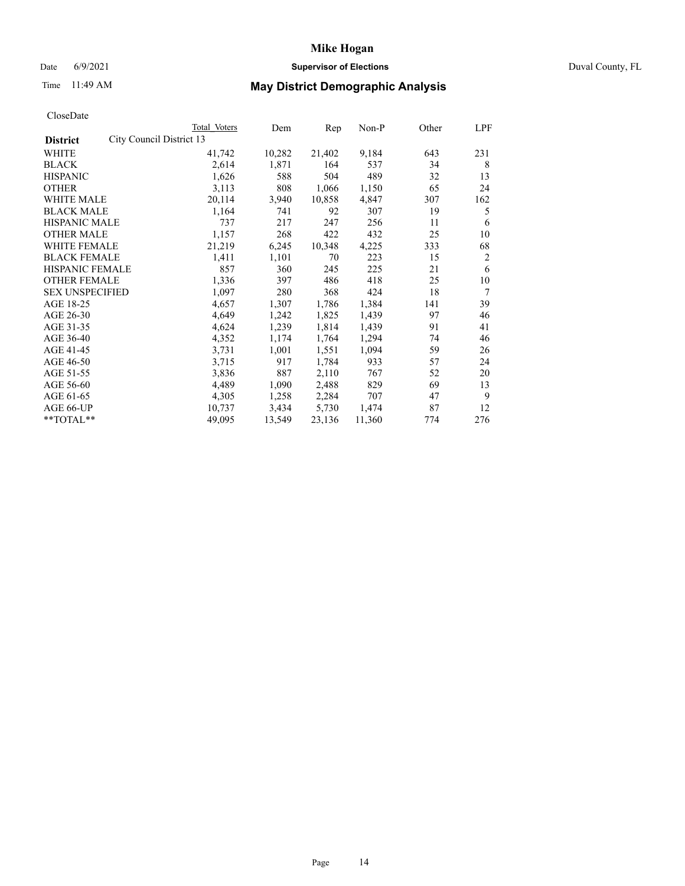# Mike Hogan

Date 6/9/2021 **Supervisor of Elections** Duval County, FL

Time 11:49 AM **May District Demographic Analysis**

CloseDate

| **District** | City Council District 13 | Total Voters | Dem | Rep | Non-P | Other | LPF |
|---|---|---|---|---|---|---|---|
| WHITE | | 41,742 | 10,282 | 21,402 | 9,184 | 643 | 231 |
| BLACK | | 2,614 | 1,871 | 164 | 537 | 34 | 8 |
| HISPANIC | | 1,626 | 588 | 504 | 489 | 32 | 13 |
| OTHER | | 3,113 | 808 | 1,066 | 1,150 | 65 | 24 |
| WHITE MALE | | 20,114 | 3,940 | 10,858 | 4,847 | 307 | 162 |
| BLACK MALE | | 1,164 | 741 | 92 | 307 | 19 | 5 |
| HISPANIC MALE | | 737 | 217 | 247 | 256 | 11 | 6 |
| OTHER MALE | | 1,157 | 268 | 422 | 432 | 25 | 10 |
| WHITE FEMALE | | 21,219 | 6,245 | 10,348 | 4,225 | 333 | 68 |
| BLACK FEMALE | | 1,411 | 1,101 | 70 | 223 | 15 | 2 |
| HISPANIC FEMALE | | 857 | 360 | 245 | 225 | 21 | 6 |
| OTHER FEMALE | | 1,336 | 397 | 486 | 418 | 25 | 10 |
| SEX UNSPECIFIED | | 1,097 | 280 | 368 | 424 | 18 | 7 |
| AGE 18-25 | | 4,657 | 1,307 | 1,786 | 1,384 | 141 | 39 |
| AGE 26-30 | | 4,649 | 1,242 | 1,825 | 1,439 | 97 | 46 |
| AGE 31-35 | | 4,624 | 1,239 | 1,814 | 1,439 | 91 | 41 |
| AGE 36-40 | | 4,352 | 1,174 | 1,764 | 1,294 | 74 | 46 |
| AGE 41-45 | | 3,731 | 1,001 | 1,551 | 1,094 | 59 | 26 |
| AGE 46-50 | | 3,715 | 917 | 1,784 | 933 | 57 | 24 |
| AGE 51-55 | | 3,836 | 887 | 2,110 | 767 | 52 | 20 |
| AGE 56-60 | | 4,489 | 1,090 | 2,488 | 829 | 69 | 13 |
| AGE 61-65 | | 4,305 | 1,258 | 2,284 | 707 | 47 | 9 |
| AGE 66-UP | | 10,737 | 3,434 | 5,730 | 1,474 | 87 | 12 |
| **TOTAL** | | 49,095 | 13,549 | 23,136 | 11,360 | 774 | 276 |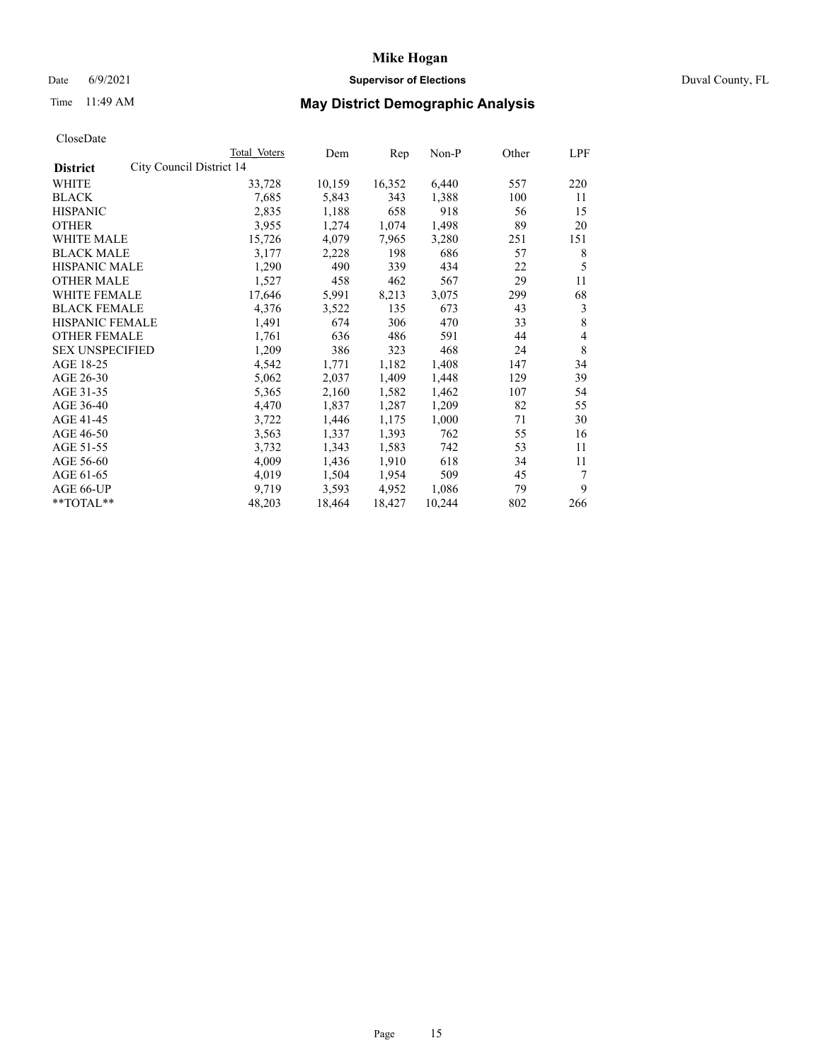# Mike Hogan

Date 6/9/2021 **Supervisor of Elections** Duval County, FL

Time 11:49 AM **May District Demographic Analysis**

CloseDate

| | Total Voters | Dem | Rep | Non-P | Other | LPF |
|---|---|---|---|---|---|---|
| **District** City Council District 14 | | | | | | |
| WHITE | 33,728 | 10,159 | 16,352 | 6,440 | 557 | 220 |
| BLACK | 7,685 | 5,843 | 343 | 1,388 | 100 | 11 |
| HISPANIC | 2,835 | 1,188 | 658 | 918 | 56 | 15 |
| OTHER | 3,955 | 1,274 | 1,074 | 1,498 | 89 | 20 |
| WHITE MALE | 15,726 | 4,079 | 7,965 | 3,280 | 251 | 151 |
| BLACK MALE | 3,177 | 2,228 | 198 | 686 | 57 | 8 |
| HISPANIC MALE | 1,290 | 490 | 339 | 434 | 22 | 5 |
| OTHER MALE | 1,527 | 458 | 462 | 567 | 29 | 11 |
| WHITE FEMALE | 17,646 | 5,991 | 8,213 | 3,075 | 299 | 68 |
| BLACK FEMALE | 4,376 | 3,522 | 135 | 673 | 43 | 3 |
| HISPANIC FEMALE | 1,491 | 674 | 306 | 470 | 33 | 8 |
| OTHER FEMALE | 1,761 | 636 | 486 | 591 | 44 | 4 |
| SEX UNSPECIFIED | 1,209 | 386 | 323 | 468 | 24 | 8 |
| AGE 18-25 | 4,542 | 1,771 | 1,182 | 1,408 | 147 | 34 |
| AGE 26-30 | 5,062 | 2,037 | 1,409 | 1,448 | 129 | 39 |
| AGE 31-35 | 5,365 | 2,160 | 1,582 | 1,462 | 107 | 54 |
| AGE 36-40 | 4,470 | 1,837 | 1,287 | 1,209 | 82 | 55 |
| AGE 41-45 | 3,722 | 1,446 | 1,175 | 1,000 | 71 | 30 |
| AGE 46-50 | 3,563 | 1,337 | 1,393 | 762 | 55 | 16 |
| AGE 51-55 | 3,732 | 1,343 | 1,583 | 742 | 53 | 11 |
| AGE 56-60 | 4,009 | 1,436 | 1,910 | 618 | 34 | 11 |
| AGE 61-65 | 4,019 | 1,504 | 1,954 | 509 | 45 | 7 |
| AGE 66-UP | 9,719 | 3,593 | 4,952 | 1,086 | 79 | 9 |
| **TOTAL** | 48,203 | 18,464 | 18,427 | 10,244 | 802 | 266 |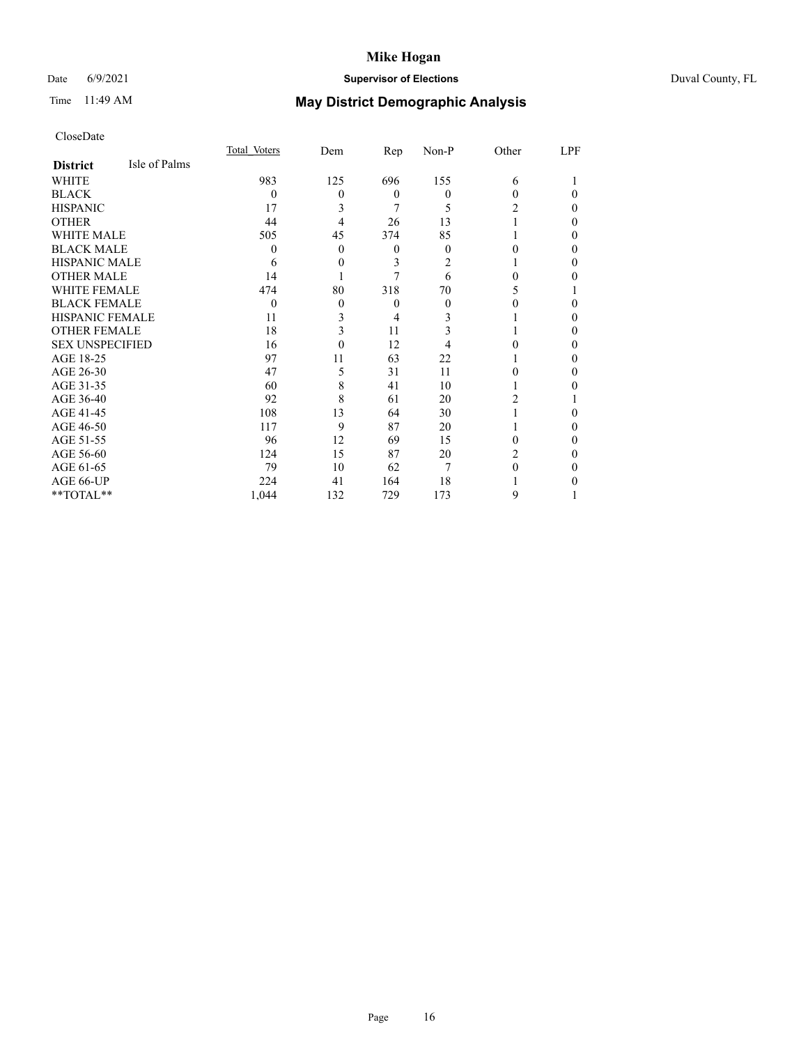# Mike Hogan

Date 6/9/2021 **Supervisor of Elections** Duval County, FL

Time 11:49 AM **May District Demographic Analysis**

CloseDate

| **District** Isle of Palms | Total Voters | Dem | Rep | Non-P | Other | LPF |
|---|---|---|---|---|---|---|
| WHITE | 983 | 125 | 696 | 155 | 6 | 1 |
| BLACK | 0 | 0 | 0 | 0 | 0 | 0 |
| HISPANIC | 17 | 3 | 7 | 5 | 2 | 0 |
| OTHER | 44 | 4 | 26 | 13 | 1 | 0 |
| WHITE MALE | 505 | 45 | 374 | 85 | 1 | 0 |
| BLACK MALE | 0 | 0 | 0 | 0 | 0 | 0 |
| HISPANIC MALE | 6 | 0 | 3 | 2 | 1 | 0 |
| OTHER MALE | 14 | 1 | 7 | 6 | 0 | 0 |
| WHITE FEMALE | 474 | 80 | 318 | 70 | 5 | 1 |
| BLACK FEMALE | 0 | 0 | 0 | 0 | 0 | 0 |
| HISPANIC FEMALE | 11 | 3 | 4 | 3 | 1 | 0 |
| OTHER FEMALE | 18 | 3 | 11 | 3 | 1 | 0 |
| SEX UNSPECIFIED | 16 | 0 | 12 | 4 | 0 | 0 |
| AGE 18-25 | 97 | 11 | 63 | 22 | 1 | 0 |
| AGE 26-30 | 47 | 5 | 31 | 11 | 0 | 0 |
| AGE 31-35 | 60 | 8 | 41 | 10 | 1 | 0 |
| AGE 36-40 | 92 | 8 | 61 | 20 | 2 | 1 |
| AGE 41-45 | 108 | 13 | 64 | 30 | 1 | 0 |
| AGE 46-50 | 117 | 9 | 87 | 20 | 1 | 0 |
| AGE 51-55 | 96 | 12 | 69 | 15 | 0 | 0 |
| AGE 56-60 | 124 | 15 | 87 | 20 | 2 | 0 |
| AGE 61-65 | 79 | 10 | 62 | 7 | 0 | 0 |
| AGE 66-UP | 224 | 41 | 164 | 18 | 1 | 0 |
| **TOTAL** | 1,044 | 132 | 729 | 173 | 9 | 1 |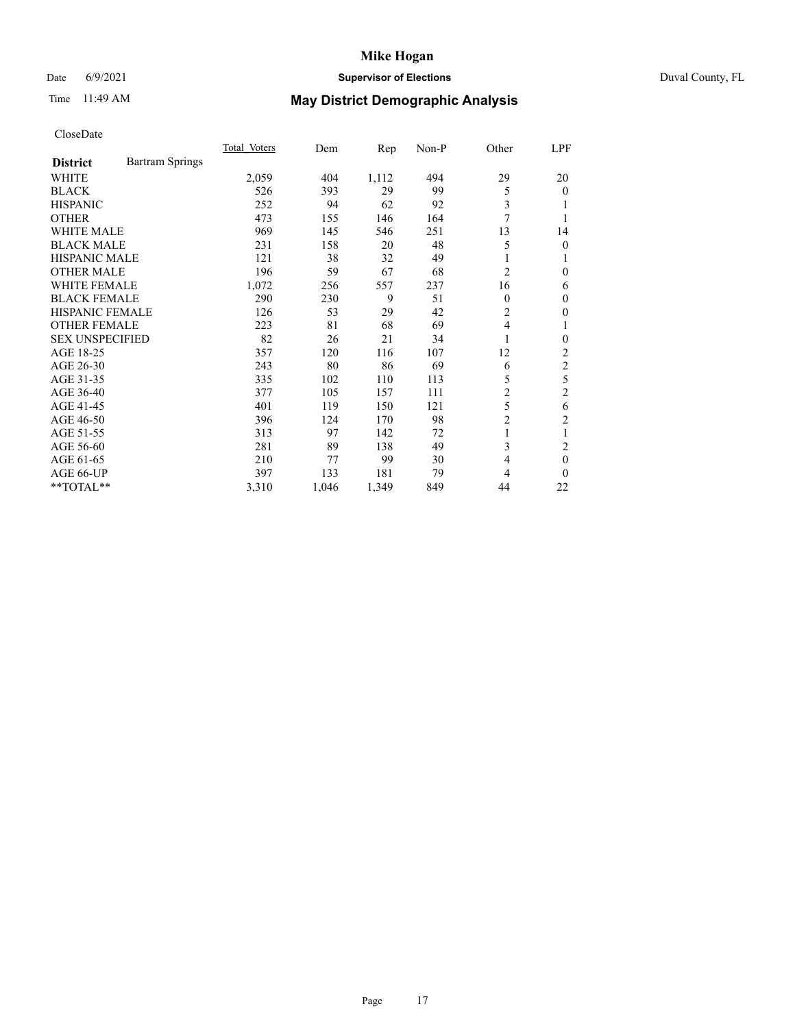CloseDate

| District | Bartram Springs | Total Voters | Dem | Rep | Non-P | Other | LPF |
|---|---|---|---|---|---|---|---|
| WHITE | | 2,059 | 404 | 1,112 | 494 | 29 | 20 |
| BLACK | | 526 | 393 | 29 | 99 | 5 | 0 |
| HISPANIC | | 252 | 94 | 62 | 92 | 3 | 1 |
| OTHER | | 473 | 155 | 146 | 164 | 7 | 1 |
| WHITE MALE | | 969 | 145 | 546 | 251 | 13 | 14 |
| BLACK MALE | | 231 | 158 | 20 | 48 | 5 | 0 |
| HISPANIC MALE | | 121 | 38 | 32 | 49 | 1 | 1 |
| OTHER MALE | | 196 | 59 | 67 | 68 | 2 | 0 |
| WHITE FEMALE | | 1,072 | 256 | 557 | 237 | 16 | 6 |
| BLACK FEMALE | | 290 | 230 | 9 | 51 | 0 | 0 |
| HISPANIC FEMALE | | 126 | 53 | 29 | 42 | 2 | 0 |
| OTHER FEMALE | | 223 | 81 | 68 | 69 | 4 | 1 |
| SEX UNSPECIFIED | | 82 | 26 | 21 | 34 | 1 | 0 |
| AGE 18-25 | | 357 | 120 | 116 | 107 | 12 | 2 |
| AGE 26-30 | | 243 | 80 | 86 | 69 | 6 | 2 |
| AGE 31-35 | | 335 | 102 | 110 | 113 | 5 | 5 |
| AGE 36-40 | | 377 | 105 | 157 | 111 | 2 | 2 |
| AGE 41-45 | | 401 | 119 | 150 | 121 | 5 | 6 |
| AGE 46-50 | | 396 | 124 | 170 | 98 | 2 | 2 |
| AGE 51-55 | | 313 | 97 | 142 | 72 | 1 | 1 |
| AGE 56-60 | | 281 | 89 | 138 | 49 | 3 | 2 |
| AGE 61-65 | | 210 | 77 | 99 | 30 | 4 | 0 |
| AGE 66-UP | | 397 | 133 | 181 | 79 | 4 | 0 |
| **TOTAL** | | 3,310 | 1,046 | 1,349 | 849 | 44 | 22 |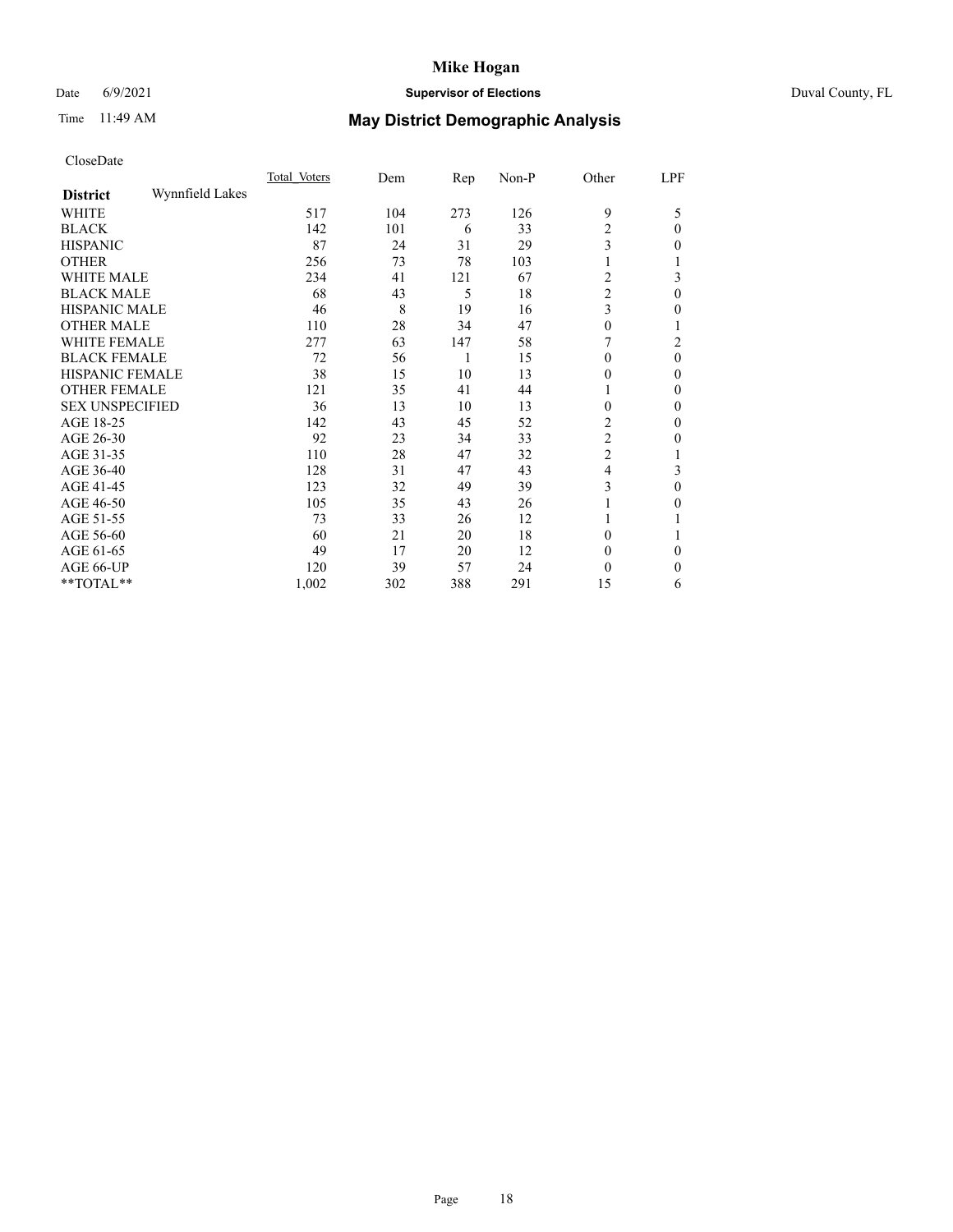CloseDate

| District | Wynnfield Lakes | Total_Voters | Dem | Rep | Non-P | Other | LPF |
|---|---|---|---|---|---|---|---|
| WHITE | | 517 | 104 | 273 | 126 | 9 | 5 |
| BLACK | | 142 | 101 | 6 | 33 | 2 | 0 |
| HISPANIC | | 87 | 24 | 31 | 29 | 3 | 0 |
| OTHER | | 256 | 73 | 78 | 103 | 1 | 1 |
| WHITE MALE | | 234 | 41 | 121 | 67 | 2 | 3 |
| BLACK MALE | | 68 | 43 | 5 | 18 | 2 | 0 |
| HISPANIC MALE | | 46 | 8 | 19 | 16 | 3 | 0 |
| OTHER MALE | | 110 | 28 | 34 | 47 | 0 | 1 |
| WHITE FEMALE | | 277 | 63 | 147 | 58 | 7 | 2 |
| BLACK FEMALE | | 72 | 56 | 1 | 15 | 0 | 0 |
| HISPANIC FEMALE | | 38 | 15 | 10 | 13 | 0 | 0 |
| OTHER FEMALE | | 121 | 35 | 41 | 44 | 1 | 0 |
| SEX UNSPECIFIED | | 36 | 13 | 10 | 13 | 0 | 0 |
| AGE 18-25 | | 142 | 43 | 45 | 52 | 2 | 0 |
| AGE 26-30 | | 92 | 23 | 34 | 33 | 2 | 0 |
| AGE 31-35 | | 110 | 28 | 47 | 32 | 2 | 1 |
| AGE 36-40 | | 128 | 31 | 47 | 43 | 4 | 3 |
| AGE 41-45 | | 123 | 32 | 49 | 39 | 3 | 0 |
| AGE 46-50 | | 105 | 35 | 43 | 26 | 1 | 0 |
| AGE 51-55 | | 73 | 33 | 26 | 12 | 1 | 1 |
| AGE 56-60 | | 60 | 21 | 20 | 18 | 0 | 1 |
| AGE 61-65 | | 49 | 17 | 20 | 12 | 0 | 0 |
| AGE 66-UP | | 120 | 39 | 57 | 24 | 0 | 0 |
| **TOTAL** | | 1,002 | 302 | 388 | 291 | 15 | 6 |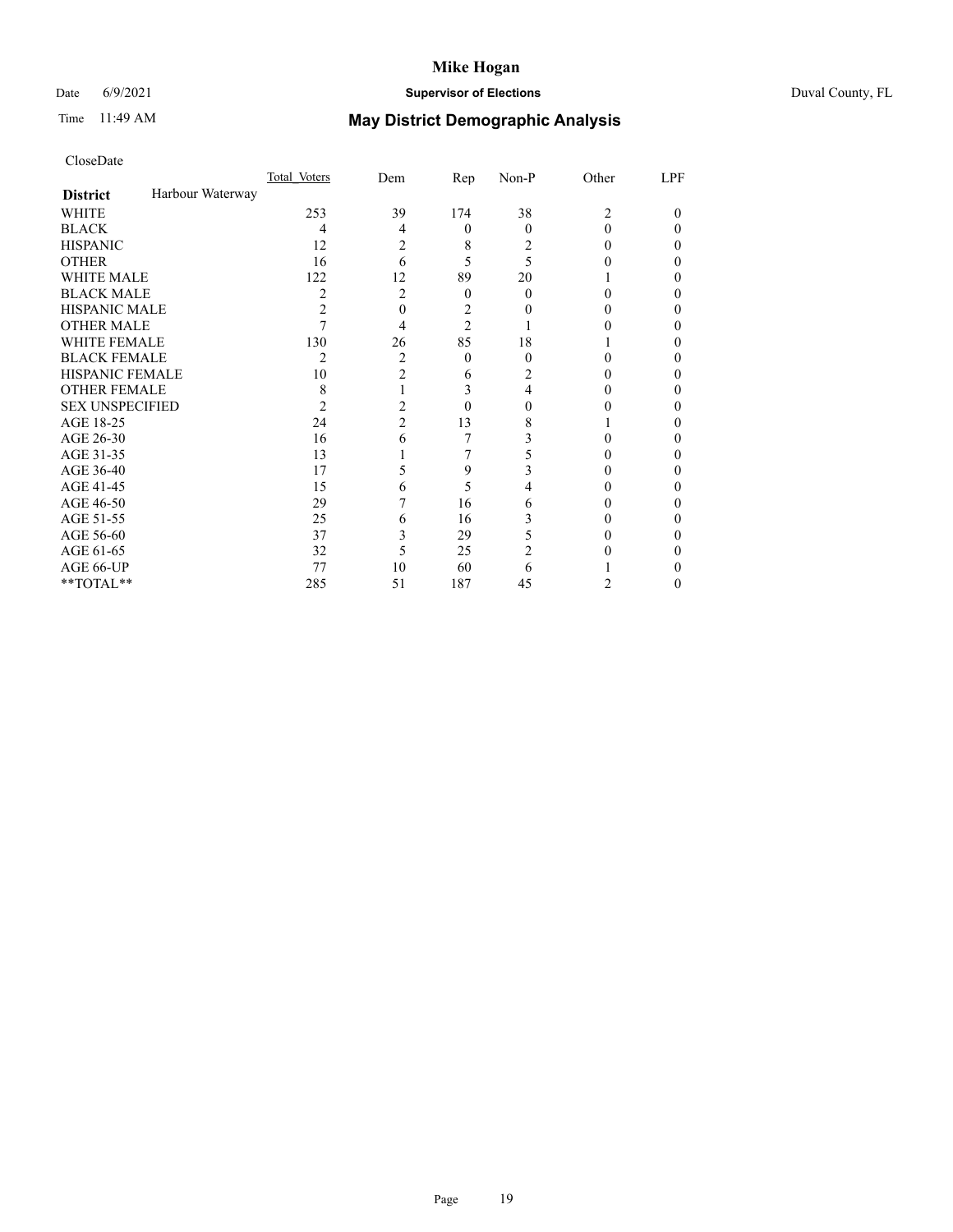CloseDate

| District | Harbour Waterway | Total_Voters | Dem | Rep | Non-P | Other | LPF |
|---|---|---|---|---|---|---|---|
| WHITE | | 253 | 39 | 174 | 38 | 2 | 0 |
| BLACK | | 4 | 4 | 0 | 0 | 0 | 0 |
| HISPANIC | | 12 | 2 | 8 | 2 | 0 | 0 |
| OTHER | | 16 | 6 | 5 | 5 | 0 | 0 |
| WHITE MALE | | 122 | 12 | 89 | 20 | 1 | 0 |
| BLACK MALE | | 2 | 2 | 0 | 0 | 0 | 0 |
| HISPANIC MALE | | 2 | 0 | 2 | 0 | 0 | 0 |
| OTHER MALE | | 7 | 4 | 2 | 1 | 0 | 0 |
| WHITE FEMALE | | 130 | 26 | 85 | 18 | 1 | 0 |
| BLACK FEMALE | | 2 | 2 | 0 | 0 | 0 | 0 |
| HISPANIC FEMALE | | 10 | 2 | 6 | 2 | 0 | 0 |
| OTHER FEMALE | | 8 | 1 | 3 | 4 | 0 | 0 |
| SEX UNSPECIFIED | | 2 | 2 | 0 | 0 | 0 | 0 |
| AGE 18-25 | | 24 | 2 | 13 | 8 | 1 | 0 |
| AGE 26-30 | | 16 | 6 | 7 | 3 | 0 | 0 |
| AGE 31-35 | | 13 | 1 | 7 | 5 | 0 | 0 |
| AGE 36-40 | | 17 | 5 | 9 | 3 | 0 | 0 |
| AGE 41-45 | | 15 | 6 | 5 | 4 | 0 | 0 |
| AGE 46-50 | | 29 | 7 | 16 | 6 | 0 | 0 |
| AGE 51-55 | | 25 | 6 | 16 | 3 | 0 | 0 |
| AGE 56-60 | | 37 | 3 | 29 | 5 | 0 | 0 |
| AGE 61-65 | | 32 | 5 | 25 | 2 | 0 | 0 |
| AGE 66-UP | | 77 | 10 | 60 | 6 | 1 | 0 |
| **TOTAL** | | 285 | 51 | 187 | 45 | 2 | 0 |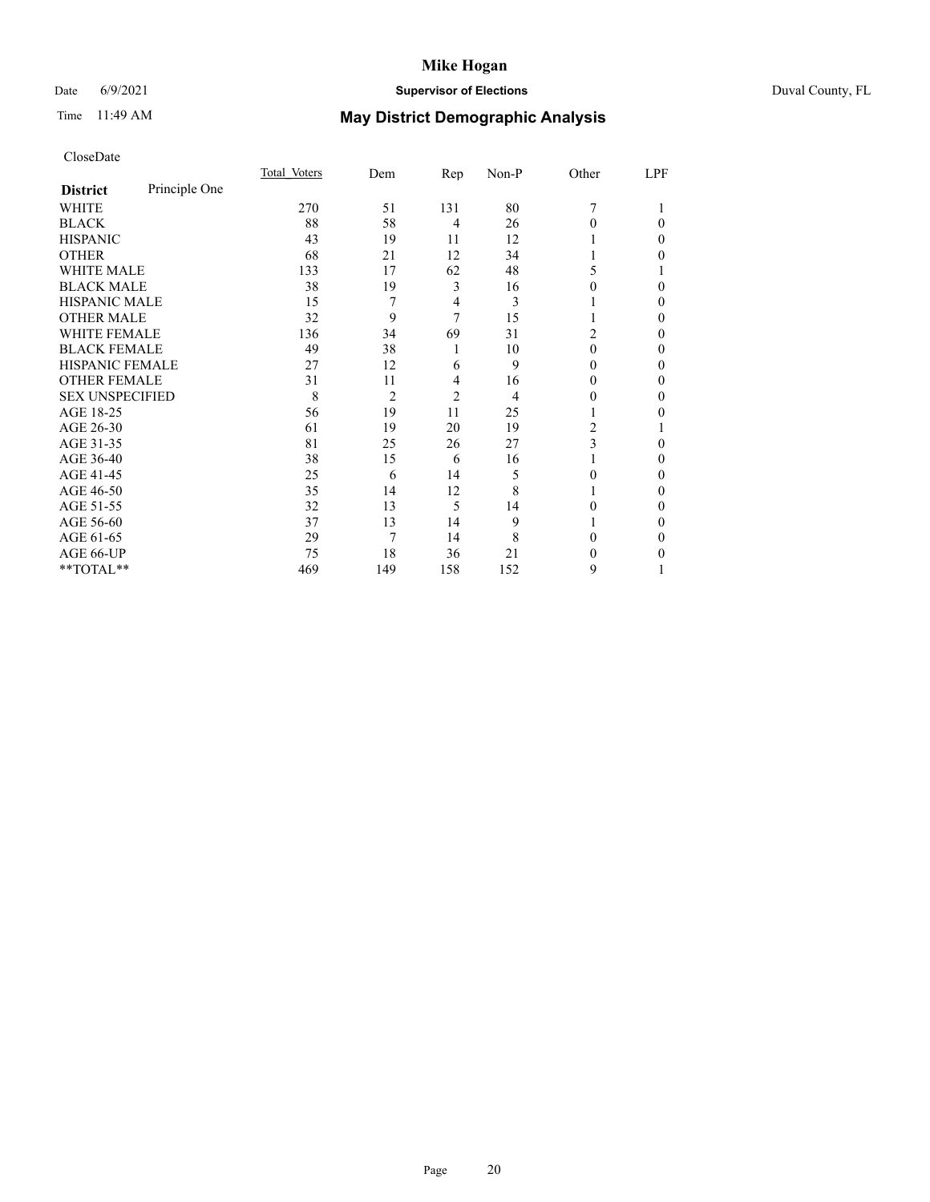# May District Demographic Analysis

Mike Hogan
Supervisor of Elections
Duval County, FL

Date 6/9/2021
Time 11:49 AM

CloseDate

| **District** Principle One | Total_Voters | Dem | Rep | Non-P | Other | LPF |
|---|---|---|---|---|---|---|
| WHITE | 270 | 51 | 131 | 80 | 7 | 1 |
| BLACK | 88 | 58 | 4 | 26 | 0 | 0 |
| HISPANIC | 43 | 19 | 11 | 12 | 1 | 0 |
| OTHER | 68 | 21 | 12 | 34 | 1 | 0 |
| WHITE MALE | 133 | 17 | 62 | 48 | 5 | 1 |
| BLACK MALE | 38 | 19 | 3 | 16 | 0 | 0 |
| HISPANIC MALE | 15 | 7 | 4 | 3 | 1 | 0 |
| OTHER MALE | 32 | 9 | 7 | 15 | 1 | 0 |
| WHITE FEMALE | 136 | 34 | 69 | 31 | 2 | 0 |
| BLACK FEMALE | 49 | 38 | 1 | 10 | 0 | 0 |
| HISPANIC FEMALE | 27 | 12 | 6 | 9 | 0 | 0 |
| OTHER FEMALE | 31 | 11 | 4 | 16 | 0 | 0 |
| SEX UNSPECIFIED | 8 | 2 | 2 | 4 | 0 | 0 |
| AGE 18-25 | 56 | 19 | 11 | 25 | 1 | 0 |
| AGE 26-30 | 61 | 19 | 20 | 19 | 2 | 1 |
| AGE 31-35 | 81 | 25 | 26 | 27 | 3 | 0 |
| AGE 36-40 | 38 | 15 | 6 | 16 | 1 | 0 |
| AGE 41-45 | 25 | 6 | 14 | 5 | 0 | 0 |
| AGE 46-50 | 35 | 14 | 12 | 8 | 1 | 0 |
| AGE 51-55 | 32 | 13 | 5 | 14 | 0 | 0 |
| AGE 56-60 | 37 | 13 | 14 | 9 | 1 | 0 |
| AGE 61-65 | 29 | 7 | 14 | 8 | 0 | 0 |
| AGE 66-UP | 75 | 18 | 36 | 21 | 0 | 0 |
| **TOTAL** | 469 | 149 | 158 | 152 | 9 | 1 |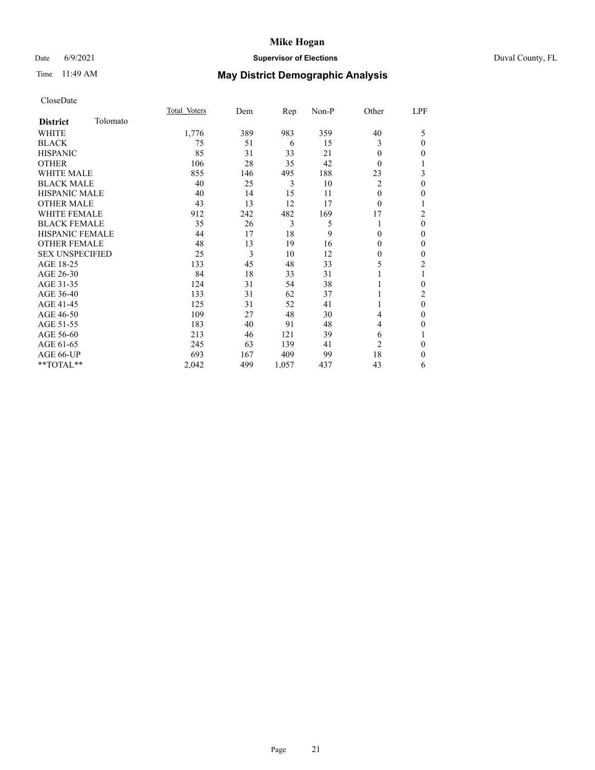CloseDate

| District | Tolomato | Total_Voters | Dem | Rep | Non-P | Other | LPF |
|---|---|---|---|---|---|---|---|
| WHITE | | 1,776 | 389 | 983 | 359 | 40 | 5 |
| BLACK | | 75 | 51 | 6 | 15 | 3 | 0 |
| HISPANIC | | 85 | 31 | 33 | 21 | 0 | 0 |
| OTHER | | 106 | 28 | 35 | 42 | 0 | 1 |
| WHITE MALE | | 855 | 146 | 495 | 188 | 23 | 3 |
| BLACK MALE | | 40 | 25 | 3 | 10 | 2 | 0 |
| HISPANIC MALE | | 40 | 14 | 15 | 11 | 0 | 0 |
| OTHER MALE | | 43 | 13 | 12 | 17 | 0 | 1 |
| WHITE FEMALE | | 912 | 242 | 482 | 169 | 17 | 2 |
| BLACK FEMALE | | 35 | 26 | 3 | 5 | 1 | 0 |
| HISPANIC FEMALE | | 44 | 17 | 18 | 9 | 0 | 0 |
| OTHER FEMALE | | 48 | 13 | 19 | 16 | 0 | 0 |
| SEX UNSPECIFIED | | 25 | 3 | 10 | 12 | 0 | 0 |
| AGE 18-25 | | 133 | 45 | 48 | 33 | 5 | 2 |
| AGE 26-30 | | 84 | 18 | 33 | 31 | 1 | 1 |
| AGE 31-35 | | 124 | 31 | 54 | 38 | 1 | 0 |
| AGE 36-40 | | 133 | 31 | 62 | 37 | 1 | 2 |
| AGE 41-45 | | 125 | 31 | 52 | 41 | 1 | 0 |
| AGE 46-50 | | 109 | 27 | 48 | 30 | 4 | 0 |
| AGE 51-55 | | 183 | 40 | 91 | 48 | 4 | 0 |
| AGE 56-60 | | 213 | 46 | 121 | 39 | 6 | 1 |
| AGE 61-65 | | 245 | 63 | 139 | 41 | 2 | 0 |
| AGE 66-UP | | 693 | 167 | 409 | 99 | 18 | 0 |
| **TOTAL** | | 2,042 | 499 | 1,057 | 437 | 43 | 6 |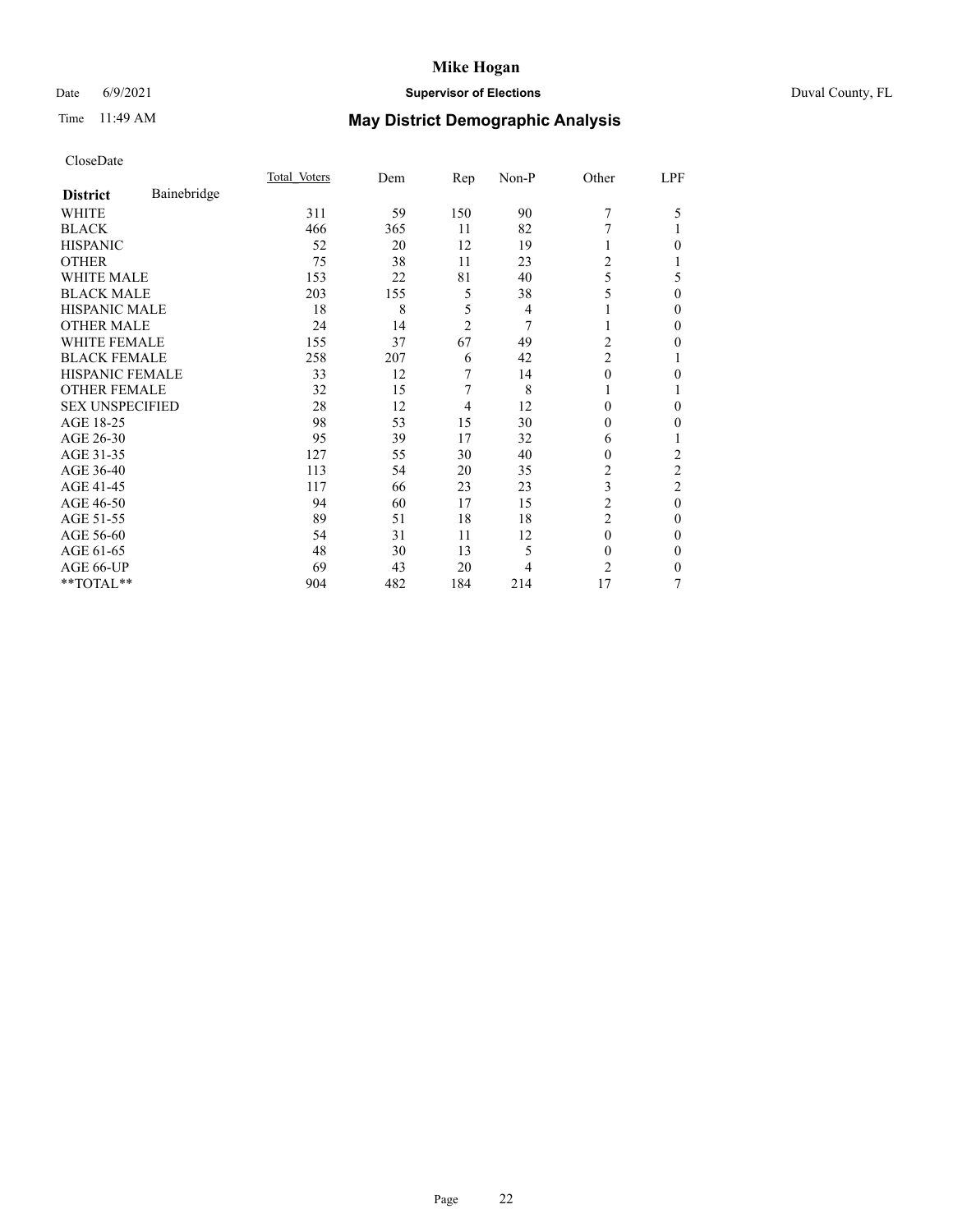CloseDate

| District | Bainebridge | Total Voters | Dem | Rep | Non-P | Other | LPF |
|---|---|---|---|---|---|---|---|
| WHITE | | 311 | 59 | 150 | 90 | 7 | 5 |
| BLACK | | 466 | 365 | 11 | 82 | 7 | 1 |
| HISPANIC | | 52 | 20 | 12 | 19 | 1 | 0 |
| OTHER | | 75 | 38 | 11 | 23 | 2 | 1 |
| WHITE MALE | | 153 | 22 | 81 | 40 | 5 | 5 |
| BLACK MALE | | 203 | 155 | 5 | 38 | 5 | 0 |
| HISPANIC MALE | | 18 | 8 | 5 | 4 | 1 | 0 |
| OTHER MALE | | 24 | 14 | 2 | 7 | 1 | 0 |
| WHITE FEMALE | | 155 | 37 | 67 | 49 | 2 | 0 |
| BLACK FEMALE | | 258 | 207 | 6 | 42 | 2 | 1 |
| HISPANIC FEMALE | | 33 | 12 | 7 | 14 | 0 | 0 |
| OTHER FEMALE | | 32 | 15 | 7 | 8 | 1 | 1 |
| SEX UNSPECIFIED | | 28 | 12 | 4 | 12 | 0 | 0 |
| AGE 18-25 | | 98 | 53 | 15 | 30 | 0 | 0 |
| AGE 26-30 | | 95 | 39 | 17 | 32 | 6 | 1 |
| AGE 31-35 | | 127 | 55 | 30 | 40 | 0 | 2 |
| AGE 36-40 | | 113 | 54 | 20 | 35 | 2 | 2 |
| AGE 41-45 | | 117 | 66 | 23 | 23 | 3 | 2 |
| AGE 46-50 | | 94 | 60 | 17 | 15 | 2 | 0 |
| AGE 51-55 | | 89 | 51 | 18 | 18 | 2 | 0 |
| AGE 56-60 | | 54 | 31 | 11 | 12 | 0 | 0 |
| AGE 61-65 | | 48 | 30 | 13 | 5 | 0 | 0 |
| AGE 66-UP | | 69 | 43 | 20 | 4 | 2 | 0 |
| **TOTAL** | | 904 | 482 | 184 | 214 | 17 | 7 |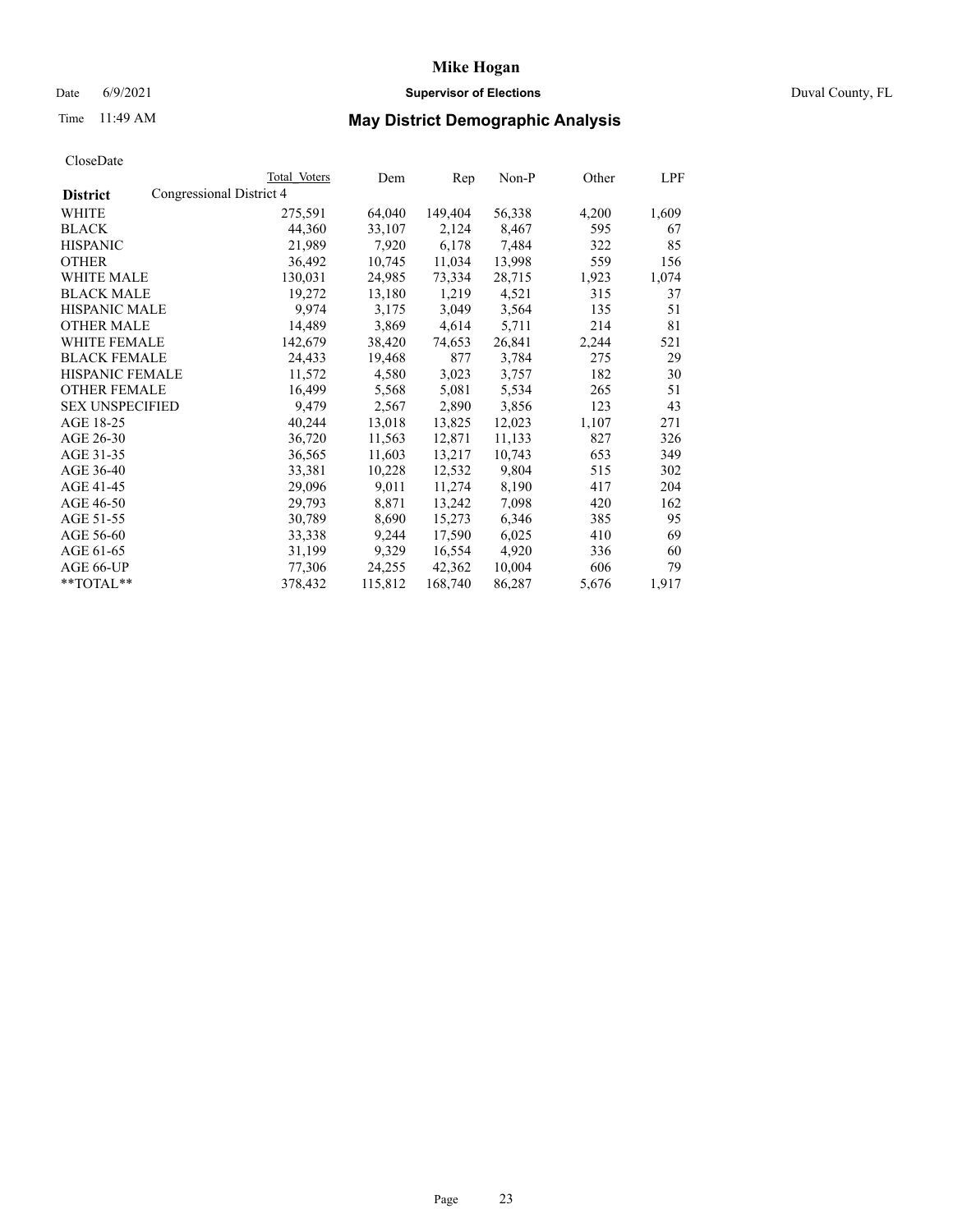# Mike Hogan

Date 6/9/2021 **Supervisor of Elections** Duval County, FL

Time 11:49 AM **May District Demographic Analysis**

CloseDate

| District | Total Voters | Dem | Rep | Non-P | Other | LPF |
|---|---|---|---|---|---|---|
| Congressional District 4 | | | | | | |
| WHITE | 275,591 | 64,040 | 149,404 | 56,338 | 4,200 | 1,609 |
| BLACK | 44,360 | 33,107 | 2,124 | 8,467 | 595 | 67 |
| HISPANIC | 21,989 | 7,920 | 6,178 | 7,484 | 322 | 85 |
| OTHER | 36,492 | 10,745 | 11,034 | 13,998 | 559 | 156 |
| WHITE MALE | 130,031 | 24,985 | 73,334 | 28,715 | 1,923 | 1,074 |
| BLACK MALE | 19,272 | 13,180 | 1,219 | 4,521 | 315 | 37 |
| HISPANIC MALE | 9,974 | 3,175 | 3,049 | 3,564 | 135 | 51 |
| OTHER MALE | 14,489 | 3,869 | 4,614 | 5,711 | 214 | 81 |
| WHITE FEMALE | 142,679 | 38,420 | 74,653 | 26,841 | 2,244 | 521 |
| BLACK FEMALE | 24,433 | 19,468 | 877 | 3,784 | 275 | 29 |
| HISPANIC FEMALE | 11,572 | 4,580 | 3,023 | 3,757 | 182 | 30 |
| OTHER FEMALE | 16,499 | 5,568 | 5,081 | 5,534 | 265 | 51 |
| SEX UNSPECIFIED | 9,479 | 2,567 | 2,890 | 3,856 | 123 | 43 |
| AGE 18-25 | 40,244 | 13,018 | 13,825 | 12,023 | 1,107 | 271 |
| AGE 26-30 | 36,720 | 11,563 | 12,871 | 11,133 | 827 | 326 |
| AGE 31-35 | 36,565 | 11,603 | 13,217 | 10,743 | 653 | 349 |
| AGE 36-40 | 33,381 | 10,228 | 12,532 | 9,804 | 515 | 302 |
| AGE 41-45 | 29,096 | 9,011 | 11,274 | 8,190 | 417 | 204 |
| AGE 46-50 | 29,793 | 8,871 | 13,242 | 7,098 | 420 | 162 |
| AGE 51-55 | 30,789 | 8,690 | 15,273 | 6,346 | 385 | 95 |
| AGE 56-60 | 33,338 | 9,244 | 17,590 | 6,025 | 410 | 69 |
| AGE 61-65 | 31,199 | 9,329 | 16,554 | 4,920 | 336 | 60 |
| AGE 66-UP | 77,306 | 24,255 | 42,362 | 10,004 | 606 | 79 |
| **TOTAL** | 378,432 | 115,812 | 168,740 | 86,287 | 5,676 | 1,917 |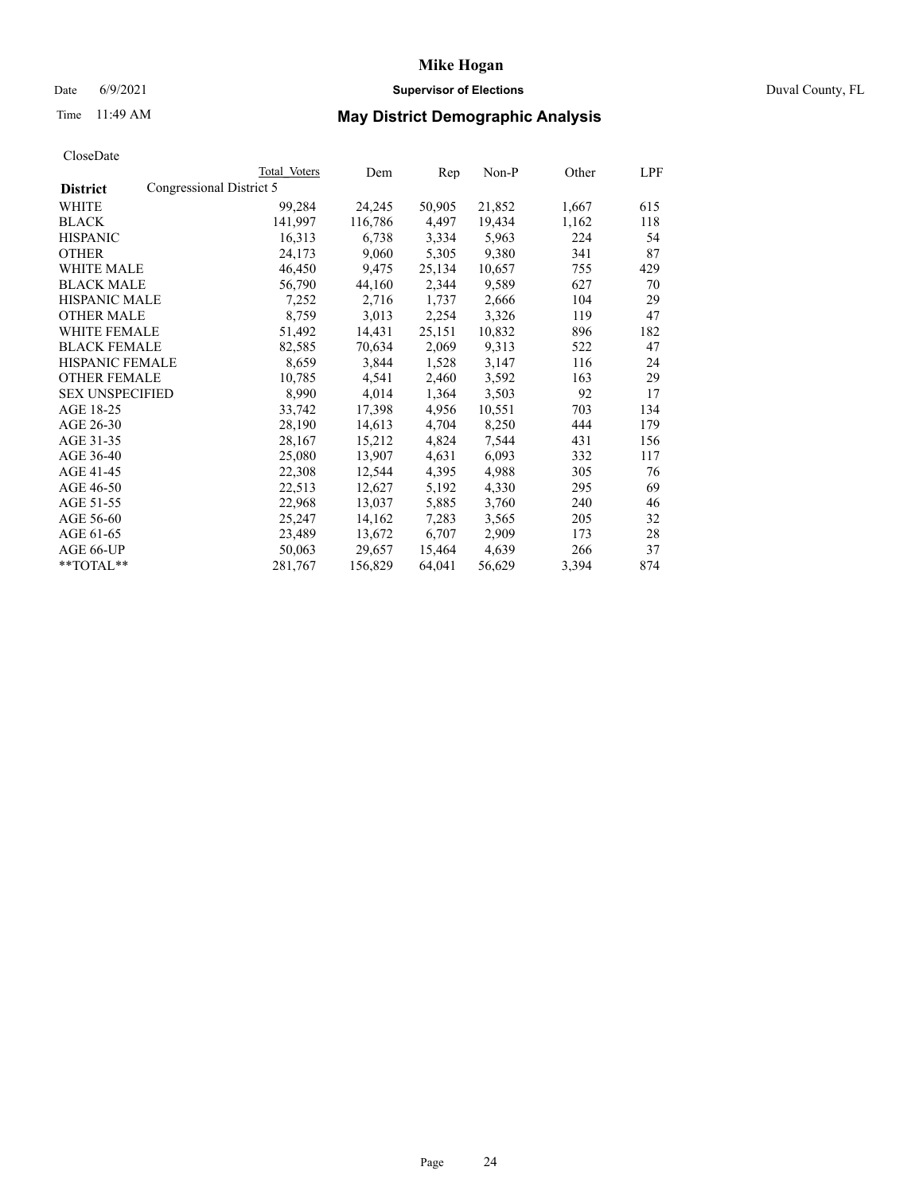CloseDate

| District | Congressional District 5 | Total Voters | Dem | Rep | Non-P | Other | LPF |
|---|---|---|---|---|---|---|---|
| WHITE | | 99,284 | 24,245 | 50,905 | 21,852 | 1,667 | 615 |
| BLACK | | 141,997 | 116,786 | 4,497 | 19,434 | 1,162 | 118 |
| HISPANIC | | 16,313 | 6,738 | 3,334 | 5,963 | 224 | 54 |
| OTHER | | 24,173 | 9,060 | 5,305 | 9,380 | 341 | 87 |
| WHITE MALE | | 46,450 | 9,475 | 25,134 | 10,657 | 755 | 429 |
| BLACK MALE | | 56,790 | 44,160 | 2,344 | 9,589 | 627 | 70 |
| HISPANIC MALE | | 7,252 | 2,716 | 1,737 | 2,666 | 104 | 29 |
| OTHER MALE | | 8,759 | 3,013 | 2,254 | 3,326 | 119 | 47 |
| WHITE FEMALE | | 51,492 | 14,431 | 25,151 | 10,832 | 896 | 182 |
| BLACK FEMALE | | 82,585 | 70,634 | 2,069 | 9,313 | 522 | 47 |
| HISPANIC FEMALE | | 8,659 | 3,844 | 1,528 | 3,147 | 116 | 24 |
| OTHER FEMALE | | 10,785 | 4,541 | 2,460 | 3,592 | 163 | 29 |
| SEX UNSPECIFIED | | 8,990 | 4,014 | 1,364 | 3,503 | 92 | 17 |
| AGE 18-25 | | 33,742 | 17,398 | 4,956 | 10,551 | 703 | 134 |
| AGE 26-30 | | 28,190 | 14,613 | 4,704 | 8,250 | 444 | 179 |
| AGE 31-35 | | 28,167 | 15,212 | 4,824 | 7,544 | 431 | 156 |
| AGE 36-40 | | 25,080 | 13,907 | 4,631 | 6,093 | 332 | 117 |
| AGE 41-45 | | 22,308 | 12,544 | 4,395 | 4,988 | 305 | 76 |
| AGE 46-50 | | 22,513 | 12,627 | 5,192 | 4,330 | 295 | 69 |
| AGE 51-55 | | 22,968 | 13,037 | 5,885 | 3,760 | 240 | 46 |
| AGE 56-60 | | 25,247 | 14,162 | 7,283 | 3,565 | 205 | 32 |
| AGE 61-65 | | 23,489 | 13,672 | 6,707 | 2,909 | 173 | 28 |
| AGE 66-UP | | 50,063 | 29,657 | 15,464 | 4,639 | 266 | 37 |
| **TOTAL** | | 281,767 | 156,829 | 64,041 | 56,629 | 3,394 | 874 |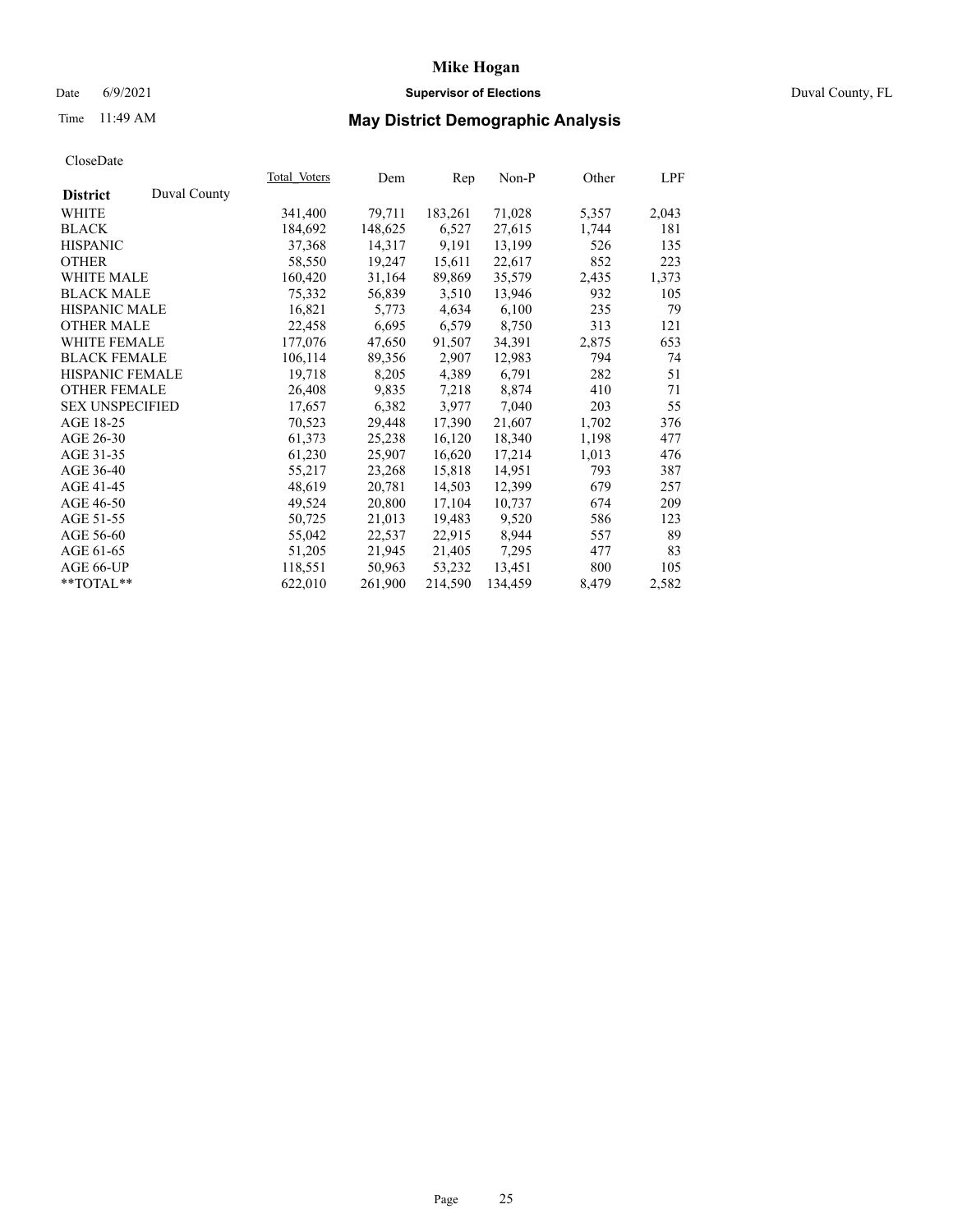CloseDate

| District | Duval County | Total_Voters | Dem | Rep | Non-P | Other | LPF |
|---|---|---|---|---|---|---|---|
| WHITE | | 341,400 | 79,711 | 183,261 | 71,028 | 5,357 | 2,043 |
| BLACK | | 184,692 | 148,625 | 6,527 | 27,615 | 1,744 | 181 |
| HISPANIC | | 37,368 | 14,317 | 9,191 | 13,199 | 526 | 135 |
| OTHER | | 58,550 | 19,247 | 15,611 | 22,617 | 852 | 223 |
| WHITE MALE | | 160,420 | 31,164 | 89,869 | 35,579 | 2,435 | 1,373 |
| BLACK MALE | | 75,332 | 56,839 | 3,510 | 13,946 | 932 | 105 |
| HISPANIC MALE | | 16,821 | 5,773 | 4,634 | 6,100 | 235 | 79 |
| OTHER MALE | | 22,458 | 6,695 | 6,579 | 8,750 | 313 | 121 |
| WHITE FEMALE | | 177,076 | 47,650 | 91,507 | 34,391 | 2,875 | 653 |
| BLACK FEMALE | | 106,114 | 89,356 | 2,907 | 12,983 | 794 | 74 |
| HISPANIC FEMALE | | 19,718 | 8,205 | 4,389 | 6,791 | 282 | 51 |
| OTHER FEMALE | | 26,408 | 9,835 | 7,218 | 8,874 | 410 | 71 |
| SEX UNSPECIFIED | | 17,657 | 6,382 | 3,977 | 7,040 | 203 | 55 |
| AGE 18-25 | | 70,523 | 29,448 | 17,390 | 21,607 | 1,702 | 376 |
| AGE 26-30 | | 61,373 | 25,238 | 16,120 | 18,340 | 1,198 | 477 |
| AGE 31-35 | | 61,230 | 25,907 | 16,620 | 17,214 | 1,013 | 476 |
| AGE 36-40 | | 55,217 | 23,268 | 15,818 | 14,951 | 793 | 387 |
| AGE 41-45 | | 48,619 | 20,781 | 14,503 | 12,399 | 679 | 257 |
| AGE 46-50 | | 49,524 | 20,800 | 17,104 | 10,737 | 674 | 209 |
| AGE 51-55 | | 50,725 | 21,013 | 19,483 | 9,520 | 586 | 123 |
| AGE 56-60 | | 55,042 | 22,537 | 22,915 | 8,944 | 557 | 89 |
| AGE 61-65 | | 51,205 | 21,945 | 21,405 | 7,295 | 477 | 83 |
| AGE 66-UP | | 118,551 | 50,963 | 53,232 | 13,451 | 800 | 105 |
| **TOTAL** | | 622,010 | 261,900 | 214,590 | 134,459 | 8,479 | 2,582 |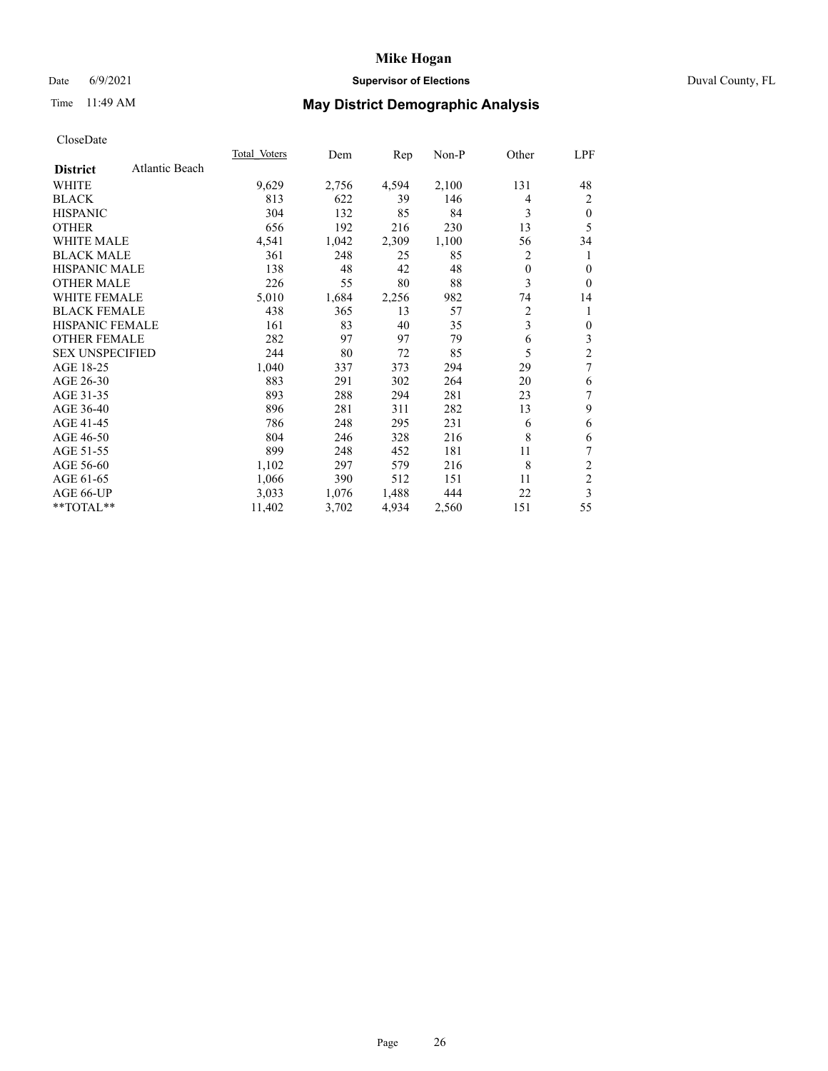# Mike Hogan

Date 6/9/2021 **Supervisor of Elections** Duval County, FL

Time 11:49 AM **May District Demographic Analysis**

CloseDate

| **District** Atlantic Beach | Total Voters | Dem | Rep | Non-P | Other | LPF |
|---|---|---|---|---|---|---|
| WHITE | 9,629 | 2,756 | 4,594 | 2,100 | 131 | 48 |
| BLACK | 813 | 622 | 39 | 146 | 4 | 2 |
| HISPANIC | 304 | 132 | 85 | 84 | 3 | 0 |
| OTHER | 656 | 192 | 216 | 230 | 13 | 5 |
| WHITE MALE | 4,541 | 1,042 | 2,309 | 1,100 | 56 | 34 |
| BLACK MALE | 361 | 248 | 25 | 85 | 2 | 1 |
| HISPANIC MALE | 138 | 48 | 42 | 48 | 0 | 0 |
| OTHER MALE | 226 | 55 | 80 | 88 | 3 | 0 |
| WHITE FEMALE | 5,010 | 1,684 | 2,256 | 982 | 74 | 14 |
| BLACK FEMALE | 438 | 365 | 13 | 57 | 2 | 1 |
| HISPANIC FEMALE | 161 | 83 | 40 | 35 | 3 | 0 |
| OTHER FEMALE | 282 | 97 | 97 | 79 | 6 | 3 |
| SEX UNSPECIFIED | 244 | 80 | 72 | 85 | 5 | 2 |
| AGE 18-25 | 1,040 | 337 | 373 | 294 | 29 | 7 |
| AGE 26-30 | 883 | 291 | 302 | 264 | 20 | 6 |
| AGE 31-35 | 893 | 288 | 294 | 281 | 23 | 7 |
| AGE 36-40 | 896 | 281 | 311 | 282 | 13 | 9 |
| AGE 41-45 | 786 | 248 | 295 | 231 | 6 | 6 |
| AGE 46-50 | 804 | 246 | 328 | 216 | 8 | 6 |
| AGE 51-55 | 899 | 248 | 452 | 181 | 11 | 7 |
| AGE 56-60 | 1,102 | 297 | 579 | 216 | 8 | 2 |
| AGE 61-65 | 1,066 | 390 | 512 | 151 | 11 | 2 |
| AGE 66-UP | 3,033 | 1,076 | 1,488 | 444 | 22 | 3 |
| **TOTAL** | 11,402 | 3,702 | 4,934 | 2,560 | 151 | 55 |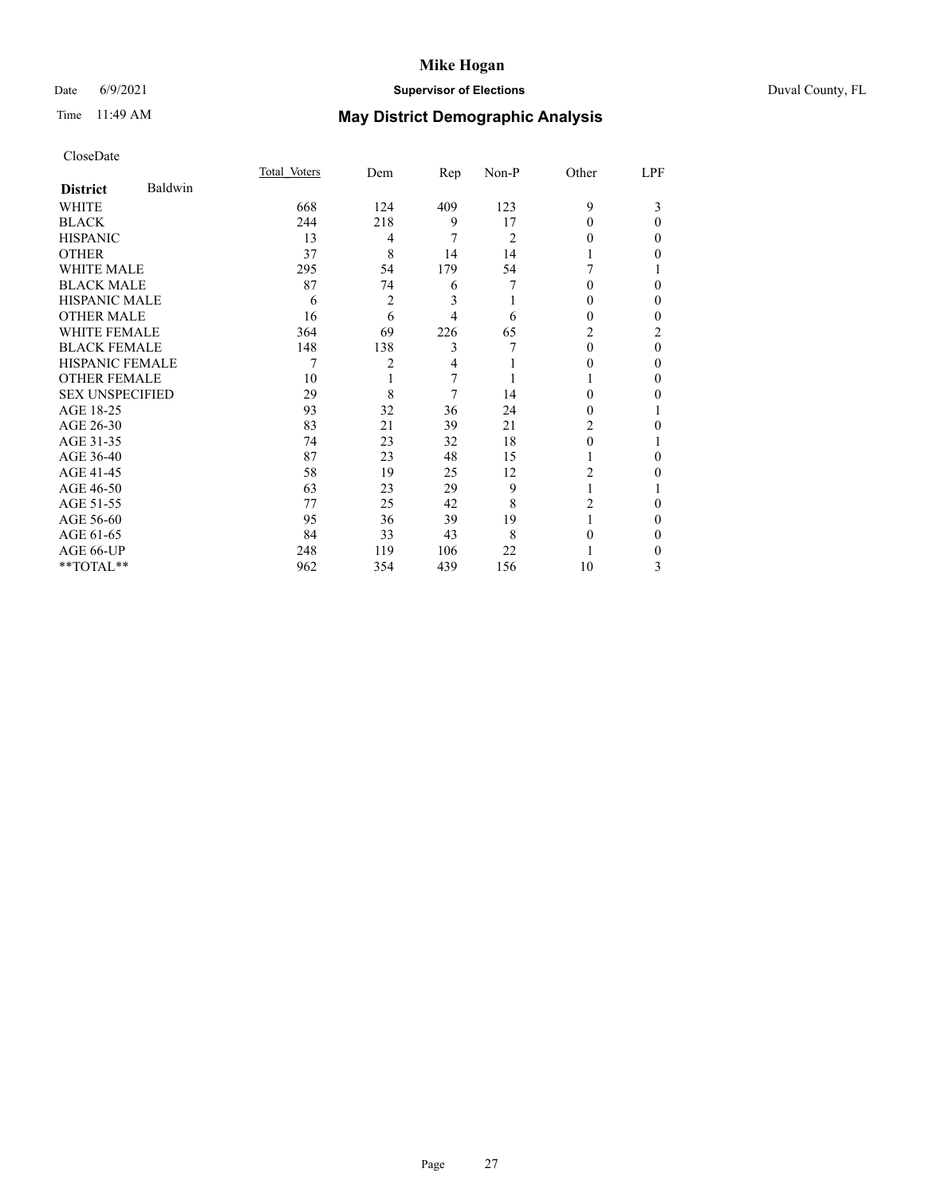CloseDate

| | Total_Voters | Dem | Rep | Non-P | Other | LPF |
|---|---|---|---|---|---|---|
| **District** Baldwin | | | | | | |
| WHITE | 668 | 124 | 409 | 123 | 9 | 3 |
| BLACK | 244 | 218 | 9 | 17 | 0 | 0 |
| HISPANIC | 13 | 4 | 7 | 2 | 0 | 0 |
| OTHER | 37 | 8 | 14 | 14 | 1 | 0 |
| WHITE MALE | 295 | 54 | 179 | 54 | 7 | 1 |
| BLACK MALE | 87 | 74 | 6 | 7 | 0 | 0 |
| HISPANIC MALE | 6 | 2 | 3 | 1 | 0 | 0 |
| OTHER MALE | 16 | 6 | 4 | 6 | 0 | 0 |
| WHITE FEMALE | 364 | 69 | 226 | 65 | 2 | 2 |
| BLACK FEMALE | 148 | 138 | 3 | 7 | 0 | 0 |
| HISPANIC FEMALE | 7 | 2 | 4 | 1 | 0 | 0 |
| OTHER FEMALE | 10 | 1 | 7 | 1 | 1 | 0 |
| SEX UNSPECIFIED | 29 | 8 | 7 | 14 | 0 | 0 |
| AGE 18-25 | 93 | 32 | 36 | 24 | 0 | 1 |
| AGE 26-30 | 83 | 21 | 39 | 21 | 2 | 0 |
| AGE 31-35 | 74 | 23 | 32 | 18 | 0 | 1 |
| AGE 36-40 | 87 | 23 | 48 | 15 | 1 | 0 |
| AGE 41-45 | 58 | 19 | 25 | 12 | 2 | 0 |
| AGE 46-50 | 63 | 23 | 29 | 9 | 1 | 1 |
| AGE 51-55 | 77 | 25 | 42 | 8 | 2 | 0 |
| AGE 56-60 | 95 | 36 | 39 | 19 | 1 | 0 |
| AGE 61-65 | 84 | 33 | 43 | 8 | 0 | 0 |
| AGE 66-UP | 248 | 119 | 106 | 22 | 1 | 0 |
| **TOTAL** | 962 | 354 | 439 | 156 | 10 | 3 |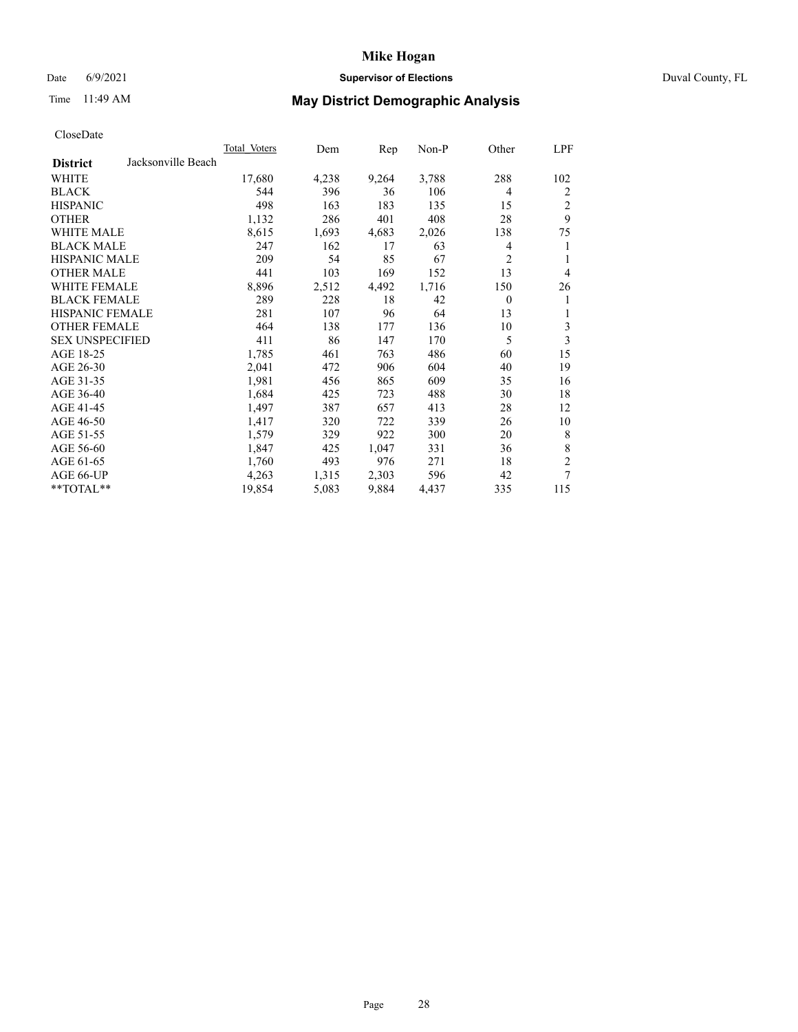# Mike Hogan

Date 6/9/2021 **Supervisor of Elections** Duval County, FL

Time 11:49 AM **May District Demographic Analysis**

CloseDate

| | Total_Voters | Dem | Rep | Non-P | Other | LPF |
|---|---|---|---|---|---|---|
| **District** Jacksonville Beach | | | | | | |
| WHITE | 17,680 | 4,238 | 9,264 | 3,788 | 288 | 102 |
| BLACK | 544 | 396 | 36 | 106 | 4 | 2 |
| HISPANIC | 498 | 163 | 183 | 135 | 15 | 2 |
| OTHER | 1,132 | 286 | 401 | 408 | 28 | 9 |
| WHITE MALE | 8,615 | 1,693 | 4,683 | 2,026 | 138 | 75 |
| BLACK MALE | 247 | 162 | 17 | 63 | 4 | 1 |
| HISPANIC MALE | 209 | 54 | 85 | 67 | 2 | 1 |
| OTHER MALE | 441 | 103 | 169 | 152 | 13 | 4 |
| WHITE FEMALE | 8,896 | 2,512 | 4,492 | 1,716 | 150 | 26 |
| BLACK FEMALE | 289 | 228 | 18 | 42 | 0 | 1 |
| HISPANIC FEMALE | 281 | 107 | 96 | 64 | 13 | 1 |
| OTHER FEMALE | 464 | 138 | 177 | 136 | 10 | 3 |
| SEX UNSPECIFIED | 411 | 86 | 147 | 170 | 5 | 3 |
| AGE 18-25 | 1,785 | 461 | 763 | 486 | 60 | 15 |
| AGE 26-30 | 2,041 | 472 | 906 | 604 | 40 | 19 |
| AGE 31-35 | 1,981 | 456 | 865 | 609 | 35 | 16 |
| AGE 36-40 | 1,684 | 425 | 723 | 488 | 30 | 18 |
| AGE 41-45 | 1,497 | 387 | 657 | 413 | 28 | 12 |
| AGE 46-50 | 1,417 | 320 | 722 | 339 | 26 | 10 |
| AGE 51-55 | 1,579 | 329 | 922 | 300 | 20 | 8 |
| AGE 56-60 | 1,847 | 425 | 1,047 | 331 | 36 | 8 |
| AGE 61-65 | 1,760 | 493 | 976 | 271 | 18 | 2 |
| AGE 66-UP | 4,263 | 1,315 | 2,303 | 596 | 42 | 7 |
| **TOTAL** | 19,854 | 5,083 | 9,884 | 4,437 | 335 | 115 |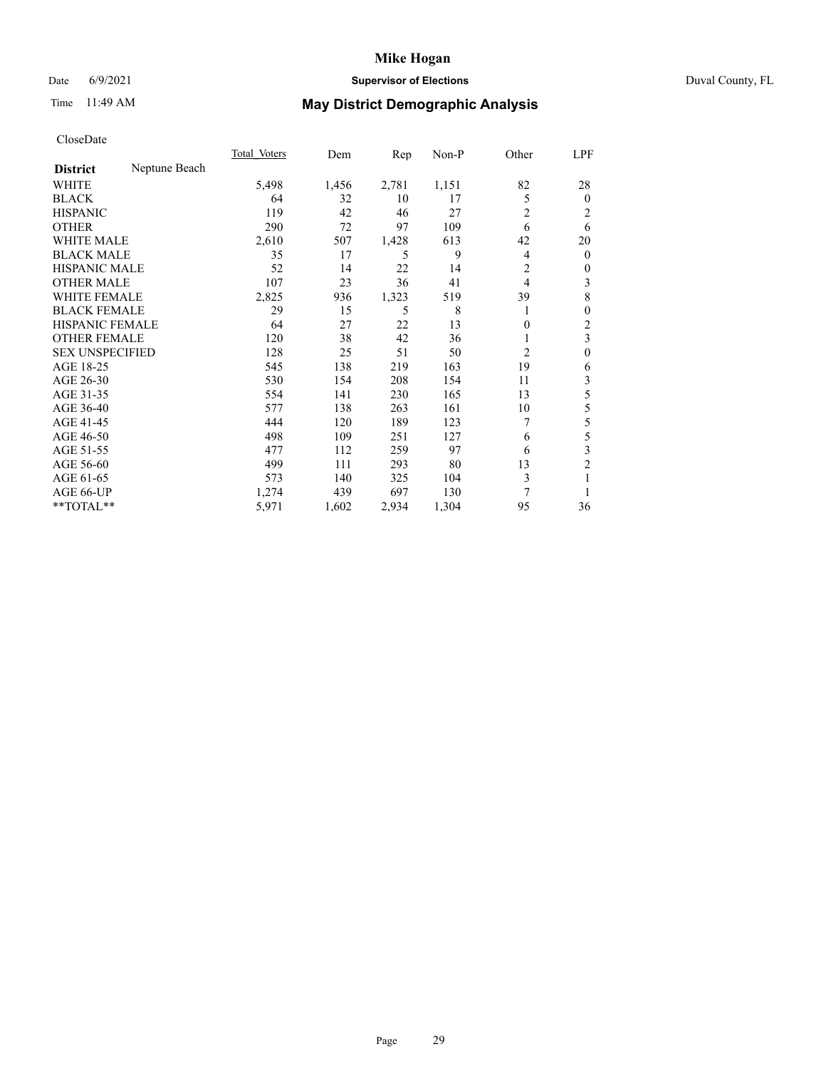# Mike Hogan

Date 6/9/2021 **Supervisor of Elections** Duval County, FL

Time 11:49 AM **May District Demographic Analysis**

CloseDate

| **District** Neptune Beach | Total Voters | Dem | Rep | Non-P | Other | LPF |
|---|---|---|---|---|---|---|
| WHITE | 5,498 | 1,456 | 2,781 | 1,151 | 82 | 28 |
| BLACK | 64 | 32 | 10 | 17 | 5 | 0 |
| HISPANIC | 119 | 42 | 46 | 27 | 2 | 2 |
| OTHER | 290 | 72 | 97 | 109 | 6 | 6 |
| WHITE MALE | 2,610 | 507 | 1,428 | 613 | 42 | 20 |
| BLACK MALE | 35 | 17 | 5 | 9 | 4 | 0 |
| HISPANIC MALE | 52 | 14 | 22 | 14 | 2 | 0 |
| OTHER MALE | 107 | 23 | 36 | 41 | 4 | 3 |
| WHITE FEMALE | 2,825 | 936 | 1,323 | 519 | 39 | 8 |
| BLACK FEMALE | 29 | 15 | 5 | 8 | 1 | 0 |
| HISPANIC FEMALE | 64 | 27 | 22 | 13 | 0 | 2 |
| OTHER FEMALE | 120 | 38 | 42 | 36 | 1 | 3 |
| SEX UNSPECIFIED | 128 | 25 | 51 | 50 | 2 | 0 |
| AGE 18-25 | 545 | 138 | 219 | 163 | 19 | 6 |
| AGE 26-30 | 530 | 154 | 208 | 154 | 11 | 3 |
| AGE 31-35 | 554 | 141 | 230 | 165 | 13 | 5 |
| AGE 36-40 | 577 | 138 | 263 | 161 | 10 | 5 |
| AGE 41-45 | 444 | 120 | 189 | 123 | 7 | 5 |
| AGE 46-50 | 498 | 109 | 251 | 127 | 6 | 5 |
| AGE 51-55 | 477 | 112 | 259 | 97 | 6 | 3 |
| AGE 56-60 | 499 | 111 | 293 | 80 | 13 | 2 |
| AGE 61-65 | 573 | 140 | 325 | 104 | 3 | 1 |
| AGE 66-UP | 1,274 | 439 | 697 | 130 | 7 | 1 |
| **TOTAL** | 5,971 | 1,602 | 2,934 | 1,304 | 95 | 36 |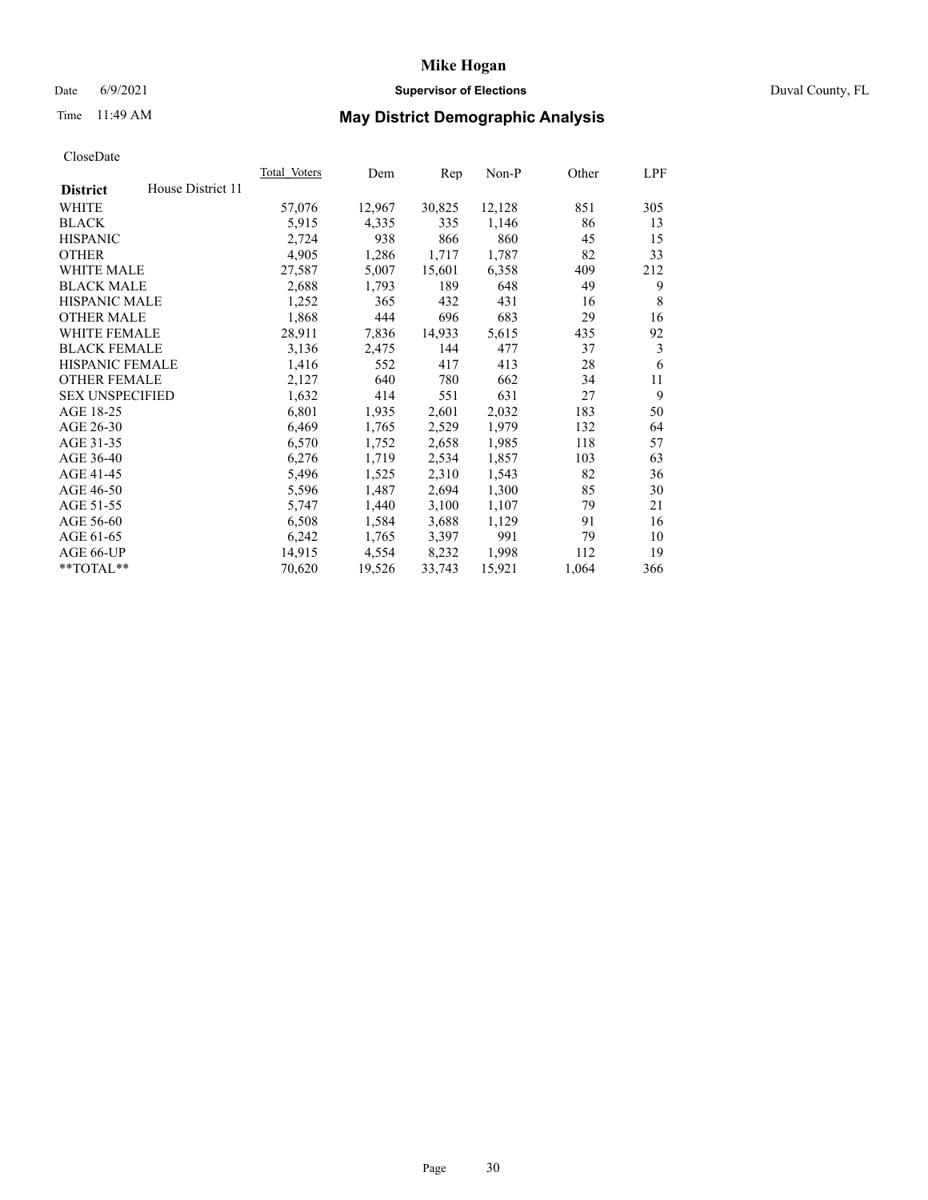CloseDate

| District | House District 11 | Total_Voters | Dem | Rep | Non-P | Other | LPF |
|---|---|---|---|---|---|---|---|
| WHITE | | 57,076 | 12,967 | 30,825 | 12,128 | 851 | 305 |
| BLACK | | 5,915 | 4,335 | 335 | 1,146 | 86 | 13 |
| HISPANIC | | 2,724 | 938 | 866 | 860 | 45 | 15 |
| OTHER | | 4,905 | 1,286 | 1,717 | 1,787 | 82 | 33 |
| WHITE MALE | | 27,587 | 5,007 | 15,601 | 6,358 | 409 | 212 |
| BLACK MALE | | 2,688 | 1,793 | 189 | 648 | 49 | 9 |
| HISPANIC MALE | | 1,252 | 365 | 432 | 431 | 16 | 8 |
| OTHER MALE | | 1,868 | 444 | 696 | 683 | 29 | 16 |
| WHITE FEMALE | | 28,911 | 7,836 | 14,933 | 5,615 | 435 | 92 |
| BLACK FEMALE | | 3,136 | 2,475 | 144 | 477 | 37 | 3 |
| HISPANIC FEMALE | | 1,416 | 552 | 417 | 413 | 28 | 6 |
| OTHER FEMALE | | 2,127 | 640 | 780 | 662 | 34 | 11 |
| SEX UNSPECIFIED | | 1,632 | 414 | 551 | 631 | 27 | 9 |
| AGE 18-25 | | 6,801 | 1,935 | 2,601 | 2,032 | 183 | 50 |
| AGE 26-30 | | 6,469 | 1,765 | 2,529 | 1,979 | 132 | 64 |
| AGE 31-35 | | 6,570 | 1,752 | 2,658 | 1,985 | 118 | 57 |
| AGE 36-40 | | 6,276 | 1,719 | 2,534 | 1,857 | 103 | 63 |
| AGE 41-45 | | 5,496 | 1,525 | 2,310 | 1,543 | 82 | 36 |
| AGE 46-50 | | 5,596 | 1,487 | 2,694 | 1,300 | 85 | 30 |
| AGE 51-55 | | 5,747 | 1,440 | 3,100 | 1,107 | 79 | 21 |
| AGE 56-60 | | 6,508 | 1,584 | 3,688 | 1,129 | 91 | 16 |
| AGE 61-65 | | 6,242 | 1,765 | 3,397 | 991 | 79 | 10 |
| AGE 66-UP | | 14,915 | 4,554 | 8,232 | 1,998 | 112 | 19 |
| **TOTAL** | | 70,620 | 19,526 | 33,743 | 15,921 | 1,064 | 366 |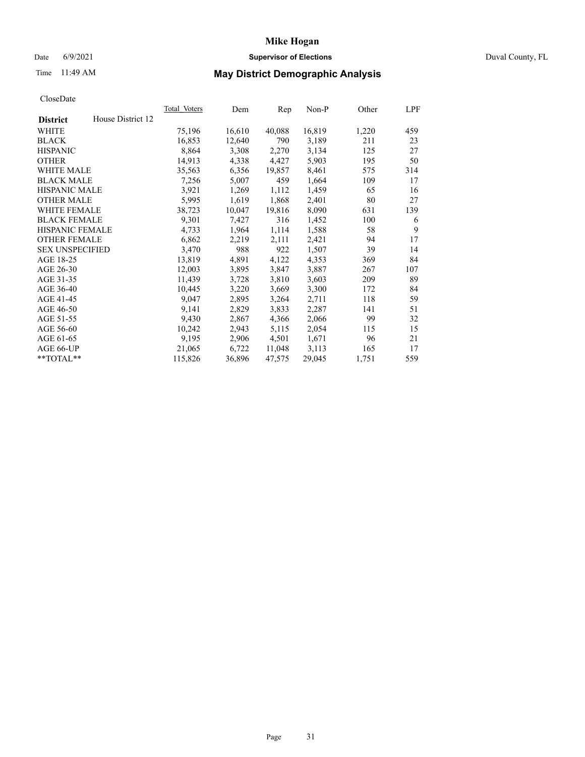# Mike Hogan

Date 6/9/2021 **Supervisor of Elections** Duval County, FL

Time 11:49 AM **May District Demographic Analysis**

CloseDate

| **District** House District 12 | Total_Voters | Dem | Rep | Non-P | Other | LPF |
|---|---|---|---|---|---|---|
| WHITE | 75,196 | 16,610 | 40,088 | 16,819 | 1,220 | 459 |
| BLACK | 16,853 | 12,640 | 790 | 3,189 | 211 | 23 |
| HISPANIC | 8,864 | 3,308 | 2,270 | 3,134 | 125 | 27 |
| OTHER | 14,913 | 4,338 | 4,427 | 5,903 | 195 | 50 |
| WHITE MALE | 35,563 | 6,356 | 19,857 | 8,461 | 575 | 314 |
| BLACK MALE | 7,256 | 5,007 | 459 | 1,664 | 109 | 17 |
| HISPANIC MALE | 3,921 | 1,269 | 1,112 | 1,459 | 65 | 16 |
| OTHER MALE | 5,995 | 1,619 | 1,868 | 2,401 | 80 | 27 |
| WHITE FEMALE | 38,723 | 10,047 | 19,816 | 8,090 | 631 | 139 |
| BLACK FEMALE | 9,301 | 7,427 | 316 | 1,452 | 100 | 6 |
| HISPANIC FEMALE | 4,733 | 1,964 | 1,114 | 1,588 | 58 | 9 |
| OTHER FEMALE | 6,862 | 2,219 | 2,111 | 2,421 | 94 | 17 |
| SEX UNSPECIFIED | 3,470 | 988 | 922 | 1,507 | 39 | 14 |
| AGE 18-25 | 13,819 | 4,891 | 4,122 | 4,353 | 369 | 84 |
| AGE 26-30 | 12,003 | 3,895 | 3,847 | 3,887 | 267 | 107 |
| AGE 31-35 | 11,439 | 3,728 | 3,810 | 3,603 | 209 | 89 |
| AGE 36-40 | 10,445 | 3,220 | 3,669 | 3,300 | 172 | 84 |
| AGE 41-45 | 9,047 | 2,895 | 3,264 | 2,711 | 118 | 59 |
| AGE 46-50 | 9,141 | 2,829 | 3,833 | 2,287 | 141 | 51 |
| AGE 51-55 | 9,430 | 2,867 | 4,366 | 2,066 | 99 | 32 |
| AGE 56-60 | 10,242 | 2,943 | 5,115 | 2,054 | 115 | 15 |
| AGE 61-65 | 9,195 | 2,906 | 4,501 | 1,671 | 96 | 21 |
| AGE 66-UP | 21,065 | 6,722 | 11,048 | 3,113 | 165 | 17 |
| **TOTAL** | 115,826 | 36,896 | 47,575 | 29,045 | 1,751 | 559 |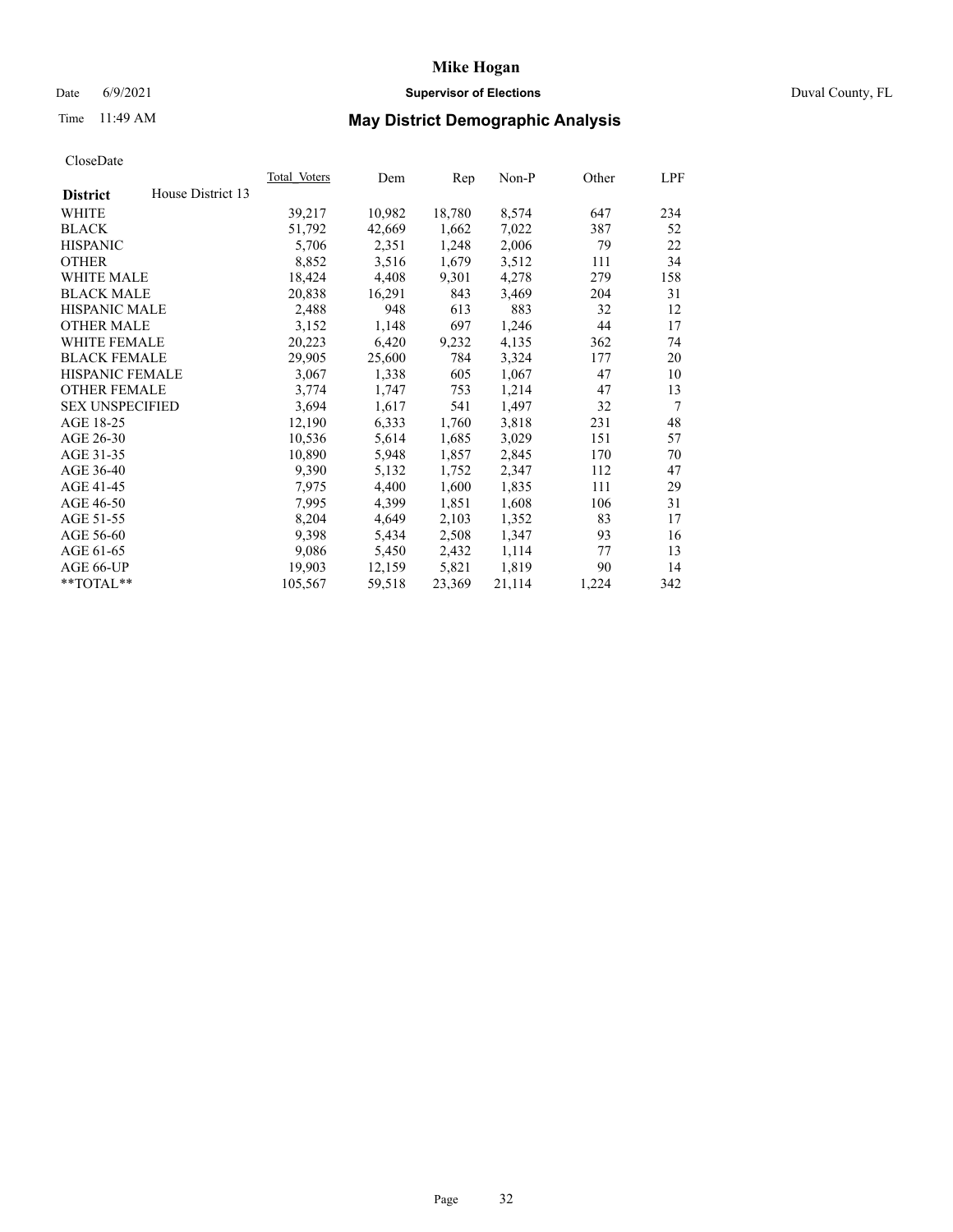# Mike Hogan

Date 6/9/2021 **Supervisor of Elections** Duval County, FL

Time 11:49 AM **May District Demographic Analysis**

CloseDate

| **District** House District 13 | Total Voters | Dem | Rep | Non-P | Other | LPF |
|---|---|---|---|---|---|---|
| WHITE | 39,217 | 10,982 | 18,780 | 8,574 | 647 | 234 |
| BLACK | 51,792 | 42,669 | 1,662 | 7,022 | 387 | 52 |
| HISPANIC | 5,706 | 2,351 | 1,248 | 2,006 | 79 | 22 |
| OTHER | 8,852 | 3,516 | 1,679 | 3,512 | 111 | 34 |
| WHITE MALE | 18,424 | 4,408 | 9,301 | 4,278 | 279 | 158 |
| BLACK MALE | 20,838 | 16,291 | 843 | 3,469 | 204 | 31 |
| HISPANIC MALE | 2,488 | 948 | 613 | 883 | 32 | 12 |
| OTHER MALE | 3,152 | 1,148 | 697 | 1,246 | 44 | 17 |
| WHITE FEMALE | 20,223 | 6,420 | 9,232 | 4,135 | 362 | 74 |
| BLACK FEMALE | 29,905 | 25,600 | 784 | 3,324 | 177 | 20 |
| HISPANIC FEMALE | 3,067 | 1,338 | 605 | 1,067 | 47 | 10 |
| OTHER FEMALE | 3,774 | 1,747 | 753 | 1,214 | 47 | 13 |
| SEX UNSPECIFIED | 3,694 | 1,617 | 541 | 1,497 | 32 | 7 |
| AGE 18-25 | 12,190 | 6,333 | 1,760 | 3,818 | 231 | 48 |
| AGE 26-30 | 10,536 | 5,614 | 1,685 | 3,029 | 151 | 57 |
| AGE 31-35 | 10,890 | 5,948 | 1,857 | 2,845 | 170 | 70 |
| AGE 36-40 | 9,390 | 5,132 | 1,752 | 2,347 | 112 | 47 |
| AGE 41-45 | 7,975 | 4,400 | 1,600 | 1,835 | 111 | 29 |
| AGE 46-50 | 7,995 | 4,399 | 1,851 | 1,608 | 106 | 31 |
| AGE 51-55 | 8,204 | 4,649 | 2,103 | 1,352 | 83 | 17 |
| AGE 56-60 | 9,398 | 5,434 | 2,508 | 1,347 | 93 | 16 |
| AGE 61-65 | 9,086 | 5,450 | 2,432 | 1,114 | 77 | 13 |
| AGE 66-UP | 19,903 | 12,159 | 5,821 | 1,819 | 90 | 14 |
| **TOTAL** | 105,567 | 59,518 | 23,369 | 21,114 | 1,224 | 342 |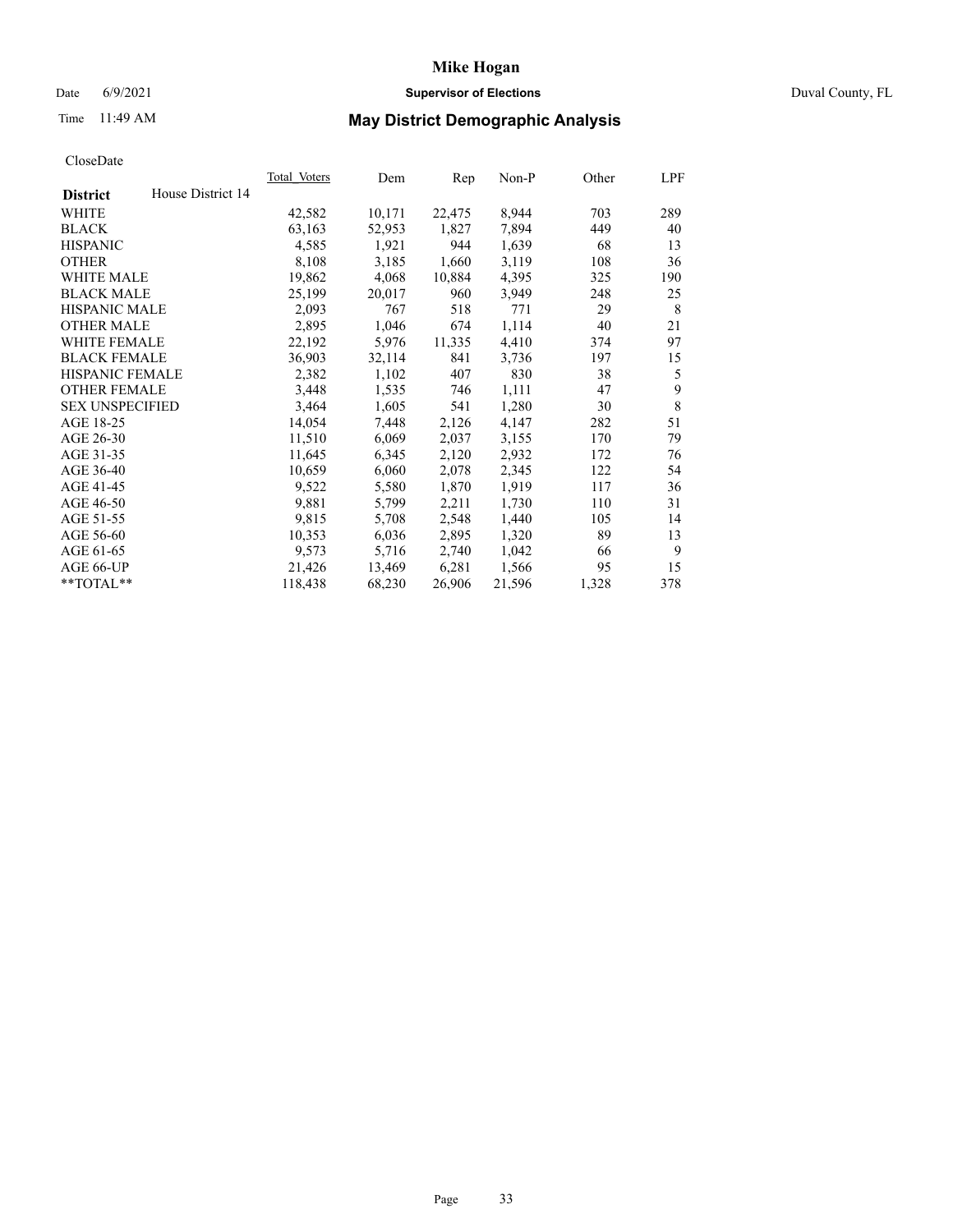# Mike Hogan

Date 6/9/2021 **Supervisor of Elections** Duval County, FL

Time 11:49 AM **May District Demographic Analysis**

CloseDate

| **District** House District 14 | Total_Voters | Dem | Rep | Non-P | Other | LPF |
|---|---|---|---|---|---|---|
| WHITE | 42,582 | 10,171 | 22,475 | 8,944 | 703 | 289 |
| BLACK | 63,163 | 52,953 | 1,827 | 7,894 | 449 | 40 |
| HISPANIC | 4,585 | 1,921 | 944 | 1,639 | 68 | 13 |
| OTHER | 8,108 | 3,185 | 1,660 | 3,119 | 108 | 36 |
| WHITE MALE | 19,862 | 4,068 | 10,884 | 4,395 | 325 | 190 |
| BLACK MALE | 25,199 | 20,017 | 960 | 3,949 | 248 | 25 |
| HISPANIC MALE | 2,093 | 767 | 518 | 771 | 29 | 8 |
| OTHER MALE | 2,895 | 1,046 | 674 | 1,114 | 40 | 21 |
| WHITE FEMALE | 22,192 | 5,976 | 11,335 | 4,410 | 374 | 97 |
| BLACK FEMALE | 36,903 | 32,114 | 841 | 3,736 | 197 | 15 |
| HISPANIC FEMALE | 2,382 | 1,102 | 407 | 830 | 38 | 5 |
| OTHER FEMALE | 3,448 | 1,535 | 746 | 1,111 | 47 | 9 |
| SEX UNSPECIFIED | 3,464 | 1,605 | 541 | 1,280 | 30 | 8 |
| AGE 18-25 | 14,054 | 7,448 | 2,126 | 4,147 | 282 | 51 |
| AGE 26-30 | 11,510 | 6,069 | 2,037 | 3,155 | 170 | 79 |
| AGE 31-35 | 11,645 | 6,345 | 2,120 | 2,932 | 172 | 76 |
| AGE 36-40 | 10,659 | 6,060 | 2,078 | 2,345 | 122 | 54 |
| AGE 41-45 | 9,522 | 5,580 | 1,870 | 1,919 | 117 | 36 |
| AGE 46-50 | 9,881 | 5,799 | 2,211 | 1,730 | 110 | 31 |
| AGE 51-55 | 9,815 | 5,708 | 2,548 | 1,440 | 105 | 14 |
| AGE 56-60 | 10,353 | 6,036 | 2,895 | 1,320 | 89 | 13 |
| AGE 61-65 | 9,573 | 5,716 | 2,740 | 1,042 | 66 | 9 |
| AGE 66-UP | 21,426 | 13,469 | 6,281 | 1,566 | 95 | 15 |
| **TOTAL** | 118,438 | 68,230 | 26,906 | 21,596 | 1,328 | 378 |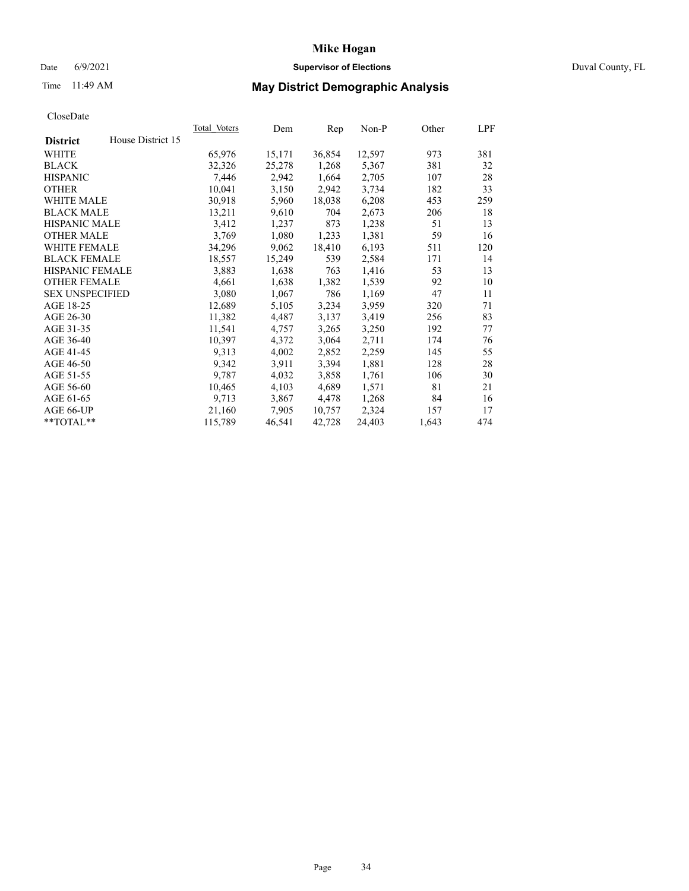# Mike Hogan

Date 6/9/2021 **Supervisor of Elections** Duval County, FL

Time 11:49 AM **May District Demographic Analysis**

CloseDate

| **District** | House District 15 | Total Voters | Dem | Rep | Non-P | Other | LPF |
|---|---|---|---|---|---|---|---|
| WHITE | | 65,976 | 15,171 | 36,854 | 12,597 | 973 | 381 |
| BLACK | | 32,326 | 25,278 | 1,268 | 5,367 | 381 | 32 |
| HISPANIC | | 7,446 | 2,942 | 1,664 | 2,705 | 107 | 28 |
| OTHER | | 10,041 | 3,150 | 2,942 | 3,734 | 182 | 33 |
| WHITE MALE | | 30,918 | 5,960 | 18,038 | 6,208 | 453 | 259 |
| BLACK MALE | | 13,211 | 9,610 | 704 | 2,673 | 206 | 18 |
| HISPANIC MALE | | 3,412 | 1,237 | 873 | 1,238 | 51 | 13 |
| OTHER MALE | | 3,769 | 1,080 | 1,233 | 1,381 | 59 | 16 |
| WHITE FEMALE | | 34,296 | 9,062 | 18,410 | 6,193 | 511 | 120 |
| BLACK FEMALE | | 18,557 | 15,249 | 539 | 2,584 | 171 | 14 |
| HISPANIC FEMALE | | 3,883 | 1,638 | 763 | 1,416 | 53 | 13 |
| OTHER FEMALE | | 4,661 | 1,638 | 1,382 | 1,539 | 92 | 10 |
| SEX UNSPECIFIED | | 3,080 | 1,067 | 786 | 1,169 | 47 | 11 |
| AGE 18-25 | | 12,689 | 5,105 | 3,234 | 3,959 | 320 | 71 |
| AGE 26-30 | | 11,382 | 4,487 | 3,137 | 3,419 | 256 | 83 |
| AGE 31-35 | | 11,541 | 4,757 | 3,265 | 3,250 | 192 | 77 |
| AGE 36-40 | | 10,397 | 4,372 | 3,064 | 2,711 | 174 | 76 |
| AGE 41-45 | | 9,313 | 4,002 | 2,852 | 2,259 | 145 | 55 |
| AGE 46-50 | | 9,342 | 3,911 | 3,394 | 1,881 | 128 | 28 |
| AGE 51-55 | | 9,787 | 4,032 | 3,858 | 1,761 | 106 | 30 |
| AGE 56-60 | | 10,465 | 4,103 | 4,689 | 1,571 | 81 | 21 |
| AGE 61-65 | | 9,713 | 3,867 | 4,478 | 1,268 | 84 | 16 |
| AGE 66-UP | | 21,160 | 7,905 | 10,757 | 2,324 | 157 | 17 |
| **TOTAL** | | 115,789 | 46,541 | 42,728 | 24,403 | 1,643 | 474 |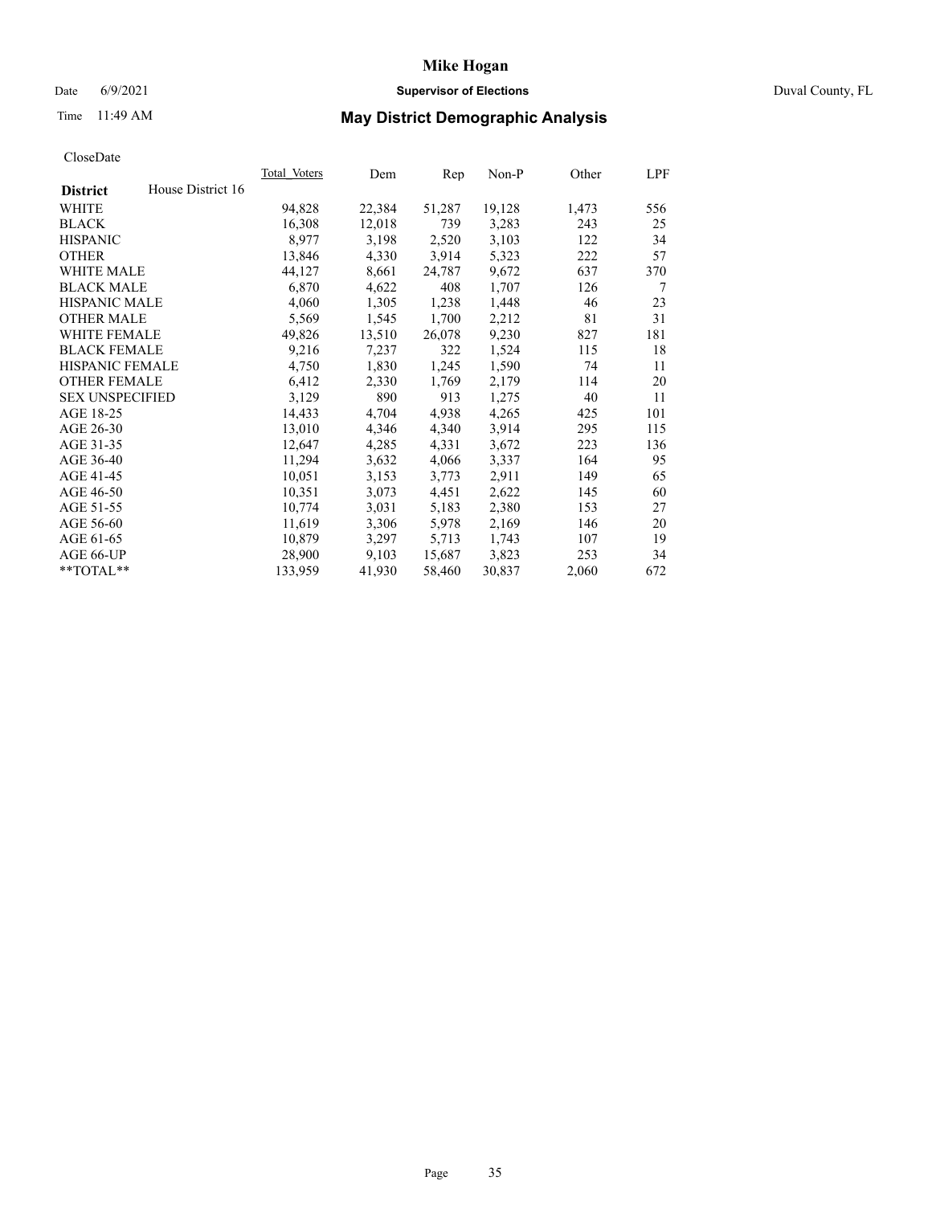CloseDate

| District | House District 16 | Total_Voters | Dem | Rep | Non-P | Other | LPF |
|---|---|---|---|---|---|---|---|
| WHITE | | 94,828 | 22,384 | 51,287 | 19,128 | 1,473 | 556 |
| BLACK | | 16,308 | 12,018 | 739 | 3,283 | 243 | 25 |
| HISPANIC | | 8,977 | 3,198 | 2,520 | 3,103 | 122 | 34 |
| OTHER | | 13,846 | 4,330 | 3,914 | 5,323 | 222 | 57 |
| WHITE MALE | | 44,127 | 8,661 | 24,787 | 9,672 | 637 | 370 |
| BLACK MALE | | 6,870 | 4,622 | 408 | 1,707 | 126 | 7 |
| HISPANIC MALE | | 4,060 | 1,305 | 1,238 | 1,448 | 46 | 23 |
| OTHER MALE | | 5,569 | 1,545 | 1,700 | 2,212 | 81 | 31 |
| WHITE FEMALE | | 49,826 | 13,510 | 26,078 | 9,230 | 827 | 181 |
| BLACK FEMALE | | 9,216 | 7,237 | 322 | 1,524 | 115 | 18 |
| HISPANIC FEMALE | | 4,750 | 1,830 | 1,245 | 1,590 | 74 | 11 |
| OTHER FEMALE | | 6,412 | 2,330 | 1,769 | 2,179 | 114 | 20 |
| SEX UNSPECIFIED | | 3,129 | 890 | 913 | 1,275 | 40 | 11 |
| AGE 18-25 | | 14,433 | 4,704 | 4,938 | 4,265 | 425 | 101 |
| AGE 26-30 | | 13,010 | 4,346 | 4,340 | 3,914 | 295 | 115 |
| AGE 31-35 | | 12,647 | 4,285 | 4,331 | 3,672 | 223 | 136 |
| AGE 36-40 | | 11,294 | 3,632 | 4,066 | 3,337 | 164 | 95 |
| AGE 41-45 | | 10,051 | 3,153 | 3,773 | 2,911 | 149 | 65 |
| AGE 46-50 | | 10,351 | 3,073 | 4,451 | 2,622 | 145 | 60 |
| AGE 51-55 | | 10,774 | 3,031 | 5,183 | 2,380 | 153 | 27 |
| AGE 56-60 | | 11,619 | 3,306 | 5,978 | 2,169 | 146 | 20 |
| AGE 61-65 | | 10,879 | 3,297 | 5,713 | 1,743 | 107 | 19 |
| AGE 66-UP | | 28,900 | 9,103 | 15,687 | 3,823 | 253 | 34 |
| **TOTAL** | | 133,959 | 41,930 | 58,460 | 30,837 | 2,060 | 672 |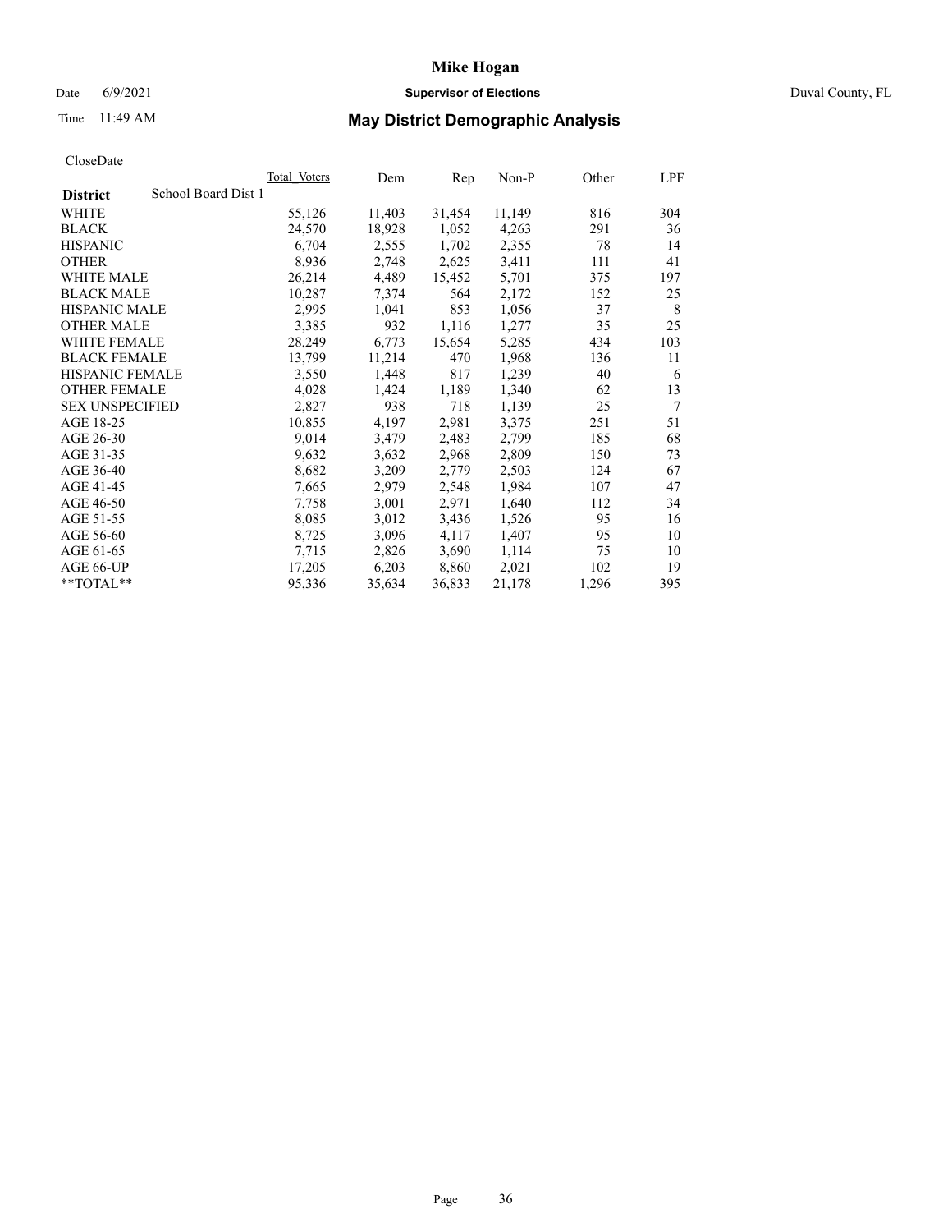# Mike Hogan

Date 6/9/2021 **Supervisor of Elections** Duval County, FL

Time 11:49 AM **May District Demographic Analysis**

CloseDate

| **District** School Board Dist 1 | Total Voters | Dem | Rep | Non-P | Other | LPF |
|---|---|---|---|---|---|---|
| WHITE | 55,126 | 11,403 | 31,454 | 11,149 | 816 | 304 |
| BLACK | 24,570 | 18,928 | 1,052 | 4,263 | 291 | 36 |
| HISPANIC | 6,704 | 2,555 | 1,702 | 2,355 | 78 | 14 |
| OTHER | 8,936 | 2,748 | 2,625 | 3,411 | 111 | 41 |
| WHITE MALE | 26,214 | 4,489 | 15,452 | 5,701 | 375 | 197 |
| BLACK MALE | 10,287 | 7,374 | 564 | 2,172 | 152 | 25 |
| HISPANIC MALE | 2,995 | 1,041 | 853 | 1,056 | 37 | 8 |
| OTHER MALE | 3,385 | 932 | 1,116 | 1,277 | 35 | 25 |
| WHITE FEMALE | 28,249 | 6,773 | 15,654 | 5,285 | 434 | 103 |
| BLACK FEMALE | 13,799 | 11,214 | 470 | 1,968 | 136 | 11 |
| HISPANIC FEMALE | 3,550 | 1,448 | 817 | 1,239 | 40 | 6 |
| OTHER FEMALE | 4,028 | 1,424 | 1,189 | 1,340 | 62 | 13 |
| SEX UNSPECIFIED | 2,827 | 938 | 718 | 1,139 | 25 | 7 |
| AGE 18-25 | 10,855 | 4,197 | 2,981 | 3,375 | 251 | 51 |
| AGE 26-30 | 9,014 | 3,479 | 2,483 | 2,799 | 185 | 68 |
| AGE 31-35 | 9,632 | 3,632 | 2,968 | 2,809 | 150 | 73 |
| AGE 36-40 | 8,682 | 3,209 | 2,779 | 2,503 | 124 | 67 |
| AGE 41-45 | 7,665 | 2,979 | 2,548 | 1,984 | 107 | 47 |
| AGE 46-50 | 7,758 | 3,001 | 2,971 | 1,640 | 112 | 34 |
| AGE 51-55 | 8,085 | 3,012 | 3,436 | 1,526 | 95 | 16 |
| AGE 56-60 | 8,725 | 3,096 | 4,117 | 1,407 | 95 | 10 |
| AGE 61-65 | 7,715 | 2,826 | 3,690 | 1,114 | 75 | 10 |
| AGE 66-UP | 17,205 | 6,203 | 8,860 | 2,021 | 102 | 19 |
| **TOTAL** | 95,336 | 35,634 | 36,833 | 21,178 | 1,296 | 395 |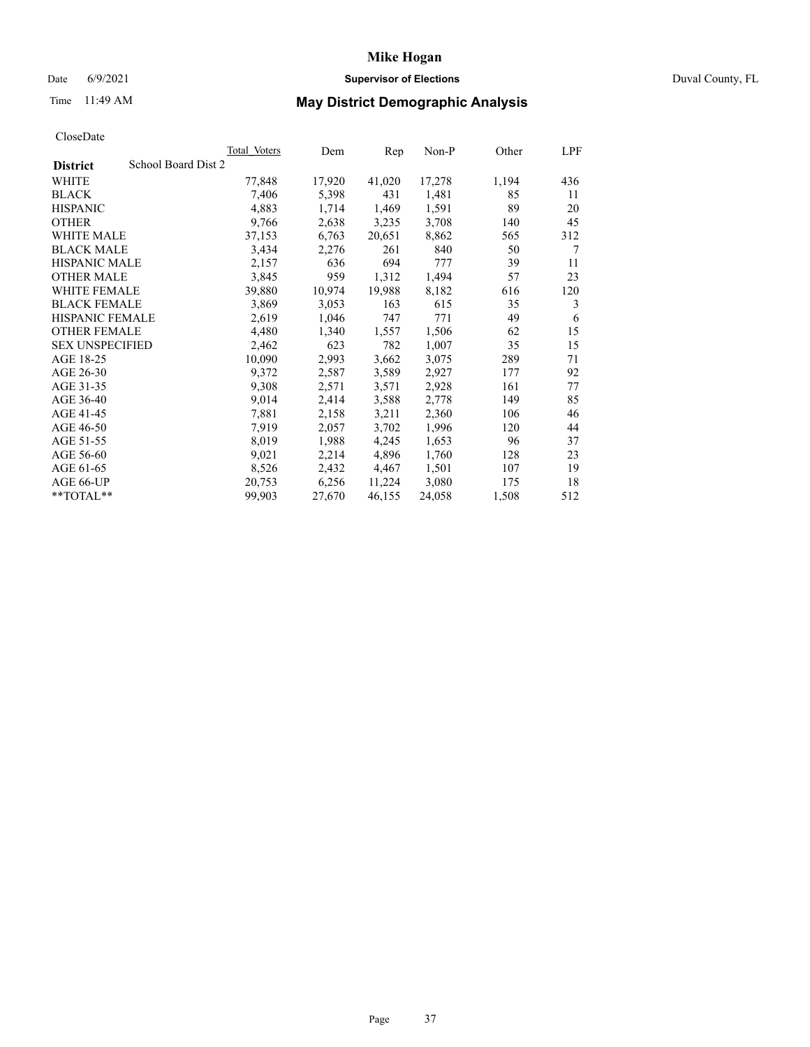CloseDate

| District | School Board Dist 2 | Total Voters | Dem | Rep | Non-P | Other | LPF |
|---|---|---|---|---|---|---|---|
| WHITE | | 77,848 | 17,920 | 41,020 | 17,278 | 1,194 | 436 |
| BLACK | | 7,406 | 5,398 | 431 | 1,481 | 85 | 11 |
| HISPANIC | | 4,883 | 1,714 | 1,469 | 1,591 | 89 | 20 |
| OTHER | | 9,766 | 2,638 | 3,235 | 3,708 | 140 | 45 |
| WHITE MALE | | 37,153 | 6,763 | 20,651 | 8,862 | 565 | 312 |
| BLACK MALE | | 3,434 | 2,276 | 261 | 840 | 50 | 7 |
| HISPANIC MALE | | 2,157 | 636 | 694 | 777 | 39 | 11 |
| OTHER MALE | | 3,845 | 959 | 1,312 | 1,494 | 57 | 23 |
| WHITE FEMALE | | 39,880 | 10,974 | 19,988 | 8,182 | 616 | 120 |
| BLACK FEMALE | | 3,869 | 3,053 | 163 | 615 | 35 | 3 |
| HISPANIC FEMALE | | 2,619 | 1,046 | 747 | 771 | 49 | 6 |
| OTHER FEMALE | | 4,480 | 1,340 | 1,557 | 1,506 | 62 | 15 |
| SEX UNSPECIFIED | | 2,462 | 623 | 782 | 1,007 | 35 | 15 |
| AGE 18-25 | | 10,090 | 2,993 | 3,662 | 3,075 | 289 | 71 |
| AGE 26-30 | | 9,372 | 2,587 | 3,589 | 2,927 | 177 | 92 |
| AGE 31-35 | | 9,308 | 2,571 | 3,571 | 2,928 | 161 | 77 |
| AGE 36-40 | | 9,014 | 2,414 | 3,588 | 2,778 | 149 | 85 |
| AGE 41-45 | | 7,881 | 2,158 | 3,211 | 2,360 | 106 | 46 |
| AGE 46-50 | | 7,919 | 2,057 | 3,702 | 1,996 | 120 | 44 |
| AGE 51-55 | | 8,019 | 1,988 | 4,245 | 1,653 | 96 | 37 |
| AGE 56-60 | | 9,021 | 2,214 | 4,896 | 1,760 | 128 | 23 |
| AGE 61-65 | | 8,526 | 2,432 | 4,467 | 1,501 | 107 | 19 |
| AGE 66-UP | | 20,753 | 6,256 | 11,224 | 3,080 | 175 | 18 |
| **TOTAL** | | 99,903 | 27,670 | 46,155 | 24,058 | 1,508 | 512 |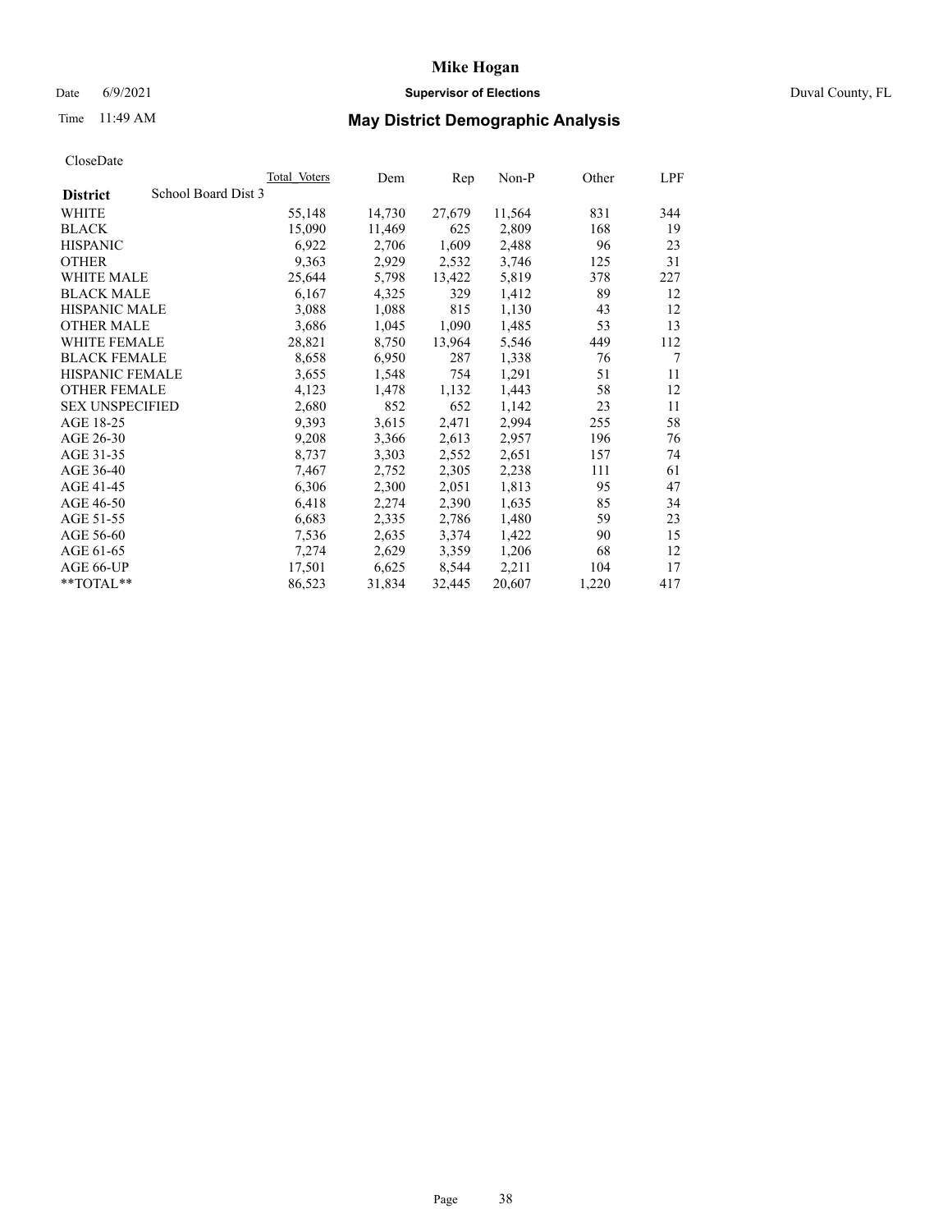# Mike Hogan

Date 6/9/2021 **Supervisor of Elections** Duval County, FL

Time 11:49 AM **May District Demographic Analysis**

CloseDate

| **District** School Board Dist 3 | Total Voters | Dem | Rep | Non-P | Other | LPF |
|---|---|---|---|---|---|---|
| WHITE | 55,148 | 14,730 | 27,679 | 11,564 | 831 | 344 |
| BLACK | 15,090 | 11,469 | 625 | 2,809 | 168 | 19 |
| HISPANIC | 6,922 | 2,706 | 1,609 | 2,488 | 96 | 23 |
| OTHER | 9,363 | 2,929 | 2,532 | 3,746 | 125 | 31 |
| WHITE MALE | 25,644 | 5,798 | 13,422 | 5,819 | 378 | 227 |
| BLACK MALE | 6,167 | 4,325 | 329 | 1,412 | 89 | 12 |
| HISPANIC MALE | 3,088 | 1,088 | 815 | 1,130 | 43 | 12 |
| OTHER MALE | 3,686 | 1,045 | 1,090 | 1,485 | 53 | 13 |
| WHITE FEMALE | 28,821 | 8,750 | 13,964 | 5,546 | 449 | 112 |
| BLACK FEMALE | 8,658 | 6,950 | 287 | 1,338 | 76 | 7 |
| HISPANIC FEMALE | 3,655 | 1,548 | 754 | 1,291 | 51 | 11 |
| OTHER FEMALE | 4,123 | 1,478 | 1,132 | 1,443 | 58 | 12 |
| SEX UNSPECIFIED | 2,680 | 852 | 652 | 1,142 | 23 | 11 |
| AGE 18-25 | 9,393 | 3,615 | 2,471 | 2,994 | 255 | 58 |
| AGE 26-30 | 9,208 | 3,366 | 2,613 | 2,957 | 196 | 76 |
| AGE 31-35 | 8,737 | 3,303 | 2,552 | 2,651 | 157 | 74 |
| AGE 36-40 | 7,467 | 2,752 | 2,305 | 2,238 | 111 | 61 |
| AGE 41-45 | 6,306 | 2,300 | 2,051 | 1,813 | 95 | 47 |
| AGE 46-50 | 6,418 | 2,274 | 2,390 | 1,635 | 85 | 34 |
| AGE 51-55 | 6,683 | 2,335 | 2,786 | 1,480 | 59 | 23 |
| AGE 56-60 | 7,536 | 2,635 | 3,374 | 1,422 | 90 | 15 |
| AGE 61-65 | 7,274 | 2,629 | 3,359 | 1,206 | 68 | 12 |
| AGE 66-UP | 17,501 | 6,625 | 8,544 | 2,211 | 104 | 17 |
| **TOTAL** | 86,523 | 31,834 | 32,445 | 20,607 | 1,220 | 417 |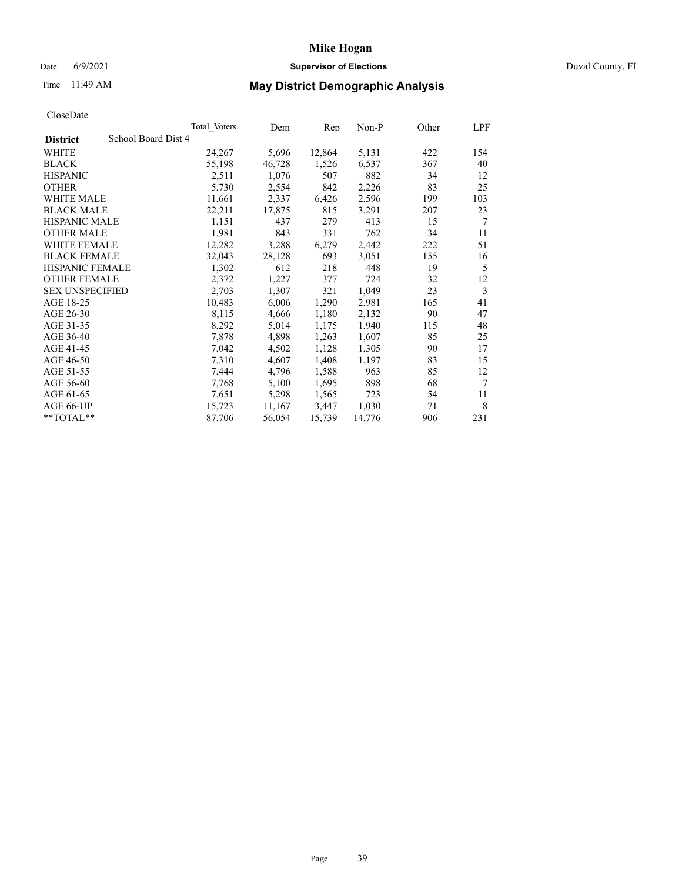# Mike Hogan

Date 6/9/2021 **Supervisor of Elections** Duval County, FL

Time 11:49 AM **May District Demographic Analysis**

CloseDate

| District | Total Voters | Dem | Rep | Non-P | Other | LPF |
|---|---|---|---|---|---|---|
| School Board Dist 4 | | | | | | |
| WHITE | 24,267 | 5,696 | 12,864 | 5,131 | 422 | 154 |
| BLACK | 55,198 | 46,728 | 1,526 | 6,537 | 367 | 40 |
| HISPANIC | 2,511 | 1,076 | 507 | 882 | 34 | 12 |
| OTHER | 5,730 | 2,554 | 842 | 2,226 | 83 | 25 |
| WHITE MALE | 11,661 | 2,337 | 6,426 | 2,596 | 199 | 103 |
| BLACK MALE | 22,211 | 17,875 | 815 | 3,291 | 207 | 23 |
| HISPANIC MALE | 1,151 | 437 | 279 | 413 | 15 | 7 |
| OTHER MALE | 1,981 | 843 | 331 | 762 | 34 | 11 |
| WHITE FEMALE | 12,282 | 3,288 | 6,279 | 2,442 | 222 | 51 |
| BLACK FEMALE | 32,043 | 28,128 | 693 | 3,051 | 155 | 16 |
| HISPANIC FEMALE | 1,302 | 612 | 218 | 448 | 19 | 5 |
| OTHER FEMALE | 2,372 | 1,227 | 377 | 724 | 32 | 12 |
| SEX UNSPECIFIED | 2,703 | 1,307 | 321 | 1,049 | 23 | 3 |
| AGE 18-25 | 10,483 | 6,006 | 1,290 | 2,981 | 165 | 41 |
| AGE 26-30 | 8,115 | 4,666 | 1,180 | 2,132 | 90 | 47 |
| AGE 31-35 | 8,292 | 5,014 | 1,175 | 1,940 | 115 | 48 |
| AGE 36-40 | 7,878 | 4,898 | 1,263 | 1,607 | 85 | 25 |
| AGE 41-45 | 7,042 | 4,502 | 1,128 | 1,305 | 90 | 17 |
| AGE 46-50 | 7,310 | 4,607 | 1,408 | 1,197 | 83 | 15 |
| AGE 51-55 | 7,444 | 4,796 | 1,588 | 963 | 85 | 12 |
| AGE 56-60 | 7,768 | 5,100 | 1,695 | 898 | 68 | 7 |
| AGE 61-65 | 7,651 | 5,298 | 1,565 | 723 | 54 | 11 |
| AGE 66-UP | 15,723 | 11,167 | 3,447 | 1,030 | 71 | 8 |
| **TOTAL** | 87,706 | 56,054 | 15,739 | 14,776 | 906 | 231 |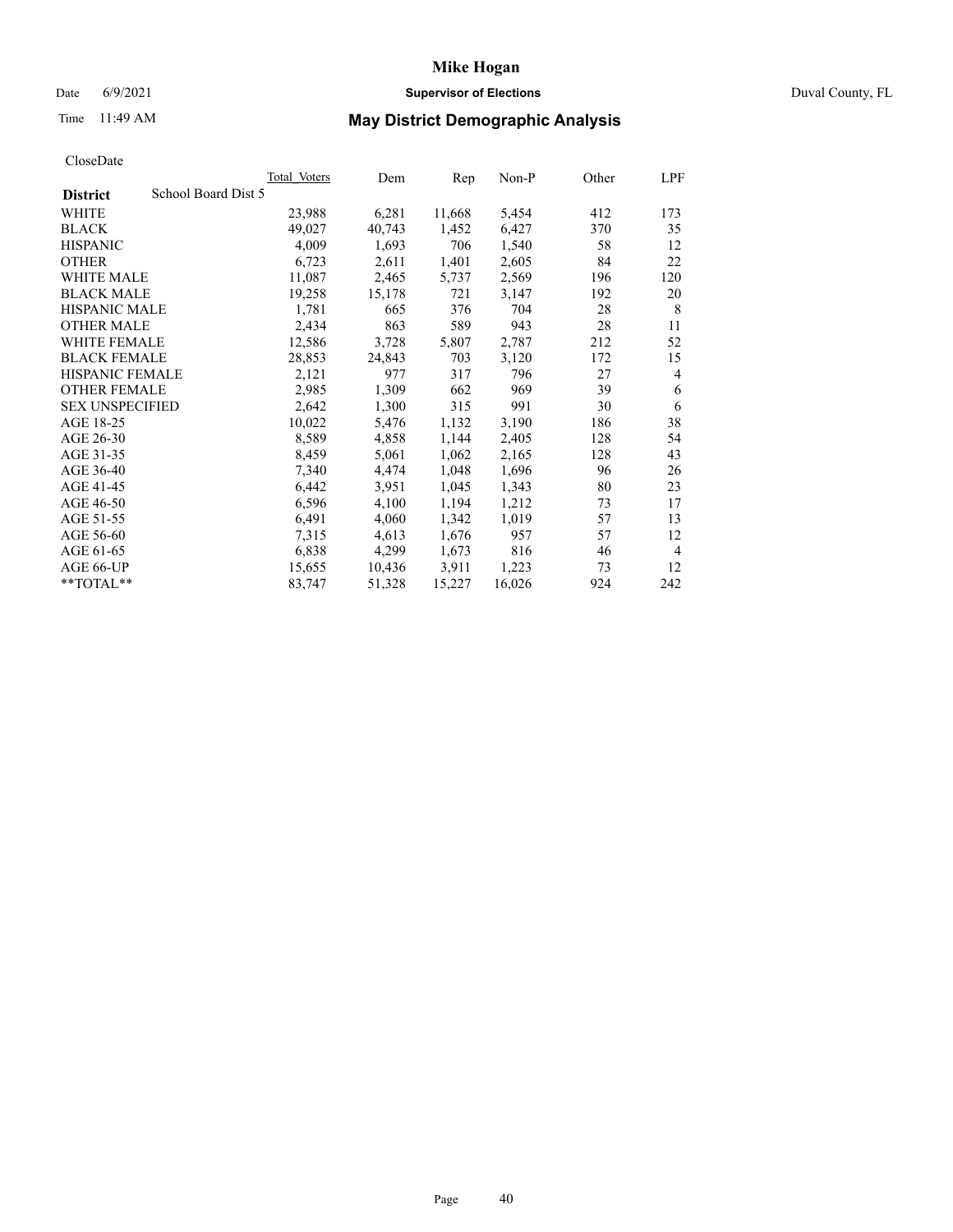# Mike Hogan

Date 6/9/2021 **Supervisor of Elections** Duval County, FL

Time 11:49 AM **May District Demographic Analysis**

CloseDate

| | Total Voters | Dem | Rep | Non-P | Other | LPF |
|---|---|---|---|---|---|---|
| **District** School Board Dist 5 | | | | | | |
| WHITE | 23,988 | 6,281 | 11,668 | 5,454 | 412 | 173 |
| BLACK | 49,027 | 40,743 | 1,452 | 6,427 | 370 | 35 |
| HISPANIC | 4,009 | 1,693 | 706 | 1,540 | 58 | 12 |
| OTHER | 6,723 | 2,611 | 1,401 | 2,605 | 84 | 22 |
| WHITE MALE | 11,087 | 2,465 | 5,737 | 2,569 | 196 | 120 |
| BLACK MALE | 19,258 | 15,178 | 721 | 3,147 | 192 | 20 |
| HISPANIC MALE | 1,781 | 665 | 376 | 704 | 28 | 8 |
| OTHER MALE | 2,434 | 863 | 589 | 943 | 28 | 11 |
| WHITE FEMALE | 12,586 | 3,728 | 5,807 | 2,787 | 212 | 52 |
| BLACK FEMALE | 28,853 | 24,843 | 703 | 3,120 | 172 | 15 |
| HISPANIC FEMALE | 2,121 | 977 | 317 | 796 | 27 | 4 |
| OTHER FEMALE | 2,985 | 1,309 | 662 | 969 | 39 | 6 |
| SEX UNSPECIFIED | 2,642 | 1,300 | 315 | 991 | 30 | 6 |
| AGE 18-25 | 10,022 | 5,476 | 1,132 | 3,190 | 186 | 38 |
| AGE 26-30 | 8,589 | 4,858 | 1,144 | 2,405 | 128 | 54 |
| AGE 31-35 | 8,459 | 5,061 | 1,062 | 2,165 | 128 | 43 |
| AGE 36-40 | 7,340 | 4,474 | 1,048 | 1,696 | 96 | 26 |
| AGE 41-45 | 6,442 | 3,951 | 1,045 | 1,343 | 80 | 23 |
| AGE 46-50 | 6,596 | 4,100 | 1,194 | 1,212 | 73 | 17 |
| AGE 51-55 | 6,491 | 4,060 | 1,342 | 1,019 | 57 | 13 |
| AGE 56-60 | 7,315 | 4,613 | 1,676 | 957 | 57 | 12 |
| AGE 61-65 | 6,838 | 4,299 | 1,673 | 816 | 46 | 4 |
| AGE 66-UP | 15,655 | 10,436 | 3,911 | 1,223 | 73 | 12 |
| **TOTAL** | 83,747 | 51,328 | 15,227 | 16,026 | 924 | 242 |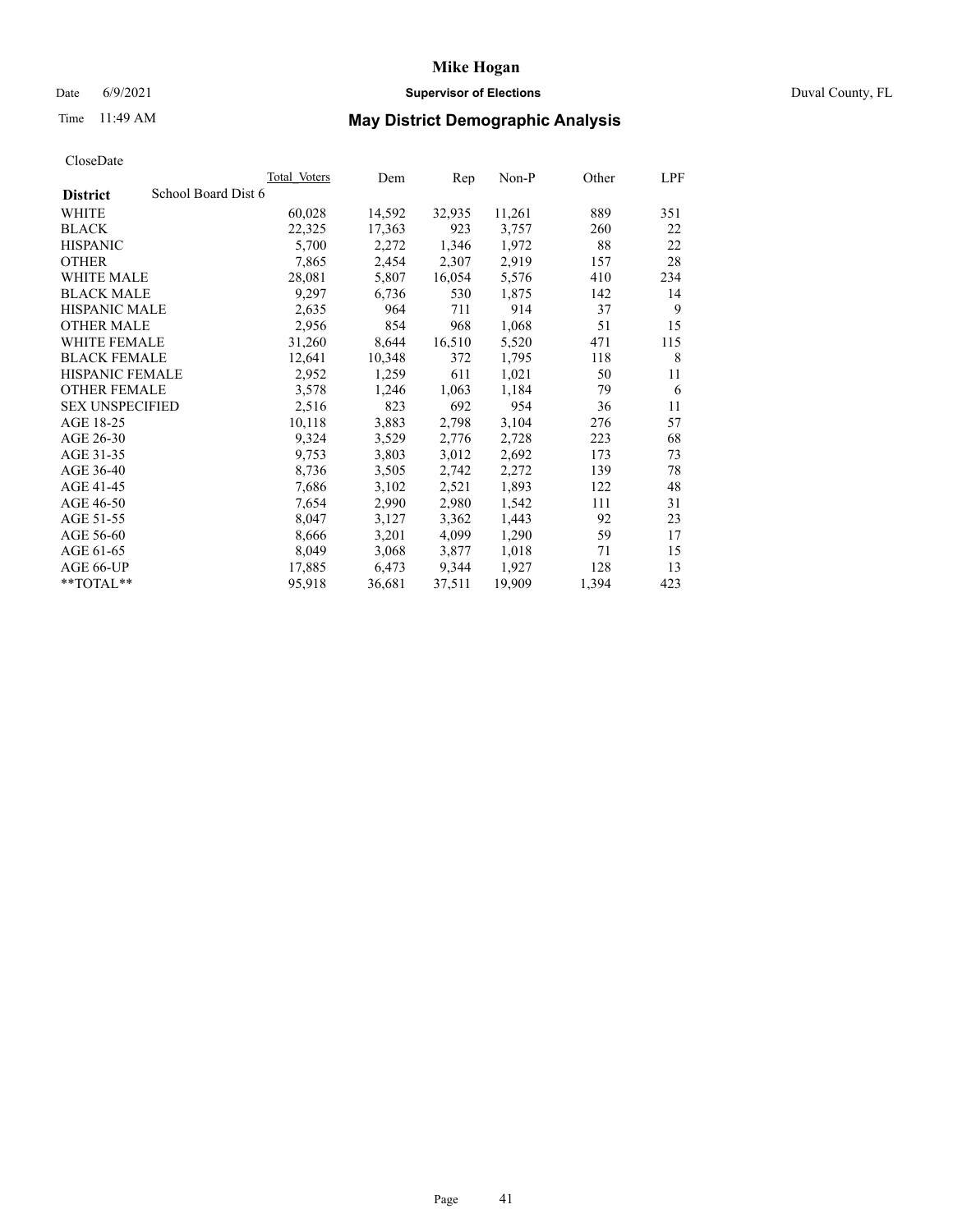# Mike Hogan

Date 6/9/2021 **Supervisor of Elections** Duval County, FL

Time 11:49 AM **May District Demographic Analysis**

CloseDate

| **District** School Board Dist 6 | Total Voters | Dem | Rep | Non-P | Other | LPF |
|---|---|---|---|---|---|---|
| WHITE | 60,028 | 14,592 | 32,935 | 11,261 | 889 | 351 |
| BLACK | 22,325 | 17,363 | 923 | 3,757 | 260 | 22 |
| HISPANIC | 5,700 | 2,272 | 1,346 | 1,972 | 88 | 22 |
| OTHER | 7,865 | 2,454 | 2,307 | 2,919 | 157 | 28 |
| WHITE MALE | 28,081 | 5,807 | 16,054 | 5,576 | 410 | 234 |
| BLACK MALE | 9,297 | 6,736 | 530 | 1,875 | 142 | 14 |
| HISPANIC MALE | 2,635 | 964 | 711 | 914 | 37 | 9 |
| OTHER MALE | 2,956 | 854 | 968 | 1,068 | 51 | 15 |
| WHITE FEMALE | 31,260 | 8,644 | 16,510 | 5,520 | 471 | 115 |
| BLACK FEMALE | 12,641 | 10,348 | 372 | 1,795 | 118 | 8 |
| HISPANIC FEMALE | 2,952 | 1,259 | 611 | 1,021 | 50 | 11 |
| OTHER FEMALE | 3,578 | 1,246 | 1,063 | 1,184 | 79 | 6 |
| SEX UNSPECIFIED | 2,516 | 823 | 692 | 954 | 36 | 11 |
| AGE 18-25 | 10,118 | 3,883 | 2,798 | 3,104 | 276 | 57 |
| AGE 26-30 | 9,324 | 3,529 | 2,776 | 2,728 | 223 | 68 |
| AGE 31-35 | 9,753 | 3,803 | 3,012 | 2,692 | 173 | 73 |
| AGE 36-40 | 8,736 | 3,505 | 2,742 | 2,272 | 139 | 78 |
| AGE 41-45 | 7,686 | 3,102 | 2,521 | 1,893 | 122 | 48 |
| AGE 46-50 | 7,654 | 2,990 | 2,980 | 1,542 | 111 | 31 |
| AGE 51-55 | 8,047 | 3,127 | 3,362 | 1,443 | 92 | 23 |
| AGE 56-60 | 8,666 | 3,201 | 4,099 | 1,290 | 59 | 17 |
| AGE 61-65 | 8,049 | 3,068 | 3,877 | 1,018 | 71 | 15 |
| AGE 66-UP | 17,885 | 6,473 | 9,344 | 1,927 | 128 | 13 |
| **TOTAL** | 95,918 | 36,681 | 37,511 | 19,909 | 1,394 | 423 |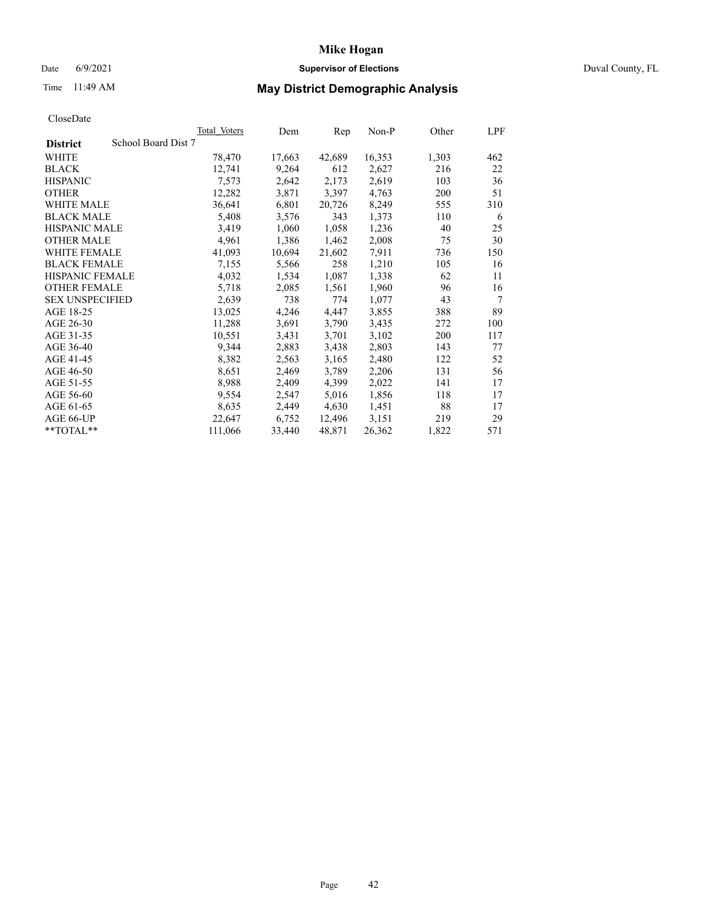# Mike Hogan

Date 6/9/2021 **Supervisor of Elections** Duval County, FL

Time 11:49 AM **May District Demographic Analysis**

CloseDate

| **District** School Board Dist 7 | Total Voters | Dem | Rep | Non-P | Other | LPF |
|---|---|---|---|---|---|---|
| WHITE | 78,470 | 17,663 | 42,689 | 16,353 | 1,303 | 462 |
| BLACK | 12,741 | 9,264 | 612 | 2,627 | 216 | 22 |
| HISPANIC | 7,573 | 2,642 | 2,173 | 2,619 | 103 | 36 |
| OTHER | 12,282 | 3,871 | 3,397 | 4,763 | 200 | 51 |
| WHITE MALE | 36,641 | 6,801 | 20,726 | 8,249 | 555 | 310 |
| BLACK MALE | 5,408 | 3,576 | 343 | 1,373 | 110 | 6 |
| HISPANIC MALE | 3,419 | 1,060 | 1,058 | 1,236 | 40 | 25 |
| OTHER MALE | 4,961 | 1,386 | 1,462 | 2,008 | 75 | 30 |
| WHITE FEMALE | 41,093 | 10,694 | 21,602 | 7,911 | 736 | 150 |
| BLACK FEMALE | 7,155 | 5,566 | 258 | 1,210 | 105 | 16 |
| HISPANIC FEMALE | 4,032 | 1,534 | 1,087 | 1,338 | 62 | 11 |
| OTHER FEMALE | 5,718 | 2,085 | 1,561 | 1,960 | 96 | 16 |
| SEX UNSPECIFIED | 2,639 | 738 | 774 | 1,077 | 43 | 7 |
| AGE 18-25 | 13,025 | 4,246 | 4,447 | 3,855 | 388 | 89 |
| AGE 26-30 | 11,288 | 3,691 | 3,790 | 3,435 | 272 | 100 |
| AGE 31-35 | 10,551 | 3,431 | 3,701 | 3,102 | 200 | 117 |
| AGE 36-40 | 9,344 | 2,883 | 3,438 | 2,803 | 143 | 77 |
| AGE 41-45 | 8,382 | 2,563 | 3,165 | 2,480 | 122 | 52 |
| AGE 46-50 | 8,651 | 2,469 | 3,789 | 2,206 | 131 | 56 |
| AGE 51-55 | 8,988 | 2,409 | 4,399 | 2,022 | 141 | 17 |
| AGE 56-60 | 9,554 | 2,547 | 5,016 | 1,856 | 118 | 17 |
| AGE 61-65 | 8,635 | 2,449 | 4,630 | 1,451 | 88 | 17 |
| AGE 66-UP | 22,647 | 6,752 | 12,496 | 3,151 | 219 | 29 |
| **TOTAL** | 111,066 | 33,440 | 48,871 | 26,362 | 1,822 | 571 |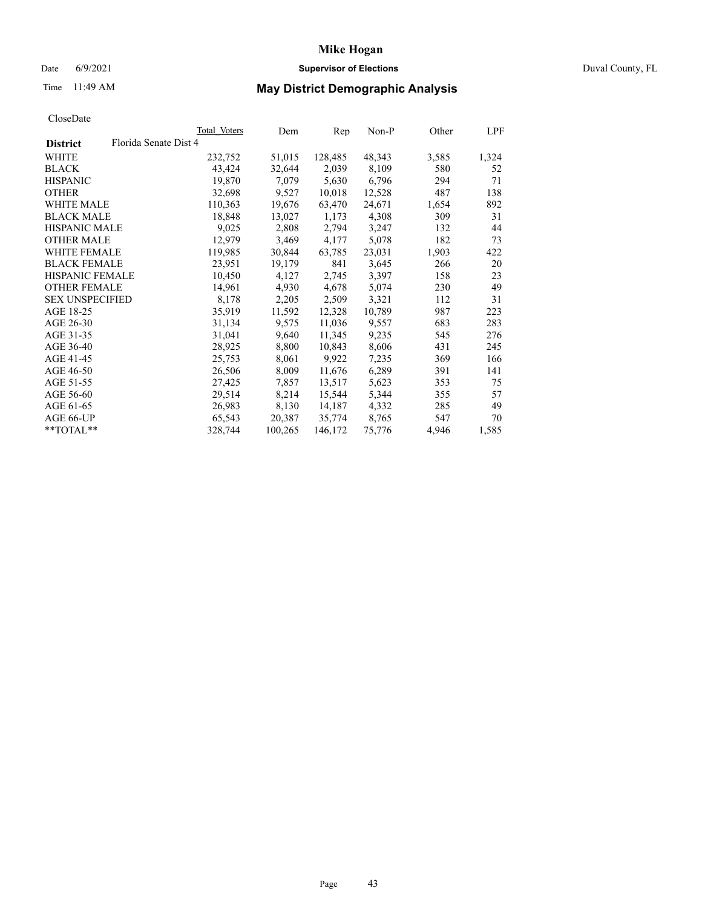# Mike Hogan

Date 6/9/2021 **Supervisor of Elections** Duval County, FL

Time 11:49 AM **May District Demographic Analysis**

CloseDate

| | Total Voters | Dem | Rep | Non-P | Other | LPF |
|---|---|---|---|---|---|---|
| **District** Florida Senate Dist 4 | | | | | | |
| WHITE | 232,752 | 51,015 | 128,485 | 48,343 | 3,585 | 1,324 |
| BLACK | 43,424 | 32,644 | 2,039 | 8,109 | 580 | 52 |
| HISPANIC | 19,870 | 7,079 | 5,630 | 6,796 | 294 | 71 |
| OTHER | 32,698 | 9,527 | 10,018 | 12,528 | 487 | 138 |
| WHITE MALE | 110,363 | 19,676 | 63,470 | 24,671 | 1,654 | 892 |
| BLACK MALE | 18,848 | 13,027 | 1,173 | 4,308 | 309 | 31 |
| HISPANIC MALE | 9,025 | 2,808 | 2,794 | 3,247 | 132 | 44 |
| OTHER MALE | 12,979 | 3,469 | 4,177 | 5,078 | 182 | 73 |
| WHITE FEMALE | 119,985 | 30,844 | 63,785 | 23,031 | 1,903 | 422 |
| BLACK FEMALE | 23,951 | 19,179 | 841 | 3,645 | 266 | 20 |
| HISPANIC FEMALE | 10,450 | 4,127 | 2,745 | 3,397 | 158 | 23 |
| OTHER FEMALE | 14,961 | 4,930 | 4,678 | 5,074 | 230 | 49 |
| SEX UNSPECIFIED | 8,178 | 2,205 | 2,509 | 3,321 | 112 | 31 |
| AGE 18-25 | 35,919 | 11,592 | 12,328 | 10,789 | 987 | 223 |
| AGE 26-30 | 31,134 | 9,575 | 11,036 | 9,557 | 683 | 283 |
| AGE 31-35 | 31,041 | 9,640 | 11,345 | 9,235 | 545 | 276 |
| AGE 36-40 | 28,925 | 8,800 | 10,843 | 8,606 | 431 | 245 |
| AGE 41-45 | 25,753 | 8,061 | 9,922 | 7,235 | 369 | 166 |
| AGE 46-50 | 26,506 | 8,009 | 11,676 | 6,289 | 391 | 141 |
| AGE 51-55 | 27,425 | 7,857 | 13,517 | 5,623 | 353 | 75 |
| AGE 56-60 | 29,514 | 8,214 | 15,544 | 5,344 | 355 | 57 |
| AGE 61-65 | 26,983 | 8,130 | 14,187 | 4,332 | 285 | 49 |
| AGE 66-UP | 65,543 | 20,387 | 35,774 | 8,765 | 547 | 70 |
| **TOTAL** | 328,744 | 100,265 | 146,172 | 75,776 | 4,946 | 1,585 |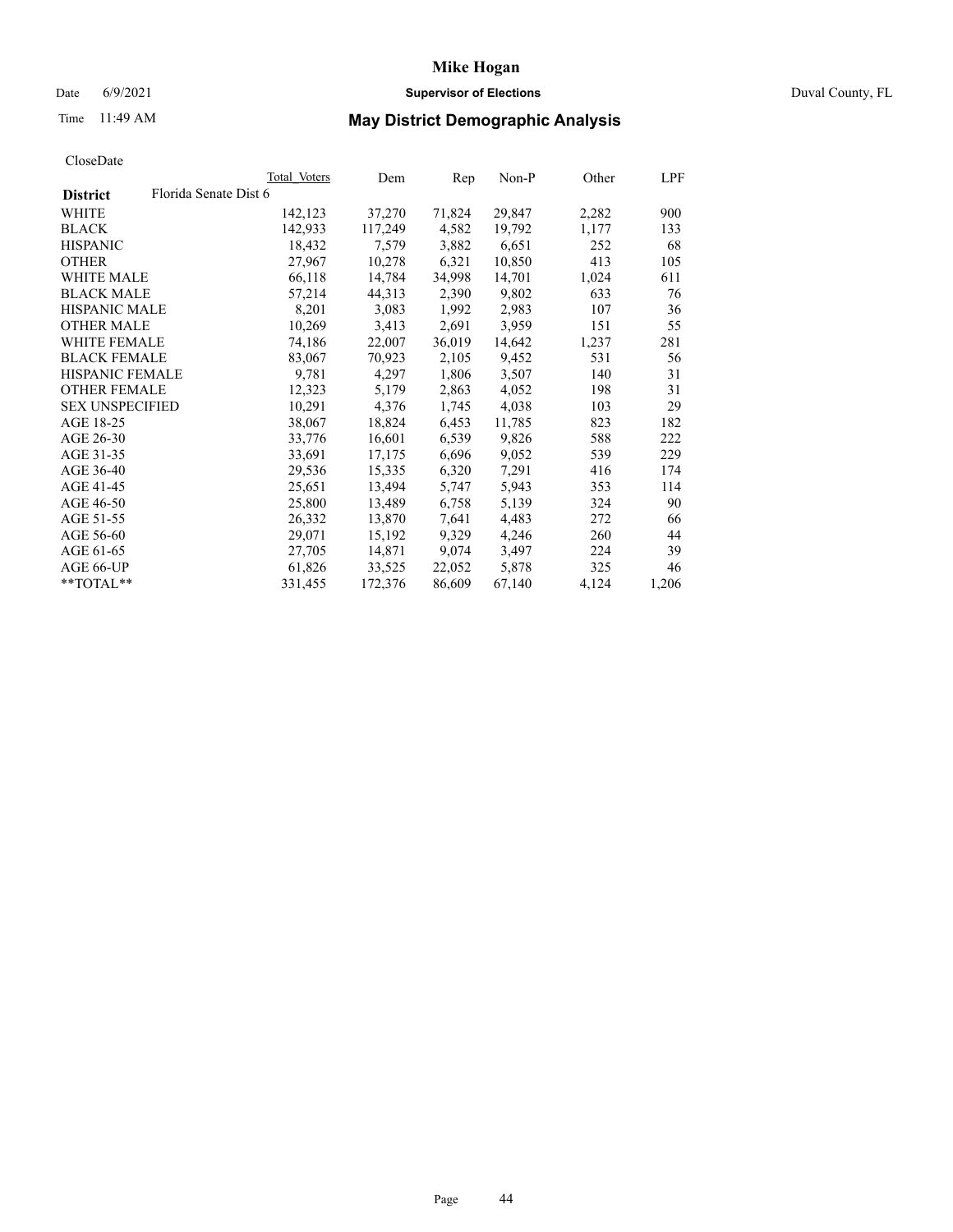CloseDate

| District | Florida Senate Dist 6 | Total Voters | Dem | Rep | Non-P | Other | LPF |
|---|---|---|---|---|---|---|---|
| WHITE | | 142,123 | 37,270 | 71,824 | 29,847 | 2,282 | 900 |
| BLACK | | 142,933 | 117,249 | 4,582 | 19,792 | 1,177 | 133 |
| HISPANIC | | 18,432 | 7,579 | 3,882 | 6,651 | 252 | 68 |
| OTHER | | 27,967 | 10,278 | 6,321 | 10,850 | 413 | 105 |
| WHITE MALE | | 66,118 | 14,784 | 34,998 | 14,701 | 1,024 | 611 |
| BLACK MALE | | 57,214 | 44,313 | 2,390 | 9,802 | 633 | 76 |
| HISPANIC MALE | | 8,201 | 3,083 | 1,992 | 2,983 | 107 | 36 |
| OTHER MALE | | 10,269 | 3,413 | 2,691 | 3,959 | 151 | 55 |
| WHITE FEMALE | | 74,186 | 22,007 | 36,019 | 14,642 | 1,237 | 281 |
| BLACK FEMALE | | 83,067 | 70,923 | 2,105 | 9,452 | 531 | 56 |
| HISPANIC FEMALE | | 9,781 | 4,297 | 1,806 | 3,507 | 140 | 31 |
| OTHER FEMALE | | 12,323 | 5,179 | 2,863 | 4,052 | 198 | 31 |
| SEX UNSPECIFIED | | 10,291 | 4,376 | 1,745 | 4,038 | 103 | 29 |
| AGE 18-25 | | 38,067 | 18,824 | 6,453 | 11,785 | 823 | 182 |
| AGE 26-30 | | 33,776 | 16,601 | 6,539 | 9,826 | 588 | 222 |
| AGE 31-35 | | 33,691 | 17,175 | 6,696 | 9,052 | 539 | 229 |
| AGE 36-40 | | 29,536 | 15,335 | 6,320 | 7,291 | 416 | 174 |
| AGE 41-45 | | 25,651 | 13,494 | 5,747 | 5,943 | 353 | 114 |
| AGE 46-50 | | 25,800 | 13,489 | 6,758 | 5,139 | 324 | 90 |
| AGE 51-55 | | 26,332 | 13,870 | 7,641 | 4,483 | 272 | 66 |
| AGE 56-60 | | 29,071 | 15,192 | 9,329 | 4,246 | 260 | 44 |
| AGE 61-65 | | 27,705 | 14,871 | 9,074 | 3,497 | 224 | 39 |
| AGE 66-UP | | 61,826 | 33,525 | 22,052 | 5,878 | 325 | 46 |
| **TOTAL** | | 331,455 | 172,376 | 86,609 | 67,140 | 4,124 | 1,206 |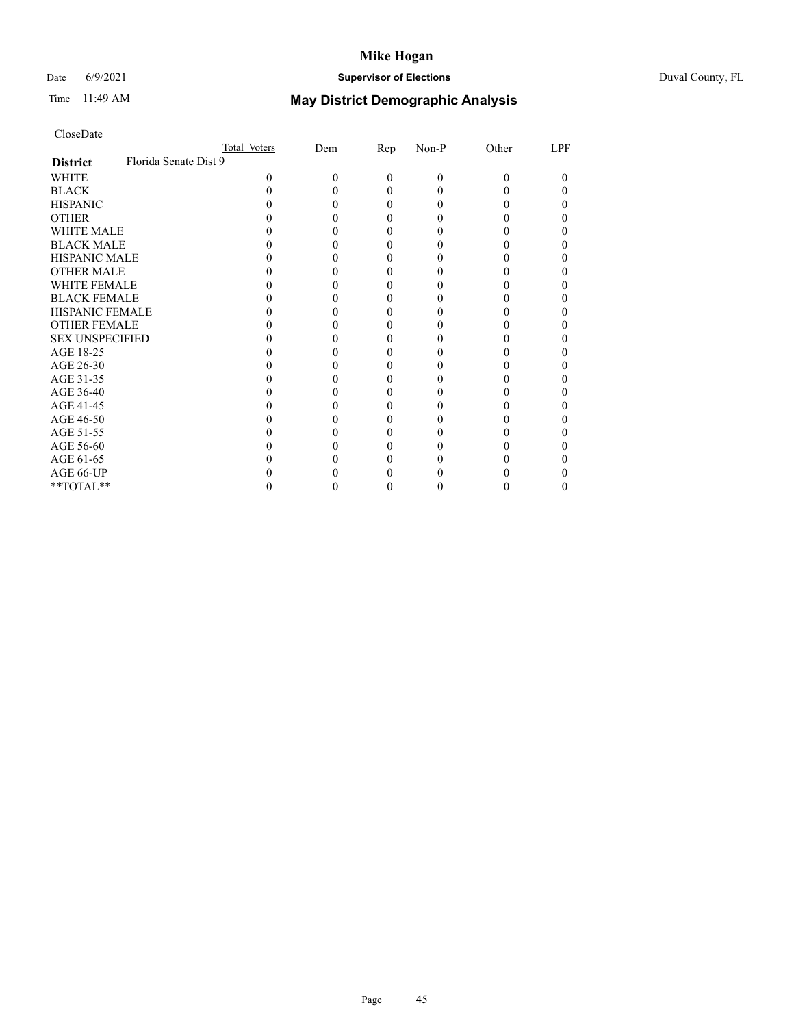# Mike Hogan

Date 6/9/2021 **Supervisor of Elections** Duval County, FL

Time 11:49 AM **May District Demographic Analysis**

CloseDate

| **District** Florida Senate Dist 9 | Total Voters | Dem | Rep | Non-P | Other | LPF |
|---|---|---|---|---|---|---|
| WHITE | 0 | 0 | 0 | 0 | 0 | 0 |
| BLACK | 0 | 0 | 0 | 0 | 0 | 0 |
| HISPANIC | 0 | 0 | 0 | 0 | 0 | 0 |
| OTHER | 0 | 0 | 0 | 0 | 0 | 0 |
| WHITE MALE | 0 | 0 | 0 | 0 | 0 | 0 |
| BLACK MALE | 0 | 0 | 0 | 0 | 0 | 0 |
| HISPANIC MALE | 0 | 0 | 0 | 0 | 0 | 0 |
| OTHER MALE | 0 | 0 | 0 | 0 | 0 | 0 |
| WHITE FEMALE | 0 | 0 | 0 | 0 | 0 | 0 |
| BLACK FEMALE | 0 | 0 | 0 | 0 | 0 | 0 |
| HISPANIC FEMALE | 0 | 0 | 0 | 0 | 0 | 0 |
| OTHER FEMALE | 0 | 0 | 0 | 0 | 0 | 0 |
| SEX UNSPECIFIED | 0 | 0 | 0 | 0 | 0 | 0 |
| AGE 18-25 | 0 | 0 | 0 | 0 | 0 | 0 |
| AGE 26-30 | 0 | 0 | 0 | 0 | 0 | 0 |
| AGE 31-35 | 0 | 0 | 0 | 0 | 0 | 0 |
| AGE 36-40 | 0 | 0 | 0 | 0 | 0 | 0 |
| AGE 41-45 | 0 | 0 | 0 | 0 | 0 | 0 |
| AGE 46-50 | 0 | 0 | 0 | 0 | 0 | 0 |
| AGE 51-55 | 0 | 0 | 0 | 0 | 0 | 0 |
| AGE 56-60 | 0 | 0 | 0 | 0 | 0 | 0 |
| AGE 61-65 | 0 | 0 | 0 | 0 | 0 | 0 |
| AGE 66-UP | 0 | 0 | 0 | 0 | 0 | 0 |
| **TOTAL** | 0 | 0 | 0 | 0 | 0 | 0 |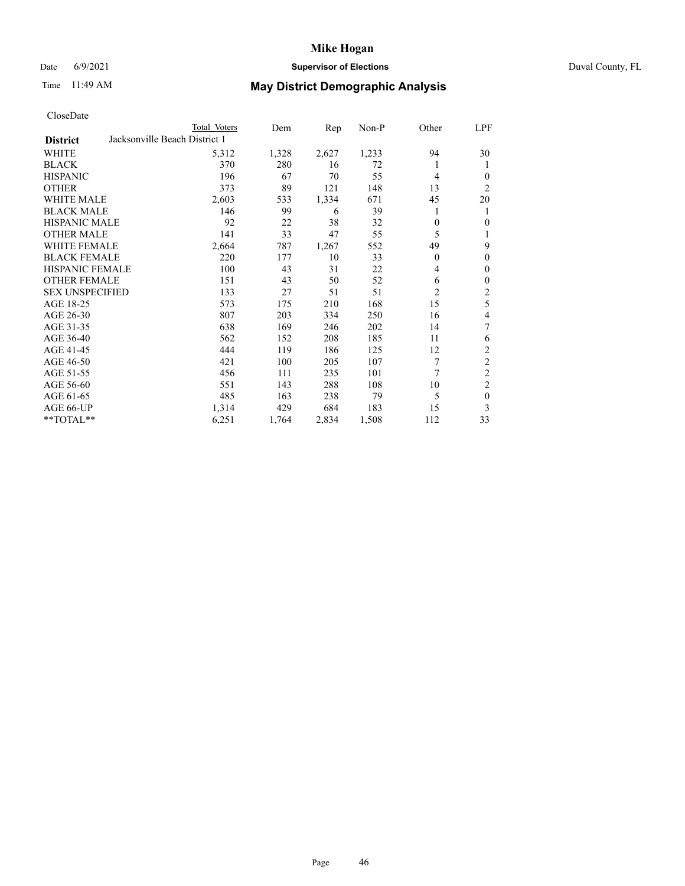CloseDate

| District | Total Voters | Dem | Rep | Non-P | Other | LPF |
|---|---|---|---|---|---|---|
| Jacksonville Beach District 1 | | | | | | |
| WHITE | 5,312 | 1,328 | 2,627 | 1,233 | 94 | 30 |
| BLACK | 370 | 280 | 16 | 72 | 1 | 1 |
| HISPANIC | 196 | 67 | 70 | 55 | 4 | 0 |
| OTHER | 373 | 89 | 121 | 148 | 13 | 2 |
| WHITE MALE | 2,603 | 533 | 1,334 | 671 | 45 | 20 |
| BLACK MALE | 146 | 99 | 6 | 39 | 1 | 1 |
| HISPANIC MALE | 92 | 22 | 38 | 32 | 0 | 0 |
| OTHER MALE | 141 | 33 | 47 | 55 | 5 | 1 |
| WHITE FEMALE | 2,664 | 787 | 1,267 | 552 | 49 | 9 |
| BLACK FEMALE | 220 | 177 | 10 | 33 | 0 | 0 |
| HISPANIC FEMALE | 100 | 43 | 31 | 22 | 4 | 0 |
| OTHER FEMALE | 151 | 43 | 50 | 52 | 6 | 0 |
| SEX UNSPECIFIED | 133 | 27 | 51 | 51 | 2 | 2 |
| AGE 18-25 | 573 | 175 | 210 | 168 | 15 | 5 |
| AGE 26-30 | 807 | 203 | 334 | 250 | 16 | 4 |
| AGE 31-35 | 638 | 169 | 246 | 202 | 14 | 7 |
| AGE 36-40 | 562 | 152 | 208 | 185 | 11 | 6 |
| AGE 41-45 | 444 | 119 | 186 | 125 | 12 | 2 |
| AGE 46-50 | 421 | 100 | 205 | 107 | 7 | 2 |
| AGE 51-55 | 456 | 111 | 235 | 101 | 7 | 2 |
| AGE 56-60 | 551 | 143 | 288 | 108 | 10 | 2 |
| AGE 61-65 | 485 | 163 | 238 | 79 | 5 | 0 |
| AGE 66-UP | 1,314 | 429 | 684 | 183 | 15 | 3 |
| **TOTAL** | 6,251 | 1,764 | 2,834 | 1,508 | 112 | 33 |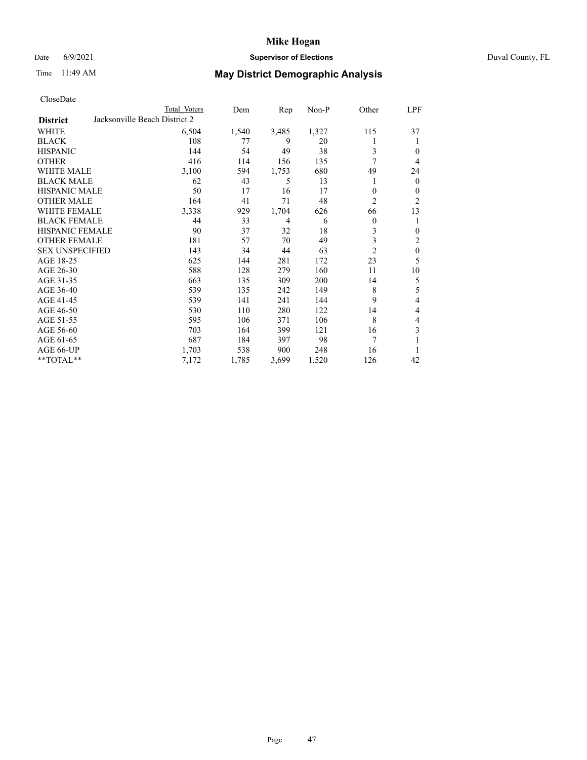CloseDate

| District | Total Voters | Dem | Rep | Non-P | Other | LPF |
|---|---|---|---|---|---|---|
| Jacksonville Beach District 2 | | | | | | |
| WHITE | 6,504 | 1,540 | 3,485 | 1,327 | 115 | 37 |
| BLACK | 108 | 77 | 9 | 20 | 1 | 1 |
| HISPANIC | 144 | 54 | 49 | 38 | 3 | 0 |
| OTHER | 416 | 114 | 156 | 135 | 7 | 4 |
| WHITE MALE | 3,100 | 594 | 1,753 | 680 | 49 | 24 |
| BLACK MALE | 62 | 43 | 5 | 13 | 1 | 0 |
| HISPANIC MALE | 50 | 17 | 16 | 17 | 0 | 0 |
| OTHER MALE | 164 | 41 | 71 | 48 | 2 | 2 |
| WHITE FEMALE | 3,338 | 929 | 1,704 | 626 | 66 | 13 |
| BLACK FEMALE | 44 | 33 | 4 | 6 | 0 | 1 |
| HISPANIC FEMALE | 90 | 37 | 32 | 18 | 3 | 0 |
| OTHER FEMALE | 181 | 57 | 70 | 49 | 3 | 2 |
| SEX UNSPECIFIED | 143 | 34 | 44 | 63 | 2 | 0 |
| AGE 18-25 | 625 | 144 | 281 | 172 | 23 | 5 |
| AGE 26-30 | 588 | 128 | 279 | 160 | 11 | 10 |
| AGE 31-35 | 663 | 135 | 309 | 200 | 14 | 5 |
| AGE 36-40 | 539 | 135 | 242 | 149 | 8 | 5 |
| AGE 41-45 | 539 | 141 | 241 | 144 | 9 | 4 |
| AGE 46-50 | 530 | 110 | 280 | 122 | 14 | 4 |
| AGE 51-55 | 595 | 106 | 371 | 106 | 8 | 4 |
| AGE 56-60 | 703 | 164 | 399 | 121 | 16 | 3 |
| AGE 61-65 | 687 | 184 | 397 | 98 | 7 | 1 |
| AGE 66-UP | 1,703 | 538 | 900 | 248 | 16 | 1 |
| **TOTAL** | 7,172 | 1,785 | 3,699 | 1,520 | 126 | 42 |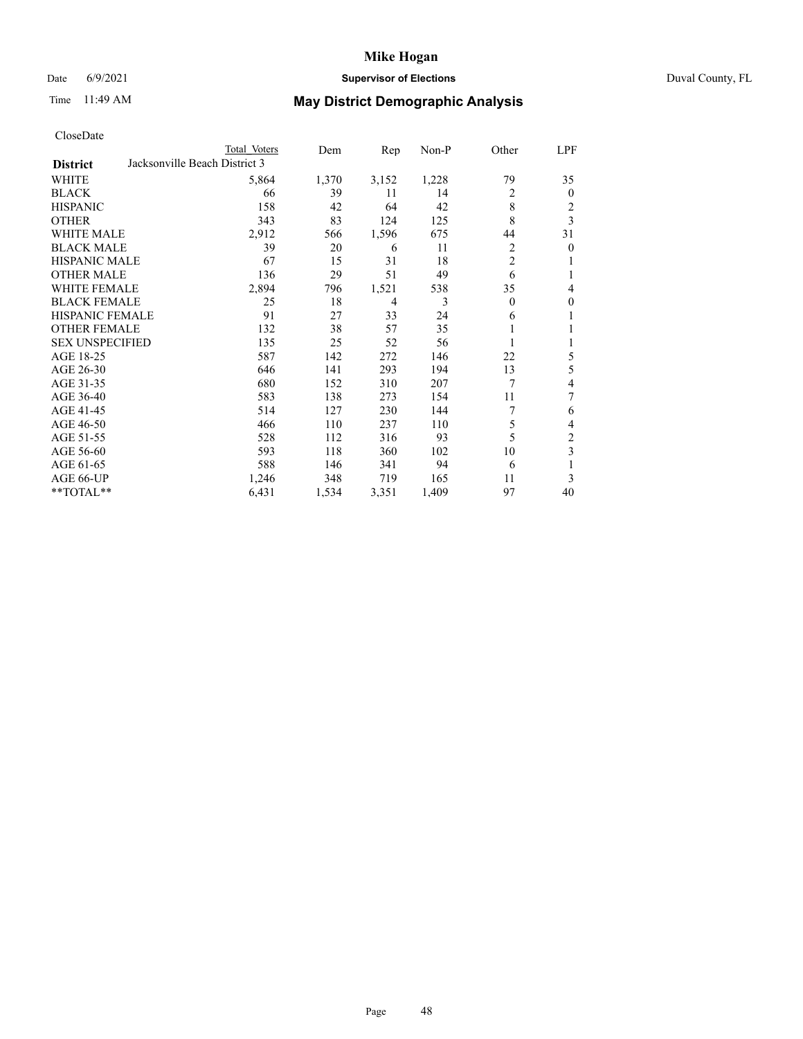# Mike Hogan

Date 6/9/2021 **Supervisor of Elections** Duval County, FL

Time 11:49 AM **May District Demographic Analysis**

CloseDate

| District | Total Voters | Dem | Rep | Non-P | Other | LPF |
|---|---|---|---|---|---|---|
| Jacksonville Beach District 3 | | | | | | |
| WHITE | 5,864 | 1,370 | 3,152 | 1,228 | 79 | 35 |
| BLACK | 66 | 39 | 11 | 14 | 2 | 0 |
| HISPANIC | 158 | 42 | 64 | 42 | 8 | 2 |
| OTHER | 343 | 83 | 124 | 125 | 8 | 3 |
| WHITE MALE | 2,912 | 566 | 1,596 | 675 | 44 | 31 |
| BLACK MALE | 39 | 20 | 6 | 11 | 2 | 0 |
| HISPANIC MALE | 67 | 15 | 31 | 18 | 2 | 1 |
| OTHER MALE | 136 | 29 | 51 | 49 | 6 | 1 |
| WHITE FEMALE | 2,894 | 796 | 1,521 | 538 | 35 | 4 |
| BLACK FEMALE | 25 | 18 | 4 | 3 | 0 | 0 |
| HISPANIC FEMALE | 91 | 27 | 33 | 24 | 6 | 1 |
| OTHER FEMALE | 132 | 38 | 57 | 35 | 1 | 1 |
| SEX UNSPECIFIED | 135 | 25 | 52 | 56 | 1 | 1 |
| AGE 18-25 | 587 | 142 | 272 | 146 | 22 | 5 |
| AGE 26-30 | 646 | 141 | 293 | 194 | 13 | 5 |
| AGE 31-35 | 680 | 152 | 310 | 207 | 7 | 4 |
| AGE 36-40 | 583 | 138 | 273 | 154 | 11 | 7 |
| AGE 41-45 | 514 | 127 | 230 | 144 | 7 | 6 |
| AGE 46-50 | 466 | 110 | 237 | 110 | 5 | 4 |
| AGE 51-55 | 528 | 112 | 316 | 93 | 5 | 2 |
| AGE 56-60 | 593 | 118 | 360 | 102 | 10 | 3 |
| AGE 61-65 | 588 | 146 | 341 | 94 | 6 | 1 |
| AGE 66-UP | 1,246 | 348 | 719 | 165 | 11 | 3 |
| **TOTAL** | 6,431 | 1,534 | 3,351 | 1,409 | 97 | 40 |